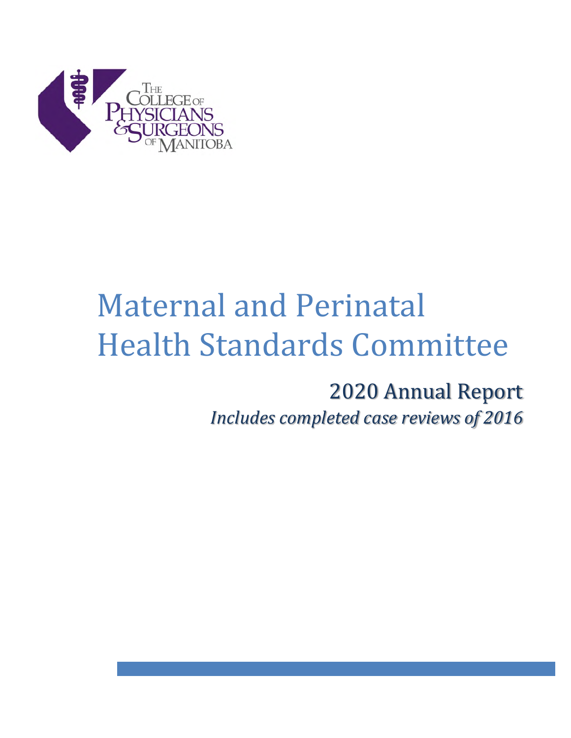The College of Physicians & Surgeons of Manitoba

# Maternal and Perinatal Health Standards Committee

## 2020 Annual Report

*Includes completed case reviews of 2016*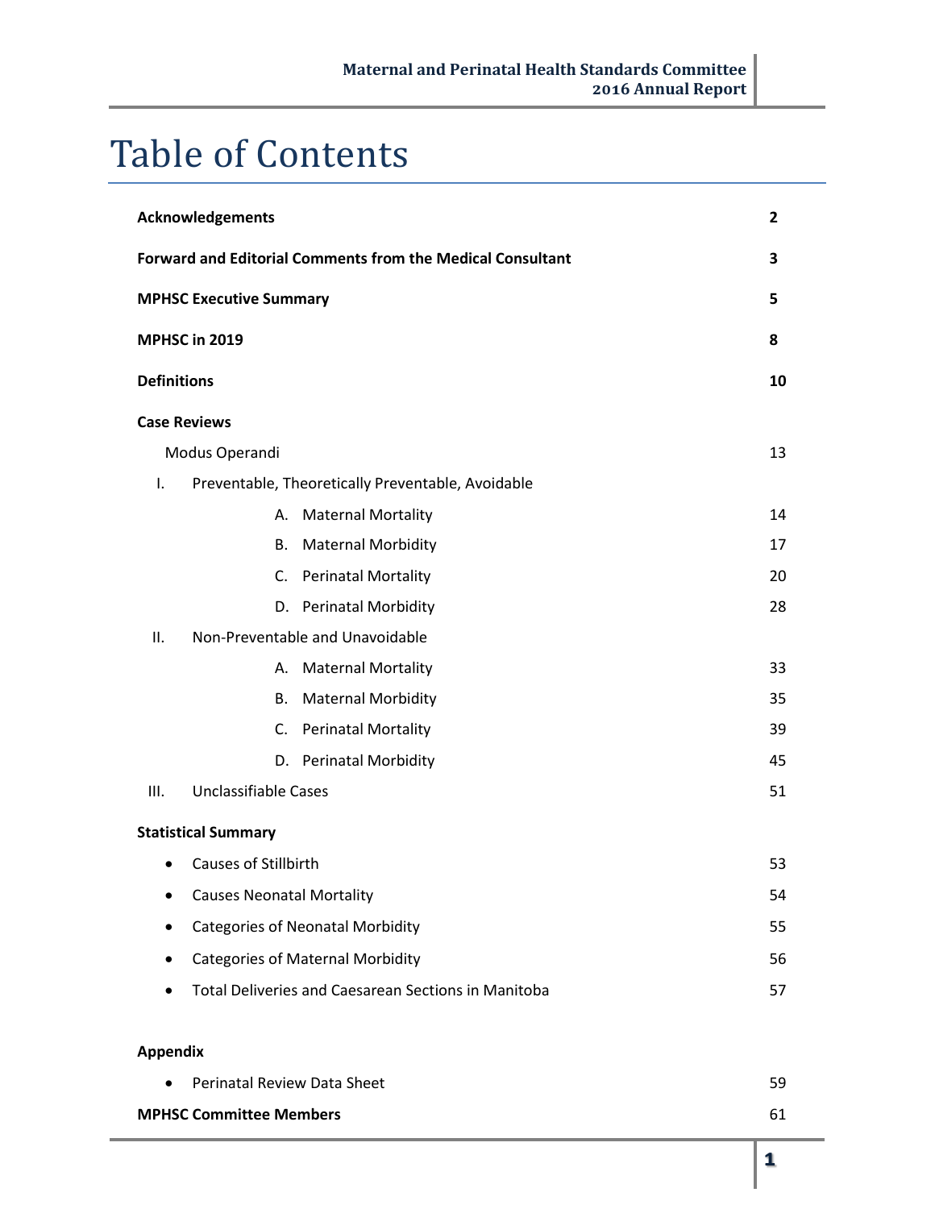# Table of Contents

| | |
|---|---|
| **Acknowledgements** | **2** |
| **Forward and Editorial Comments from the Medical Consultant** | **3** |
| **MPHSC Executive Summary** | **5** |
| **MPHSC in 2019** | **8** |
| **Definitions** | **10** |
| **Case Reviews** | |
| Modus Operandi | 13 |
| I. Preventable, Theoretically Preventable, Avoidable | |
| A. Maternal Mortality | 14 |
| B. Maternal Morbidity | 17 |
| C. Perinatal Mortality | 20 |
| D. Perinatal Morbidity | 28 |
| II. Non-Preventable and Unavoidable | |
| A. Maternal Mortality | 33 |
| B. Maternal Morbidity | 35 |
| C. Perinatal Mortality | 39 |
| D. Perinatal Morbidity | 45 |
| III. Unclassifiable Cases | 51 |
| **Statistical Summary** | |
| • Causes of Stillbirth | 53 |
| • Causes Neonatal Mortality | 54 |
| • Categories of Neonatal Morbidity | 55 |
| • Categories of Maternal Morbidity | 56 |
| • Total Deliveries and Caesarean Sections in Manitoba | 57 |
| **Appendix** | |
| • Perinatal Review Data Sheet | 59 |
| **MPHSC Committee Members** | 61 |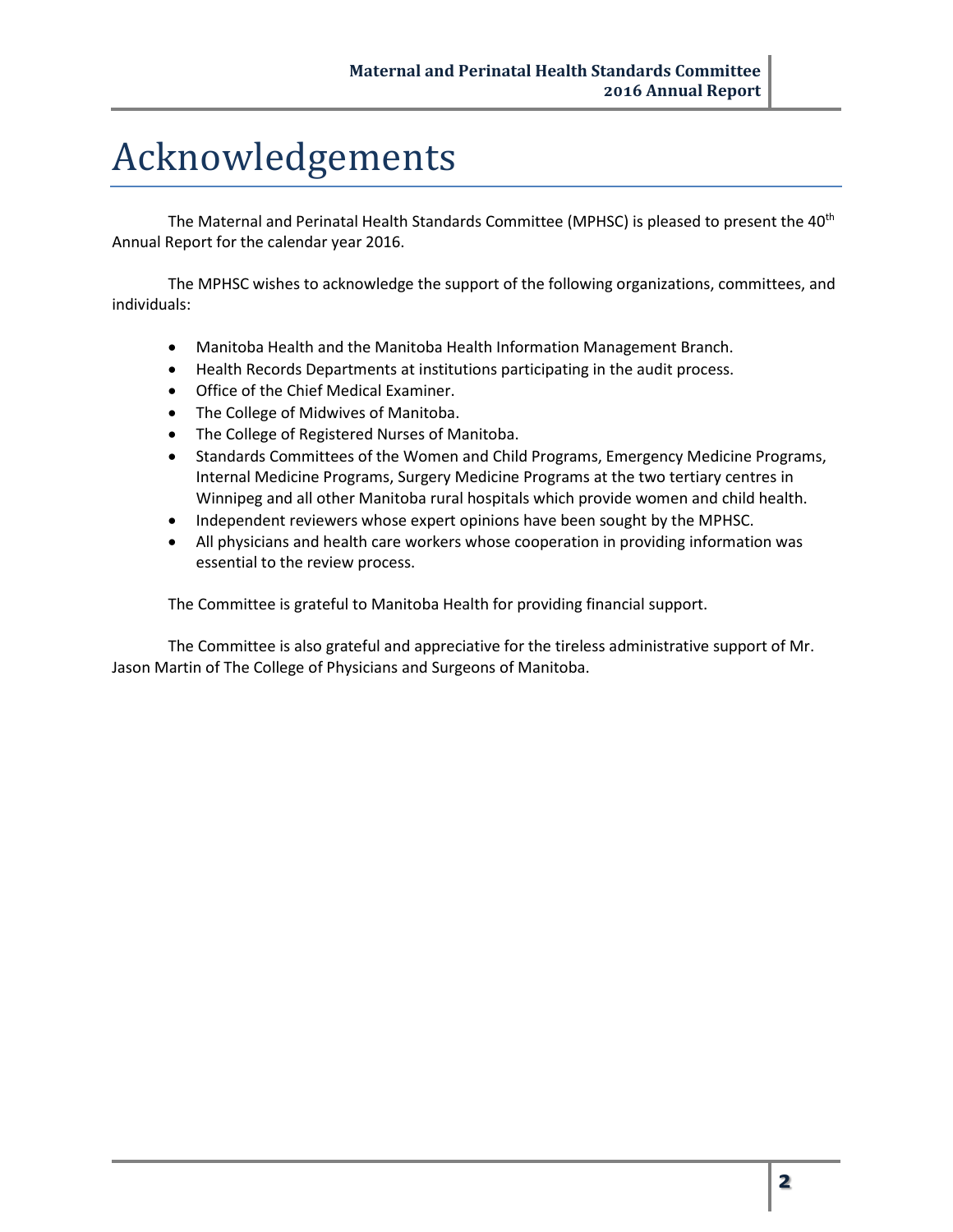# Acknowledgements

The Maternal and Perinatal Health Standards Committee (MPHSC) is pleased to present the 40th Annual Report for the calendar year 2016.

The MPHSC wishes to acknowledge the support of the following organizations, committees, and individuals:

- Manitoba Health and the Manitoba Health Information Management Branch.
- Health Records Departments at institutions participating in the audit process.
- Office of the Chief Medical Examiner.
- The College of Midwives of Manitoba.
- The College of Registered Nurses of Manitoba.
- Standards Committees of the Women and Child Programs, Emergency Medicine Programs, Internal Medicine Programs, Surgery Medicine Programs at the two tertiary centres in Winnipeg and all other Manitoba rural hospitals which provide women and child health.
- Independent reviewers whose expert opinions have been sought by the MPHSC.
- All physicians and health care workers whose cooperation in providing information was essential to the review process.

The Committee is grateful to Manitoba Health for providing financial support.

The Committee is also grateful and appreciative for the tireless administrative support of Mr. Jason Martin of The College of Physicians and Surgeons of Manitoba.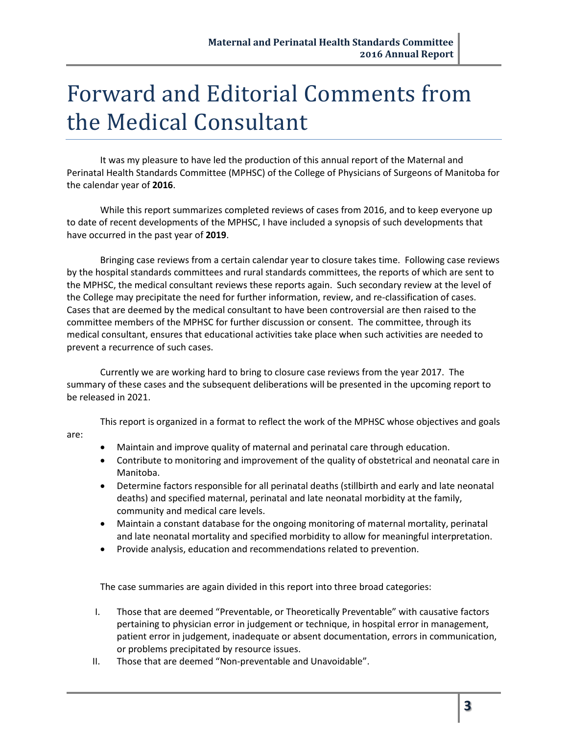# Forward and Editorial Comments from the Medical Consultant

It was my pleasure to have led the production of this annual report of the Maternal and Perinatal Health Standards Committee (MPHSC) of the College of Physicians of Surgeons of Manitoba for the calendar year of **2016**.

While this report summarizes completed reviews of cases from 2016, and to keep everyone up to date of recent developments of the MPHSC, I have included a synopsis of such developments that have occurred in the past year of **2019**.

Bringing case reviews from a certain calendar year to closure takes time. Following case reviews by the hospital standards committees and rural standards committees, the reports of which are sent to the MPHSC, the medical consultant reviews these reports again. Such secondary review at the level of the College may precipitate the need for further information, review, and re-classification of cases. Cases that are deemed by the medical consultant to have been controversial are then raised to the committee members of the MPHSC for further discussion or consent. The committee, through its medical consultant, ensures that educational activities take place when such activities are needed to prevent a recurrence of such cases.

Currently we are working hard to bring to closure case reviews from the year 2017. The summary of these cases and the subsequent deliberations will be presented in the upcoming report to be released in 2021.

This report is organized in a format to reflect the work of the MPHSC whose objectives and goals are:

- Maintain and improve quality of maternal and perinatal care through education.
- Contribute to monitoring and improvement of the quality of obstetrical and neonatal care in Manitoba.
- Determine factors responsible for all perinatal deaths (stillbirth and early and late neonatal deaths) and specified maternal, perinatal and late neonatal morbidity at the family, community and medical care levels.
- Maintain a constant database for the ongoing monitoring of maternal mortality, perinatal and late neonatal mortality and specified morbidity to allow for meaningful interpretation.
- Provide analysis, education and recommendations related to prevention.

The case summaries are again divided in this report into three broad categories:

I. Those that are deemed "Preventable, or Theoretically Preventable" with causative factors pertaining to physician error in judgement or technique, in hospital error in management, patient error in judgement, inadequate or absent documentation, errors in communication, or problems precipitated by resource issues.
II. Those that are deemed "Non-preventable and Unavoidable".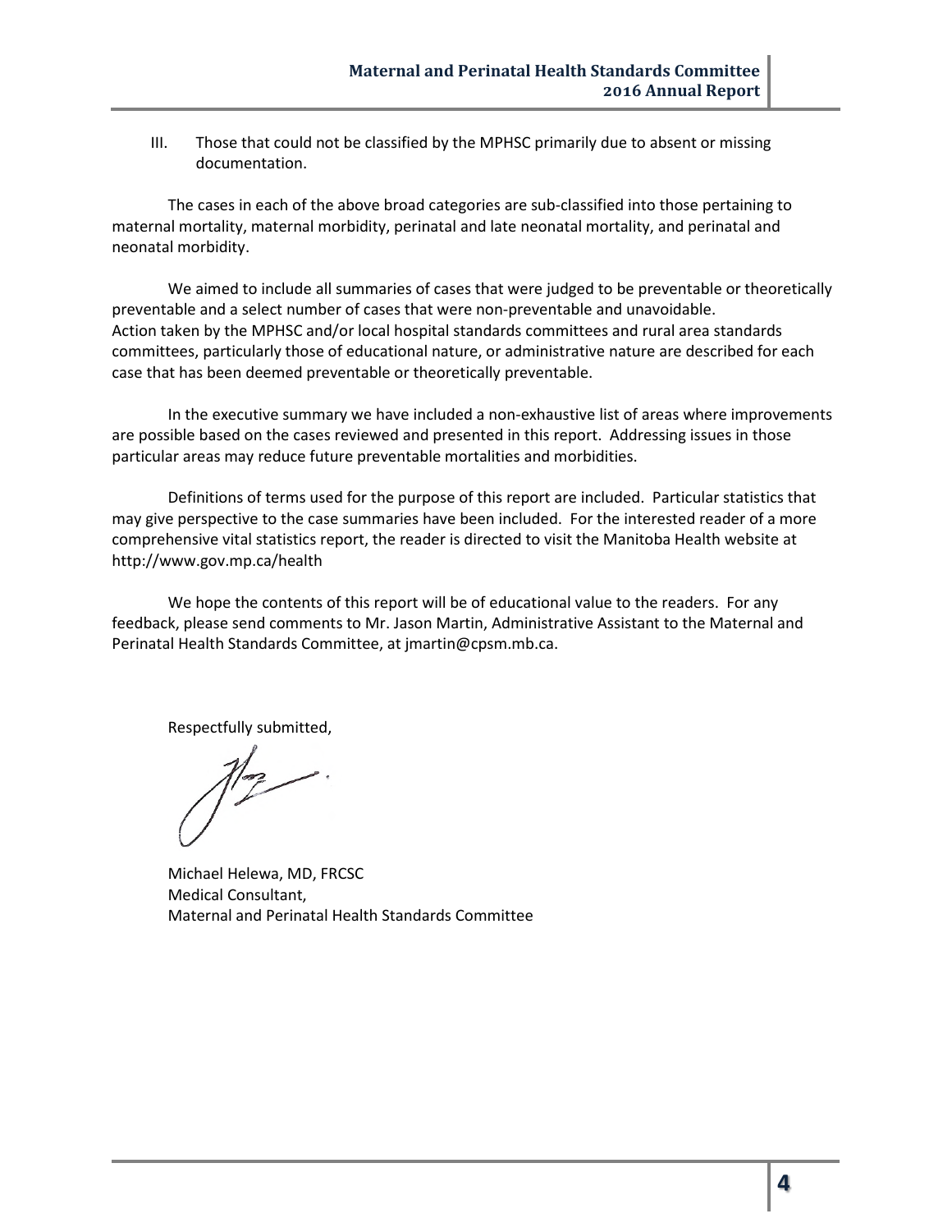III. Those that could not be classified by the MPHSC primarily due to absent or missing documentation.

The cases in each of the above broad categories are sub-classified into those pertaining to maternal mortality, maternal morbidity, perinatal and late neonatal mortality, and perinatal and neonatal morbidity.

We aimed to include all summaries of cases that were judged to be preventable or theoretically preventable and a select number of cases that were non-preventable and unavoidable. Action taken by the MPHSC and/or local hospital standards committees and rural area standards committees, particularly those of educational nature, or administrative nature are described for each case that has been deemed preventable or theoretically preventable.

In the executive summary we have included a non-exhaustive list of areas where improvements are possible based on the cases reviewed and presented in this report. Addressing issues in those particular areas may reduce future preventable mortalities and morbidities.

Definitions of terms used for the purpose of this report are included. Particular statistics that may give perspective to the case summaries have been included. For the interested reader of a more comprehensive vital statistics report, the reader is directed to visit the Manitoba Health website at http://www.gov.mp.ca/health

We hope the contents of this report will be of educational value to the readers. For any feedback, please send comments to Mr. Jason Martin, Administrative Assistant to the Maternal and Perinatal Health Standards Committee, at jmartin@cpsm.mb.ca.

Respectfully submitted,

Michael Helewa, MD, FRCSC
Medical Consultant,
Maternal and Perinatal Health Standards Committee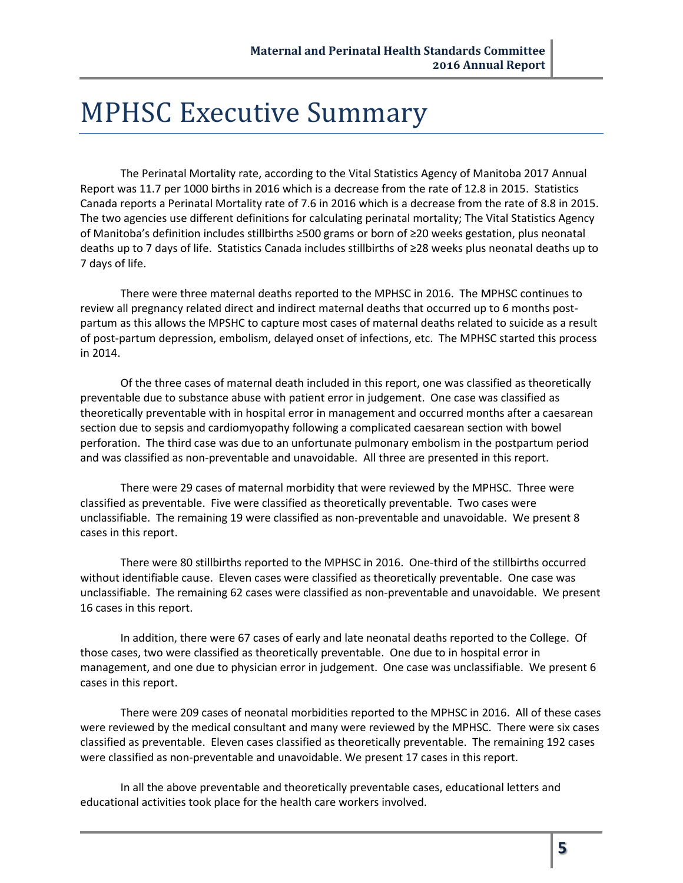# MPHSC Executive Summary

The Perinatal Mortality rate, according to the Vital Statistics Agency of Manitoba 2017 Annual Report was 11.7 per 1000 births in 2016 which is a decrease from the rate of 12.8 in 2015. Statistics Canada reports a Perinatal Mortality rate of 7.6 in 2016 which is a decrease from the rate of 8.8 in 2015. The two agencies use different definitions for calculating perinatal mortality; The Vital Statistics Agency of Manitoba's definition includes stillbirths ≥500 grams or born of ≥20 weeks gestation, plus neonatal deaths up to 7 days of life. Statistics Canada includes stillbirths of ≥28 weeks plus neonatal deaths up to 7 days of life.

There were three maternal deaths reported to the MPHSC in 2016. The MPHSC continues to review all pregnancy related direct and indirect maternal deaths that occurred up to 6 months post-partum as this allows the MPSHC to capture most cases of maternal deaths related to suicide as a result of post-partum depression, embolism, delayed onset of infections, etc. The MPHSC started this process in 2014.

Of the three cases of maternal death included in this report, one was classified as theoretically preventable due to substance abuse with patient error in judgement. One case was classified as theoretically preventable with in hospital error in management and occurred months after a caesarean section due to sepsis and cardiomyopathy following a complicated caesarean section with bowel perforation. The third case was due to an unfortunate pulmonary embolism in the postpartum period and was classified as non-preventable and unavoidable. All three are presented in this report.

There were 29 cases of maternal morbidity that were reviewed by the MPHSC. Three were classified as preventable. Five were classified as theoretically preventable. Two cases were unclassifiable. The remaining 19 were classified as non-preventable and unavoidable. We present 8 cases in this report.

There were 80 stillbirths reported to the MPHSC in 2016. One-third of the stillbirths occurred without identifiable cause. Eleven cases were classified as theoretically preventable. One case was unclassifiable. The remaining 62 cases were classified as non-preventable and unavoidable. We present 16 cases in this report.

In addition, there were 67 cases of early and late neonatal deaths reported to the College. Of those cases, two were classified as theoretically preventable. One due to in hospital error in management, and one due to physician error in judgement. One case was unclassifiable. We present 6 cases in this report.

There were 209 cases of neonatal morbidities reported to the MPHSC in 2016. All of these cases were reviewed by the medical consultant and many were reviewed by the MPHSC. There were six cases classified as preventable. Eleven cases classified as theoretically preventable. The remaining 192 cases were classified as non-preventable and unavoidable. We present 17 cases in this report.

In all the above preventable and theoretically preventable cases, educational letters and educational activities took place for the health care workers involved.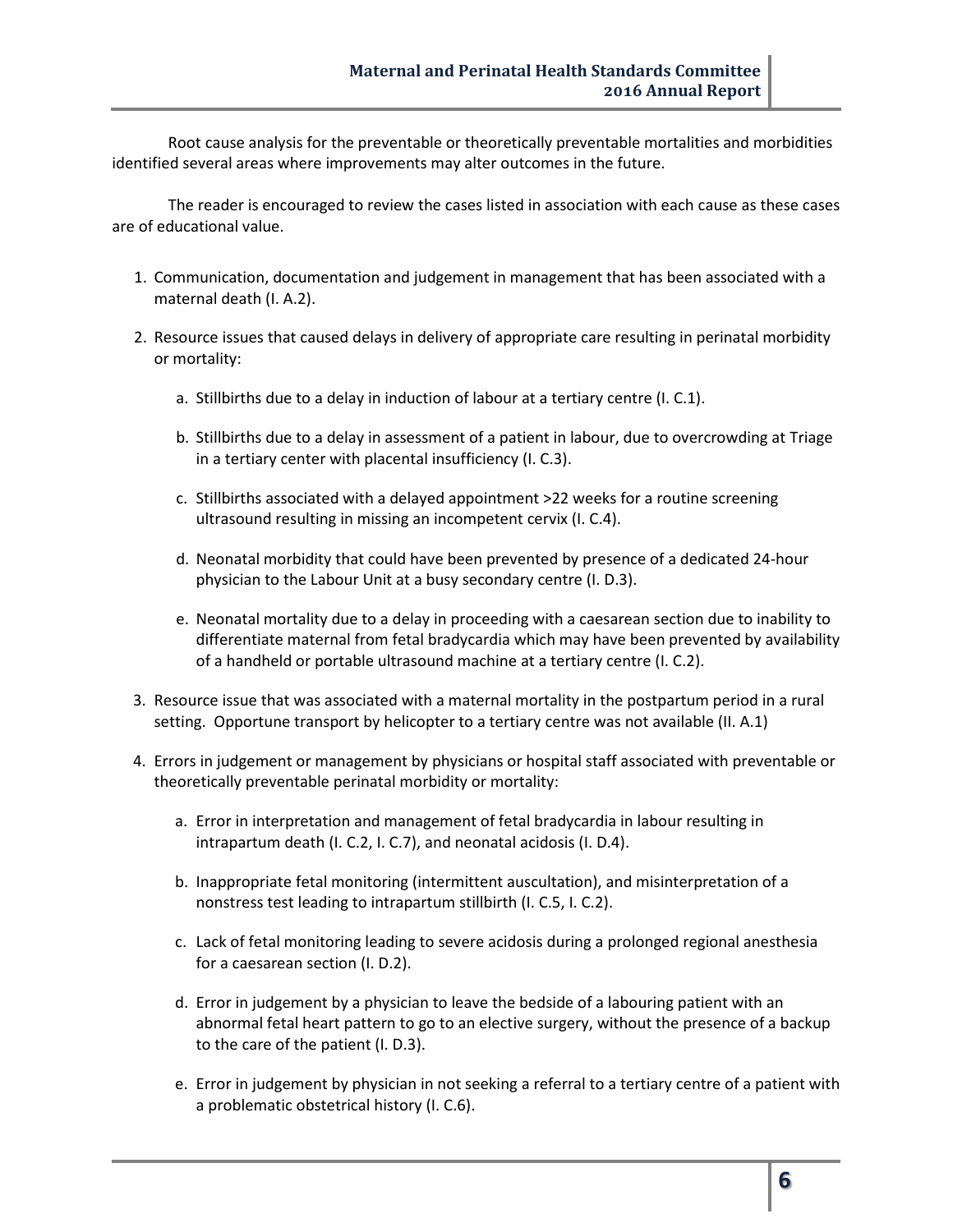Root cause analysis for the preventable or theoretically preventable mortalities and morbidities identified several areas where improvements may alter outcomes in the future.

The reader is encouraged to review the cases listed in association with each cause as these cases are of educational value.

1. Communication, documentation and judgement in management that has been associated with a maternal death (I. A.2).

2. Resource issues that caused delays in delivery of appropriate care resulting in perinatal morbidity or mortality:

   a. Stillbirths due to a delay in induction of labour at a tertiary centre (I. C.1).

   b. Stillbirths due to a delay in assessment of a patient in labour, due to overcrowding at Triage in a tertiary center with placental insufficiency (I. C.3).

   c. Stillbirths associated with a delayed appointment >22 weeks for a routine screening ultrasound resulting in missing an incompetent cervix (I. C.4).

   d. Neonatal morbidity that could have been prevented by presence of a dedicated 24-hour physician to the Labour Unit at a busy secondary centre (I. D.3).

   e. Neonatal mortality due to a delay in proceeding with a caesarean section due to inability to differentiate maternal from fetal bradycardia which may have been prevented by availability of a handheld or portable ultrasound machine at a tertiary centre (I. C.2).

3. Resource issue that was associated with a maternal mortality in the postpartum period in a rural setting. Opportune transport by helicopter to a tertiary centre was not available (II. A.1)

4. Errors in judgement or management by physicians or hospital staff associated with preventable or theoretically preventable perinatal morbidity or mortality:

   a. Error in interpretation and management of fetal bradycardia in labour resulting in intrapartum death (I. C.2, I. C.7), and neonatal acidosis (I. D.4).

   b. Inappropriate fetal monitoring (intermittent auscultation), and misinterpretation of a nonstress test leading to intrapartum stillbirth (I. C.5, I. C.2).

   c. Lack of fetal monitoring leading to severe acidosis during a prolonged regional anesthesia for a caesarean section (I. D.2).

   d. Error in judgement by a physician to leave the bedside of a labouring patient with an abnormal fetal heart pattern to go to an elective surgery, without the presence of a backup to the care of the patient (I. D.3).

   e. Error in judgement by physician in not seeking a referral to a tertiary centre of a patient with a problematic obstetrical history (I. C.6).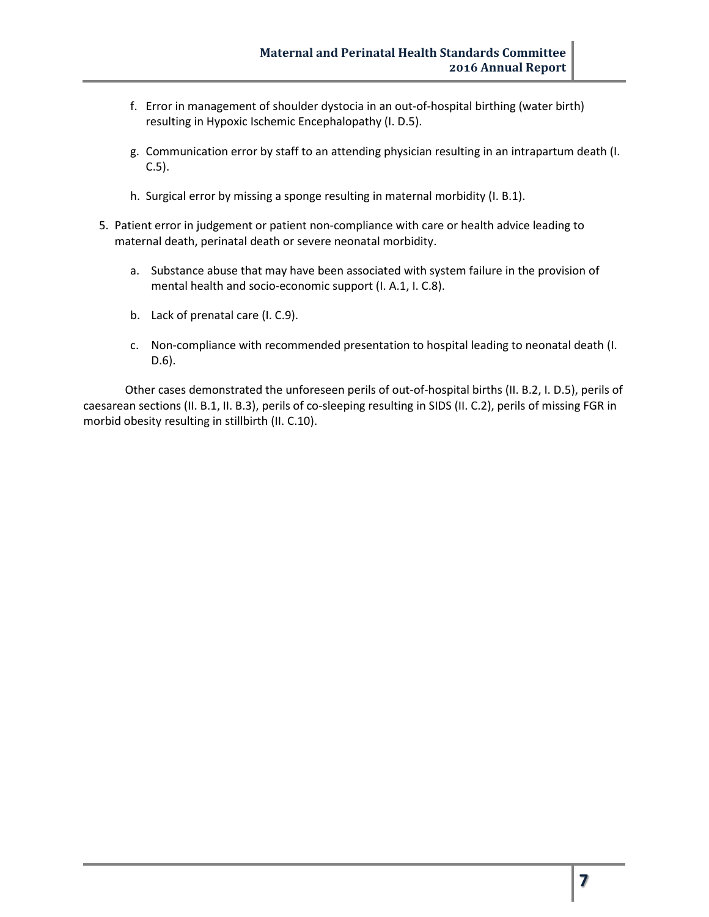f. Error in management of shoulder dystocia in an out-of-hospital birthing (water birth) resulting in Hypoxic Ischemic Encephalopathy (I. D.5).

g. Communication error by staff to an attending physician resulting in an intrapartum death (I. C.5).

h. Surgical error by missing a sponge resulting in maternal morbidity (I. B.1).

5. Patient error in judgement or patient non-compliance with care or health advice leading to maternal death, perinatal death or severe neonatal morbidity.

   a. Substance abuse that may have been associated with system failure in the provision of mental health and socio-economic support (I. A.1, I. C.8).

   b. Lack of prenatal care (I. C.9).

   c. Non-compliance with recommended presentation to hospital leading to neonatal death (I. D.6).

Other cases demonstrated the unforeseen perils of out-of-hospital births (II. B.2, I. D.5), perils of caesarean sections (II. B.1, II. B.3), perils of co-sleeping resulting in SIDS (II. C.2), perils of missing FGR in morbid obesity resulting in stillbirth (II. C.10).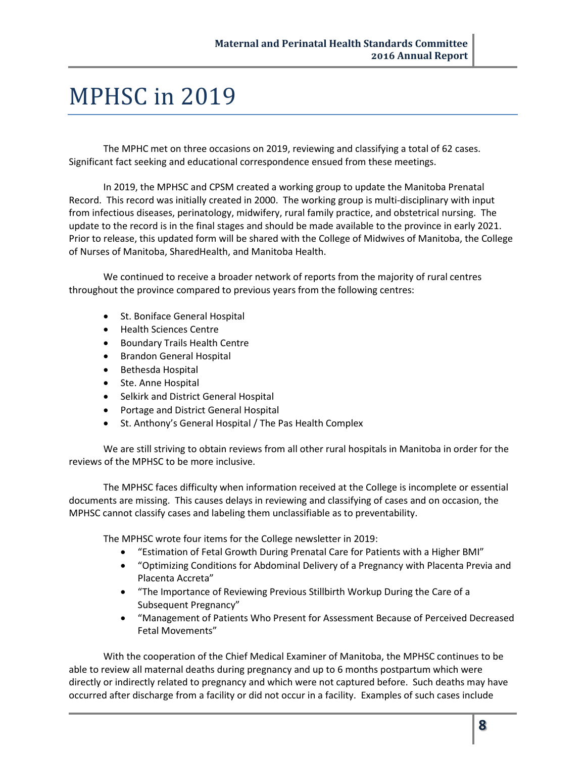# MPHSC in 2019

The MPHC met on three occasions on 2019, reviewing and classifying a total of 62 cases. Significant fact seeking and educational correspondence ensued from these meetings.

In 2019, the MPHSC and CPSM created a working group to update the Manitoba Prenatal Record. This record was initially created in 2000. The working group is multi-disciplinary with input from infectious diseases, perinatology, midwifery, rural family practice, and obstetrical nursing. The update to the record is in the final stages and should be made available to the province in early 2021. Prior to release, this updated form will be shared with the College of Midwives of Manitoba, the College of Nurses of Manitoba, SharedHealth, and Manitoba Health.

We continued to receive a broader network of reports from the majority of rural centres throughout the province compared to previous years from the following centres:

- St. Boniface General Hospital
- Health Sciences Centre
- Boundary Trails Health Centre
- Brandon General Hospital
- Bethesda Hospital
- Ste. Anne Hospital
- Selkirk and District General Hospital
- Portage and District General Hospital
- St. Anthony's General Hospital / The Pas Health Complex

We are still striving to obtain reviews from all other rural hospitals in Manitoba in order for the reviews of the MPHSC to be more inclusive.

The MPHSC faces difficulty when information received at the College is incomplete or essential documents are missing. This causes delays in reviewing and classifying of cases and on occasion, the MPHSC cannot classify cases and labeling them unclassifiable as to preventability.

The MPHSC wrote four items for the College newsletter in 2019:

- "Estimation of Fetal Growth During Prenatal Care for Patients with a Higher BMI"
- "Optimizing Conditions for Abdominal Delivery of a Pregnancy with Placenta Previa and Placenta Accreta"
- "The Importance of Reviewing Previous Stillbirth Workup During the Care of a Subsequent Pregnancy"
- "Management of Patients Who Present for Assessment Because of Perceived Decreased Fetal Movements"

With the cooperation of the Chief Medical Examiner of Manitoba, the MPHSC continues to be able to review all maternal deaths during pregnancy and up to 6 months postpartum which were directly or indirectly related to pregnancy and which were not captured before. Such deaths may have occurred after discharge from a facility or did not occur in a facility. Examples of such cases include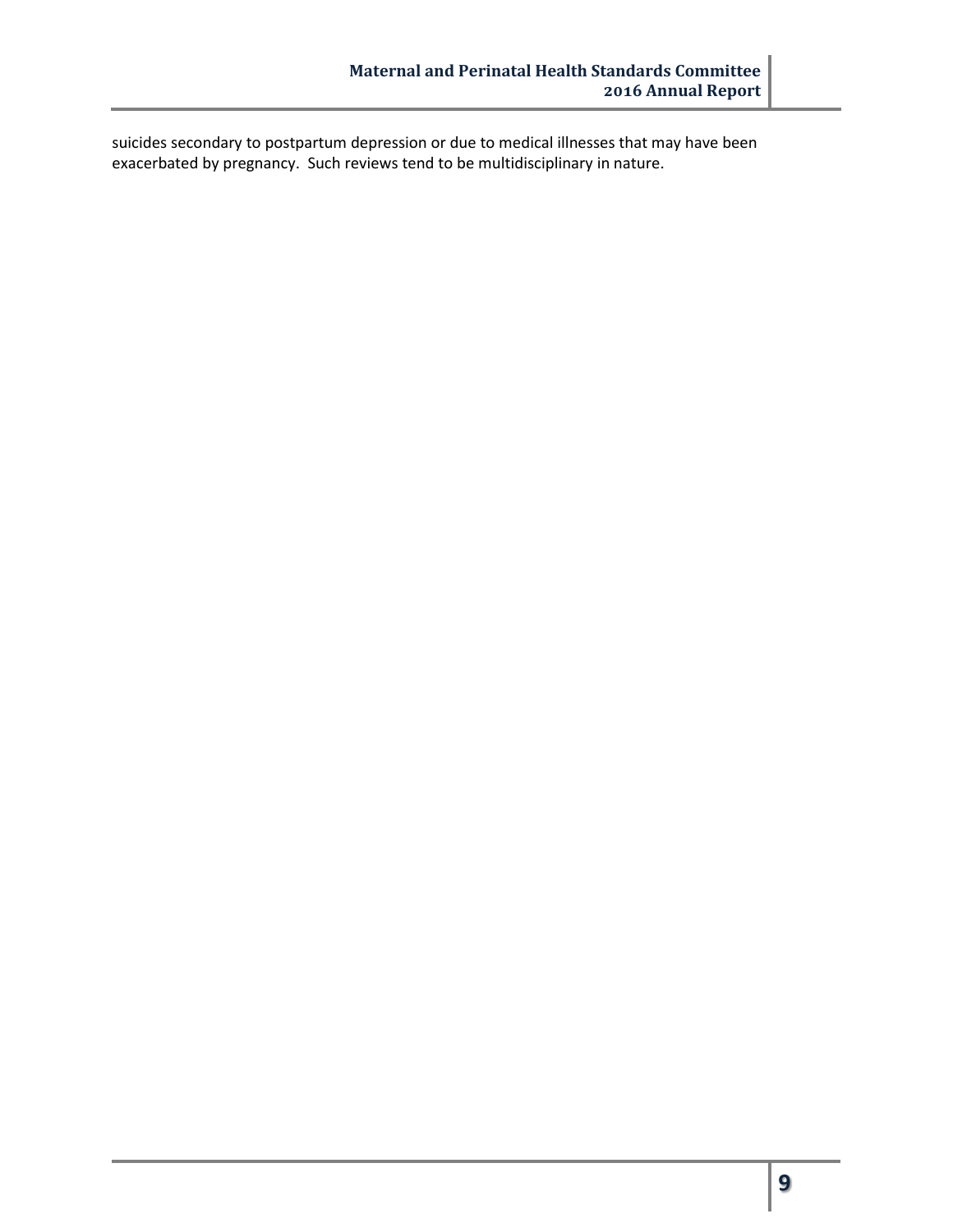suicides secondary to postpartum depression or due to medical illnesses that may have been exacerbated by pregnancy. Such reviews tend to be multidisciplinary in nature.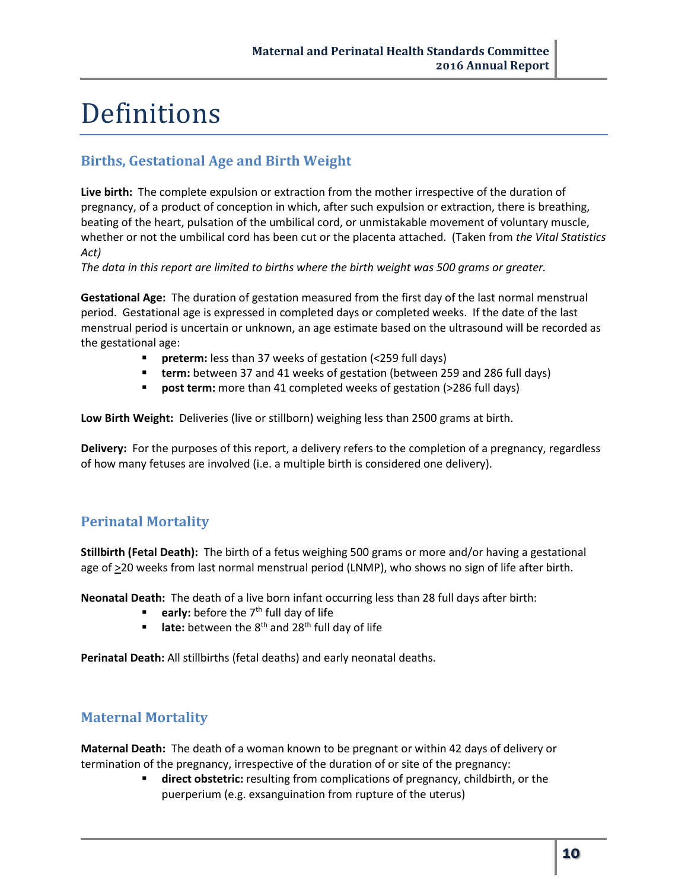# Definitions

## Births, Gestational Age and Birth Weight

**Live birth:** The complete expulsion or extraction from the mother irrespective of the duration of pregnancy, of a product of conception in which, after such expulsion or extraction, there is breathing, beating of the heart, pulsation of the umbilical cord, or unmistakable movement of voluntary muscle, whether or not the umbilical cord has been cut or the placenta attached. (Taken from *the Vital Statistics Act)*

*The data in this report are limited to births where the birth weight was 500 grams or greater.*

**Gestational Age:** The duration of gestation measured from the first day of the last normal menstrual period. Gestational age is expressed in completed days or completed weeks. If the date of the last menstrual period is uncertain or unknown, an age estimate based on the ultrasound will be recorded as the gestational age:

- **preterm:** less than 37 weeks of gestation (<259 full days)
- **term:** between 37 and 41 weeks of gestation (between 259 and 286 full days)
- **post term:** more than 41 completed weeks of gestation (>286 full days)

**Low Birth Weight:** Deliveries (live or stillborn) weighing less than 2500 grams at birth.

**Delivery:** For the purposes of this report, a delivery refers to the completion of a pregnancy, regardless of how many fetuses are involved (i.e. a multiple birth is considered one delivery).

## Perinatal Mortality

**Stillbirth (Fetal Death):** The birth of a fetus weighing 500 grams or more and/or having a gestational age of ≥20 weeks from last normal menstrual period (LNMP), who shows no sign of life after birth.

**Neonatal Death:** The death of a live born infant occurring less than 28 full days after birth:

- **early:** before the 7th full day of life
- **late:** between the 8th and 28th full day of life

**Perinatal Death:** All stillbirths (fetal deaths) and early neonatal deaths.

## Maternal Mortality

**Maternal Death:** The death of a woman known to be pregnant or within 42 days of delivery or termination of the pregnancy, irrespective of the duration of or site of the pregnancy:

- **direct obstetric:** resulting from complications of pregnancy, childbirth, or the puerperium (e.g. exsanguination from rupture of the uterus)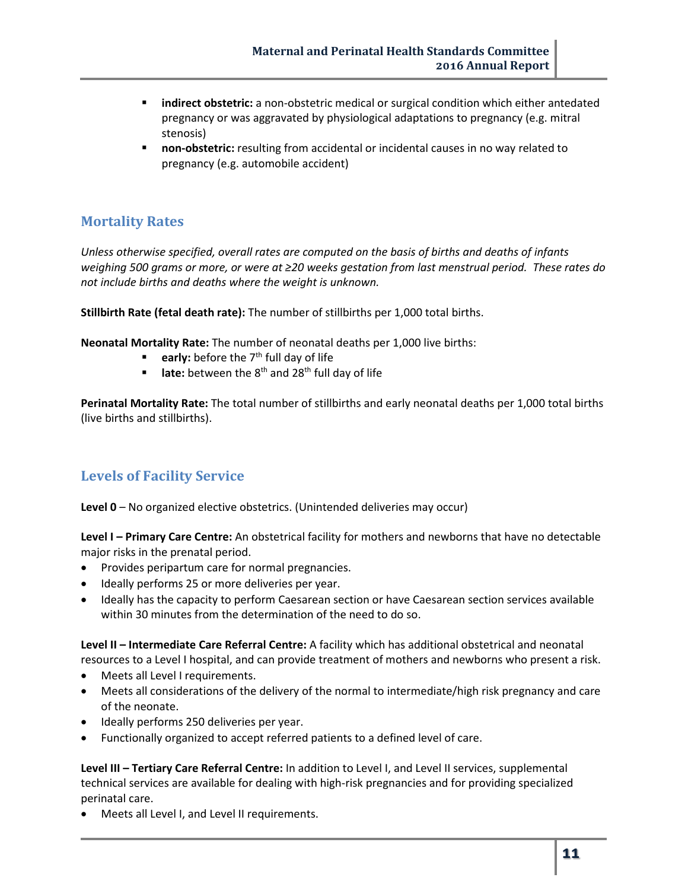- **indirect obstetric:** a non-obstetric medical or surgical condition which either antedated pregnancy or was aggravated by physiological adaptations to pregnancy (e.g. mitral stenosis)
- **non-obstetric:** resulting from accidental or incidental causes in no way related to pregnancy (e.g. automobile accident)

## Mortality Rates

*Unless otherwise specified, overall rates are computed on the basis of births and deaths of infants weighing 500 grams or more, or were at ≥20 weeks gestation from last menstrual period. These rates do not include births and deaths where the weight is unknown.*

**Stillbirth Rate (fetal death rate):** The number of stillbirths per 1,000 total births.

**Neonatal Mortality Rate:** The number of neonatal deaths per 1,000 live births:

- **early:** before the 7th full day of life
- **late:** between the 8th and 28th full day of life

**Perinatal Mortality Rate:** The total number of stillbirths and early neonatal deaths per 1,000 total births (live births and stillbirths).

## Levels of Facility Service

**Level 0** – No organized elective obstetrics. (Unintended deliveries may occur)

**Level I – Primary Care Centre:** An obstetrical facility for mothers and newborns that have no detectable major risks in the prenatal period.

- Provides peripartum care for normal pregnancies.
- Ideally performs 25 or more deliveries per year.
- Ideally has the capacity to perform Caesarean section or have Caesarean section services available within 30 minutes from the determination of the need to do so.

**Level II – Intermediate Care Referral Centre:** A facility which has additional obstetrical and neonatal resources to a Level I hospital, and can provide treatment of mothers and newborns who present a risk.

- Meets all Level I requirements.
- Meets all considerations of the delivery of the normal to intermediate/high risk pregnancy and care of the neonate.
- Ideally performs 250 deliveries per year.
- Functionally organized to accept referred patients to a defined level of care.

**Level III – Tertiary Care Referral Centre:** In addition to Level I, and Level II services, supplemental technical services are available for dealing with high-risk pregnancies and for providing specialized perinatal care.

- Meets all Level I, and Level II requirements.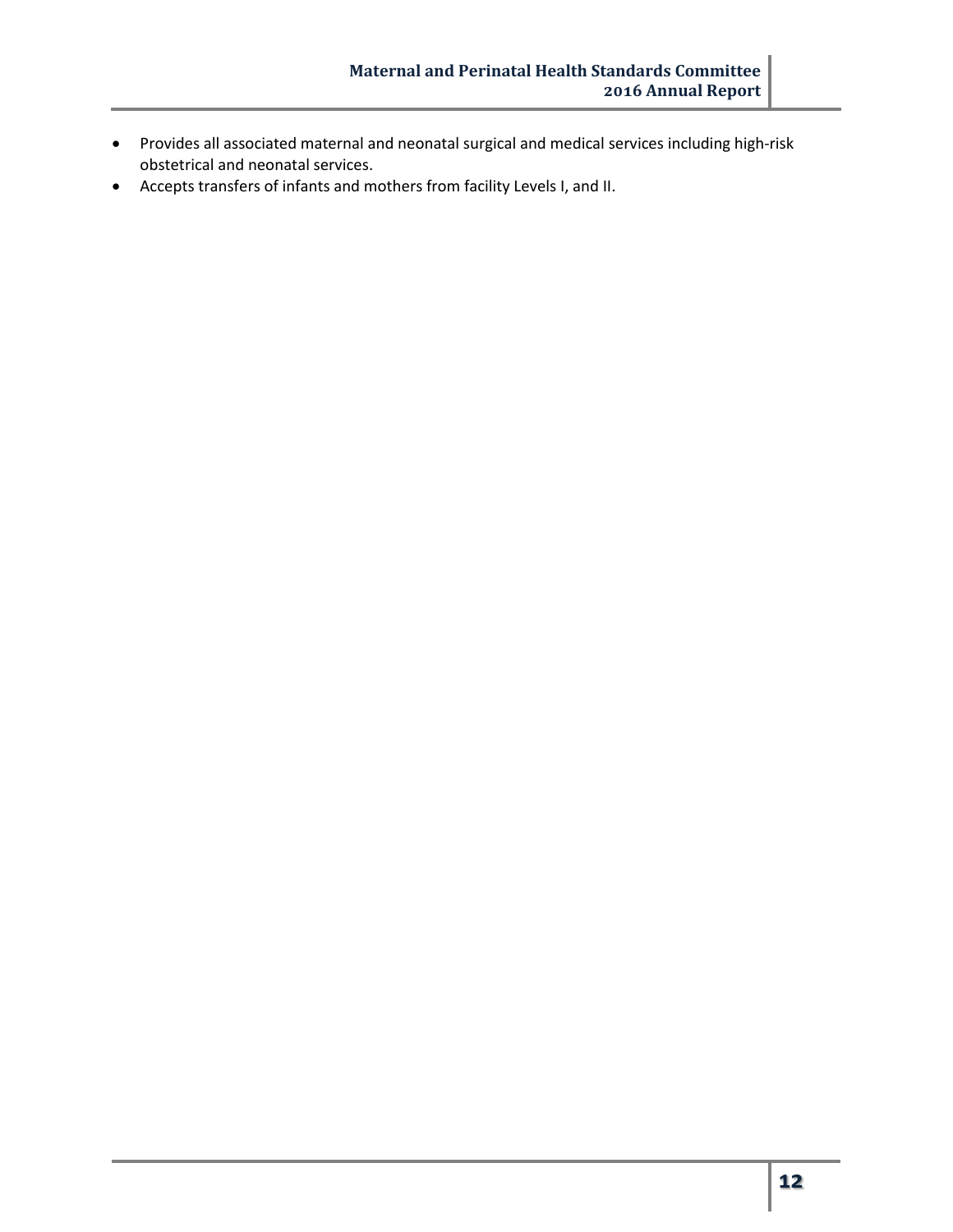- Provides all associated maternal and neonatal surgical and medical services including high-risk obstetrical and neonatal services.
- Accepts transfers of infants and mothers from facility Levels I, and II.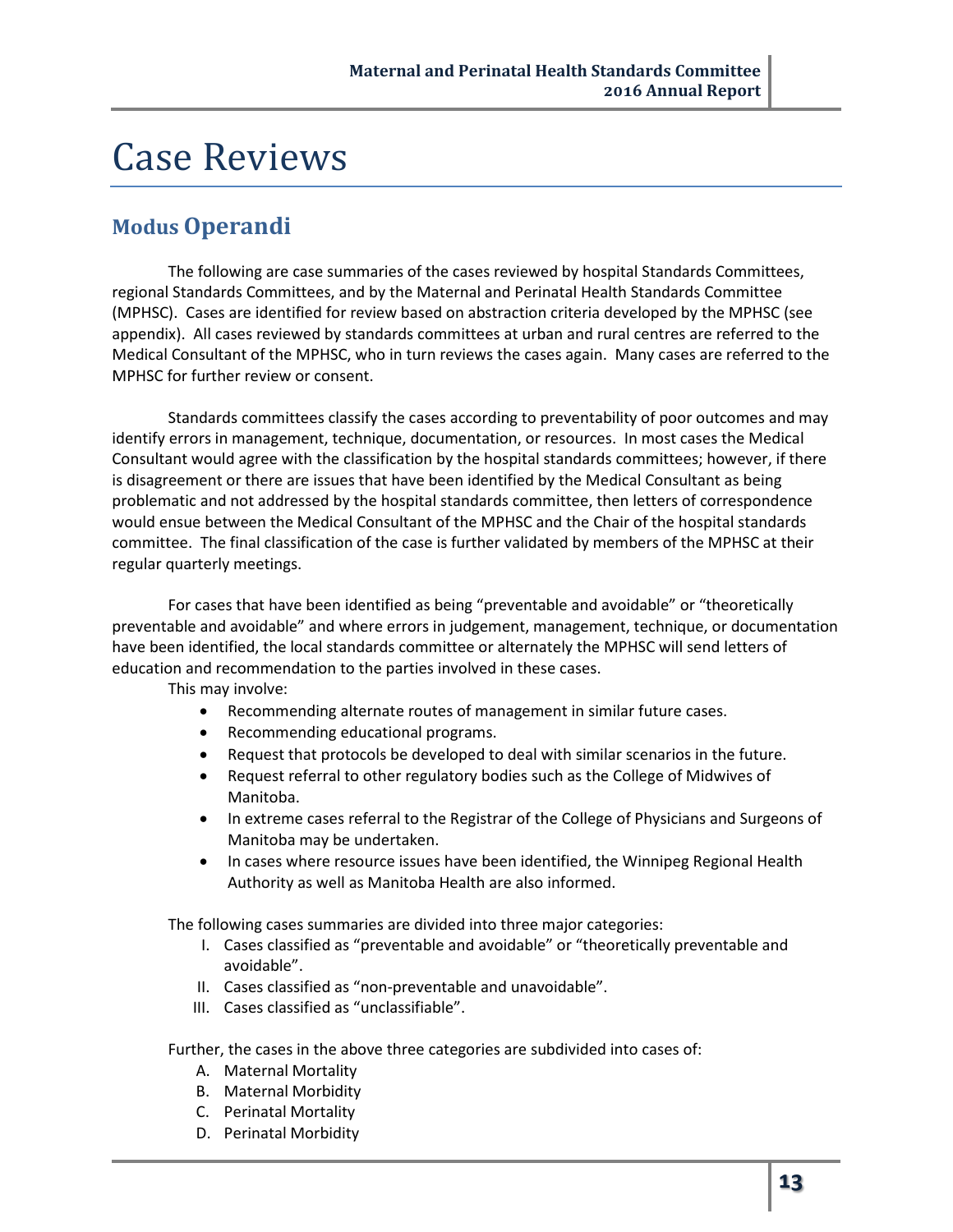# Case Reviews

## Modus Operandi

The following are case summaries of the cases reviewed by hospital Standards Committees, regional Standards Committees, and by the Maternal and Perinatal Health Standards Committee (MPHSC). Cases are identified for review based on abstraction criteria developed by the MPHSC (see appendix). All cases reviewed by standards committees at urban and rural centres are referred to the Medical Consultant of the MPHSC, who in turn reviews the cases again. Many cases are referred to the MPHSC for further review or consent.

Standards committees classify the cases according to preventability of poor outcomes and may identify errors in management, technique, documentation, or resources. In most cases the Medical Consultant would agree with the classification by the hospital standards committees; however, if there is disagreement or there are issues that have been identified by the Medical Consultant as being problematic and not addressed by the hospital standards committee, then letters of correspondence would ensue between the Medical Consultant of the MPHSC and the Chair of the hospital standards committee. The final classification of the case is further validated by members of the MPHSC at their regular quarterly meetings.

For cases that have been identified as being "preventable and avoidable" or "theoretically preventable and avoidable" and where errors in judgement, management, technique, or documentation have been identified, the local standards committee or alternately the MPHSC will send letters of education and recommendation to the parties involved in these cases.

This may involve:

- Recommending alternate routes of management in similar future cases.
- Recommending educational programs.
- Request that protocols be developed to deal with similar scenarios in the future.
- Request referral to other regulatory bodies such as the College of Midwives of Manitoba.
- In extreme cases referral to the Registrar of the College of Physicians and Surgeons of Manitoba may be undertaken.
- In cases where resource issues have been identified, the Winnipeg Regional Health Authority as well as Manitoba Health are also informed.

The following cases summaries are divided into three major categories:

I. Cases classified as "preventable and avoidable" or "theoretically preventable and avoidable".
II. Cases classified as "non-preventable and unavoidable".
III. Cases classified as "unclassifiable".

Further, the cases in the above three categories are subdivided into cases of:

A. Maternal Mortality
B. Maternal Morbidity
C. Perinatal Mortality
D. Perinatal Morbidity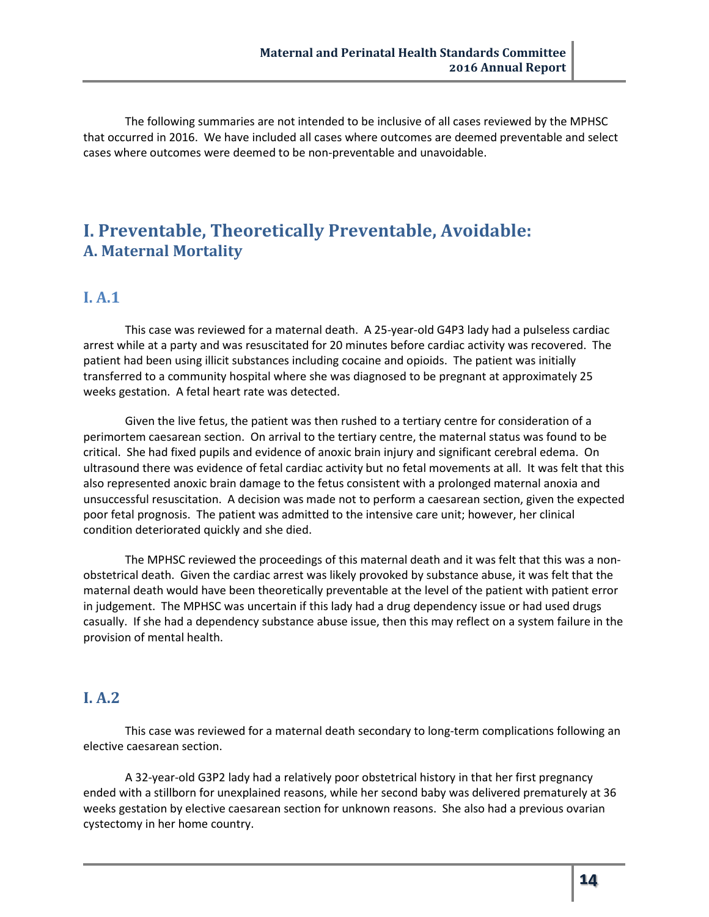The following summaries are not intended to be inclusive of all cases reviewed by the MPHSC that occurred in 2016. We have included all cases where outcomes are deemed preventable and select cases where outcomes were deemed to be non-preventable and unavoidable.

# I. Preventable, Theoretically Preventable, Avoidable:

## A. Maternal Mortality

### I. A.1

This case was reviewed for a maternal death. A 25-year-old G4P3 lady had a pulseless cardiac arrest while at a party and was resuscitated for 20 minutes before cardiac activity was recovered. The patient had been using illicit substances including cocaine and opioids. The patient was initially transferred to a community hospital where she was diagnosed to be pregnant at approximately 25 weeks gestation. A fetal heart rate was detected.

Given the live fetus, the patient was then rushed to a tertiary centre for consideration of a perimortem caesarean section. On arrival to the tertiary centre, the maternal status was found to be critical. She had fixed pupils and evidence of anoxic brain injury and significant cerebral edema. On ultrasound there was evidence of fetal cardiac activity but no fetal movements at all. It was felt that this also represented anoxic brain damage to the fetus consistent with a prolonged maternal anoxia and unsuccessful resuscitation. A decision was made not to perform a caesarean section, given the expected poor fetal prognosis. The patient was admitted to the intensive care unit; however, her clinical condition deteriorated quickly and she died.

The MPHSC reviewed the proceedings of this maternal death and it was felt that this was a non-obstetrical death. Given the cardiac arrest was likely provoked by substance abuse, it was felt that the maternal death would have been theoretically preventable at the level of the patient with patient error in judgement. The MPHSC was uncertain if this lady had a drug dependency issue or had used drugs casually. If she had a dependency substance abuse issue, then this may reflect on a system failure in the provision of mental health.

### I. A.2

This case was reviewed for a maternal death secondary to long-term complications following an elective caesarean section.

A 32-year-old G3P2 lady had a relatively poor obstetrical history in that her first pregnancy ended with a stillborn for unexplained reasons, while her second baby was delivered prematurely at 36 weeks gestation by elective caesarean section for unknown reasons. She also had a previous ovarian cystectomy in her home country.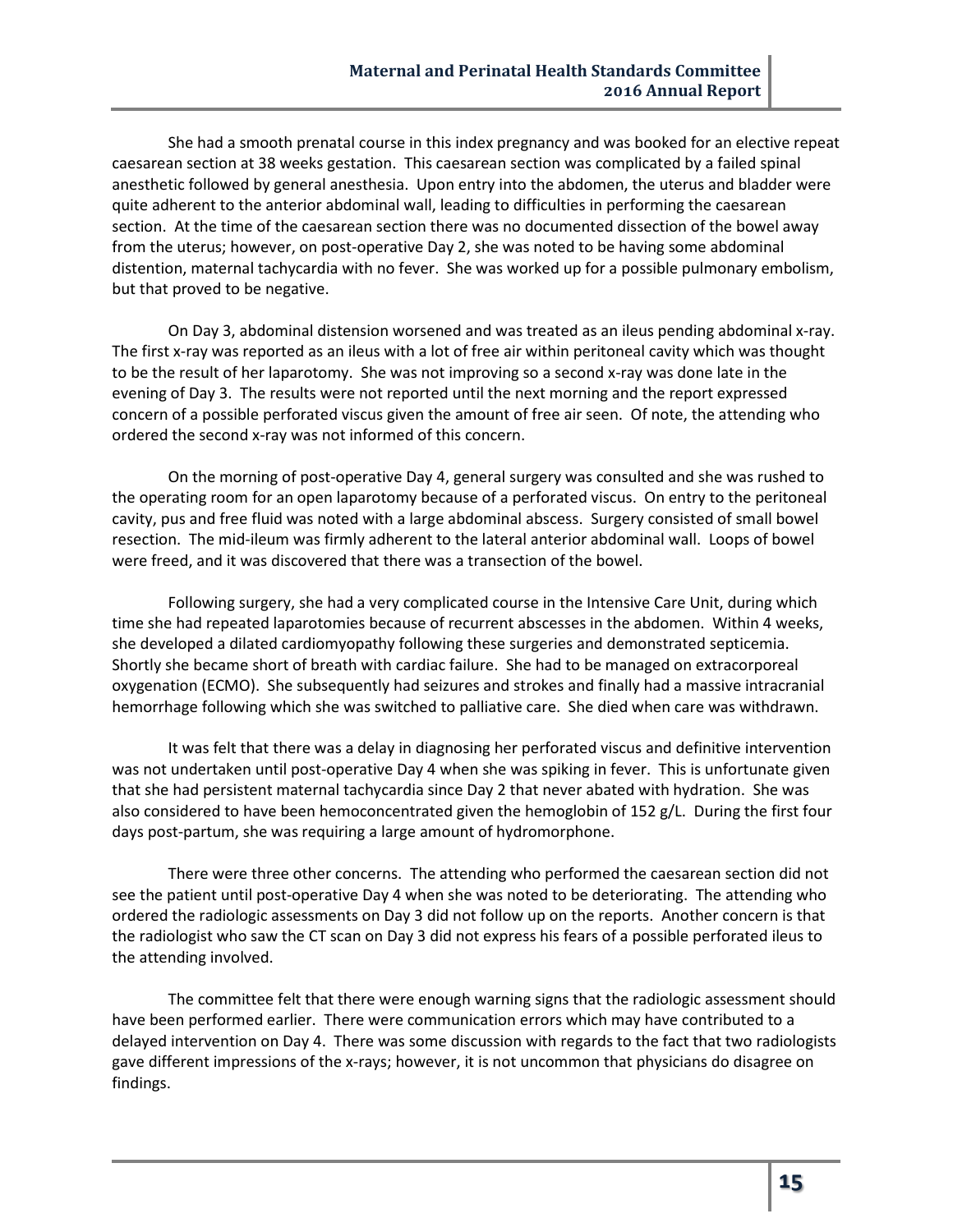She had a smooth prenatal course in this index pregnancy and was booked for an elective repeat caesarean section at 38 weeks gestation. This caesarean section was complicated by a failed spinal anesthetic followed by general anesthesia. Upon entry into the abdomen, the uterus and bladder were quite adherent to the anterior abdominal wall, leading to difficulties in performing the caesarean section. At the time of the caesarean section there was no documented dissection of the bowel away from the uterus; however, on post-operative Day 2, she was noted to be having some abdominal distention, maternal tachycardia with no fever. She was worked up for a possible pulmonary embolism, but that proved to be negative.

On Day 3, abdominal distension worsened and was treated as an ileus pending abdominal x-ray. The first x-ray was reported as an ileus with a lot of free air within peritoneal cavity which was thought to be the result of her laparotomy. She was not improving so a second x-ray was done late in the evening of Day 3. The results were not reported until the next morning and the report expressed concern of a possible perforated viscus given the amount of free air seen. Of note, the attending who ordered the second x-ray was not informed of this concern.

On the morning of post-operative Day 4, general surgery was consulted and she was rushed to the operating room for an open laparotomy because of a perforated viscus. On entry to the peritoneal cavity, pus and free fluid was noted with a large abdominal abscess. Surgery consisted of small bowel resection. The mid-ileum was firmly adherent to the lateral anterior abdominal wall. Loops of bowel were freed, and it was discovered that there was a transection of the bowel.

Following surgery, she had a very complicated course in the Intensive Care Unit, during which time she had repeated laparotomies because of recurrent abscesses in the abdomen. Within 4 weeks, she developed a dilated cardiomyopathy following these surgeries and demonstrated septicemia. Shortly she became short of breath with cardiac failure. She had to be managed on extracorporeal oxygenation (ECMO). She subsequently had seizures and strokes and finally had a massive intracranial hemorrhage following which she was switched to palliative care. She died when care was withdrawn.

It was felt that there was a delay in diagnosing her perforated viscus and definitive intervention was not undertaken until post-operative Day 4 when she was spiking in fever. This is unfortunate given that she had persistent maternal tachycardia since Day 2 that never abated with hydration. She was also considered to have been hemoconcentrated given the hemoglobin of 152 g/L. During the first four days post-partum, she was requiring a large amount of hydromorphone.

There were three other concerns. The attending who performed the caesarean section did not see the patient until post-operative Day 4 when she was noted to be deteriorating. The attending who ordered the radiologic assessments on Day 3 did not follow up on the reports. Another concern is that the radiologist who saw the CT scan on Day 3 did not express his fears of a possible perforated ileus to the attending involved.

The committee felt that there were enough warning signs that the radiologic assessment should have been performed earlier. There were communication errors which may have contributed to a delayed intervention on Day 4. There was some discussion with regards to the fact that two radiologists gave different impressions of the x-rays; however, it is not uncommon that physicians do disagree on findings.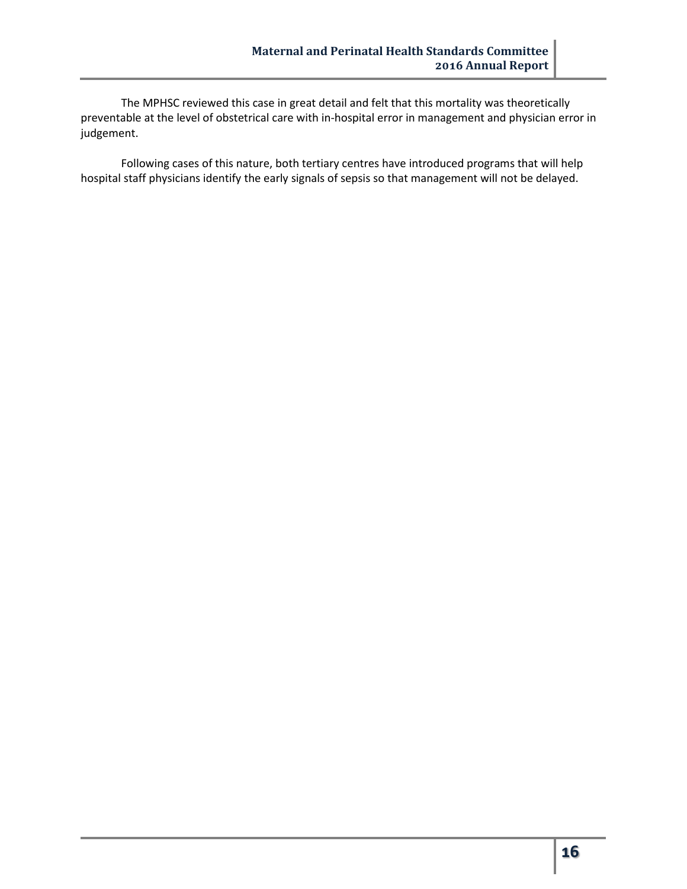The MPHSC reviewed this case in great detail and felt that this mortality was theoretically preventable at the level of obstetrical care with in-hospital error in management and physician error in judgement.

Following cases of this nature, both tertiary centres have introduced programs that will help hospital staff physicians identify the early signals of sepsis so that management will not be delayed.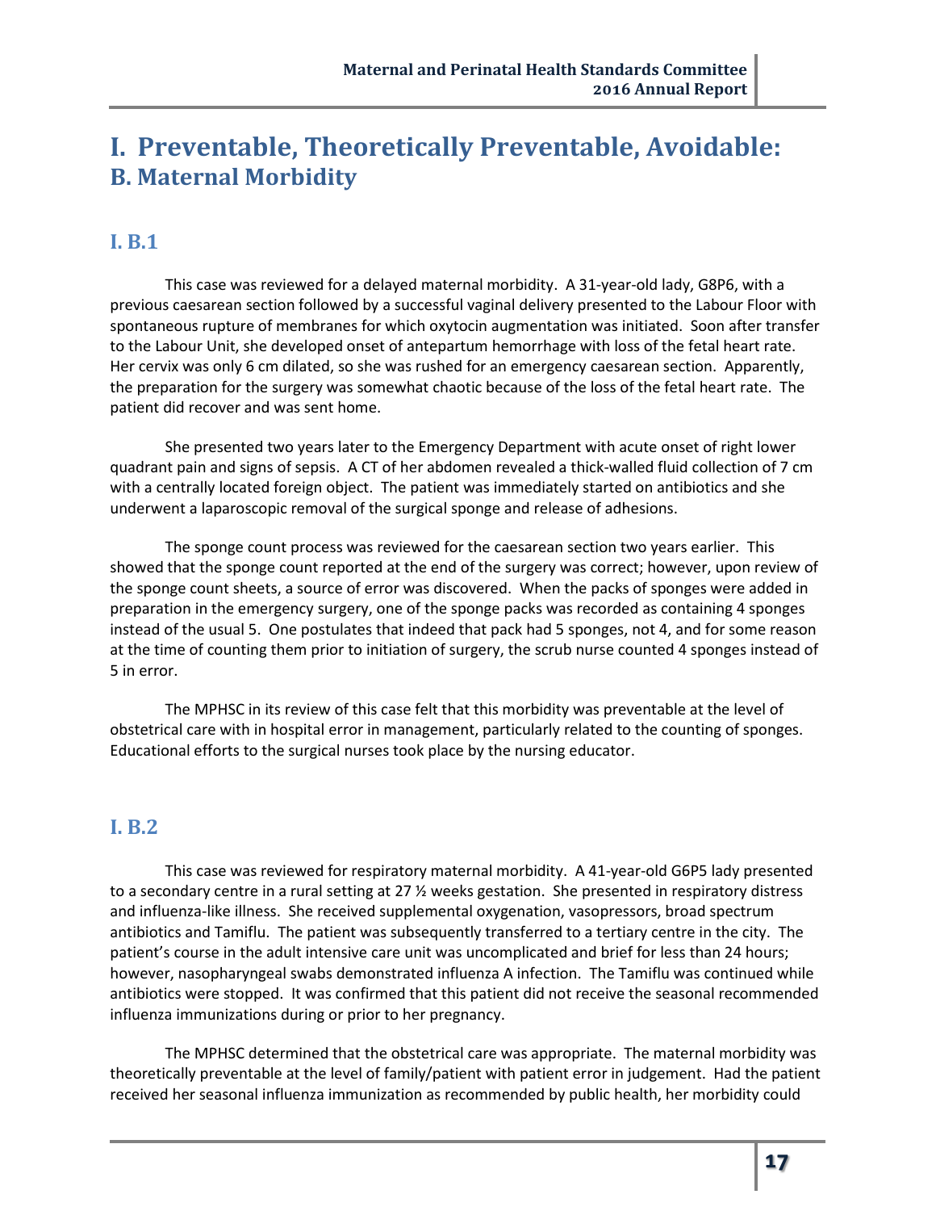# I. Preventable, Theoretically Preventable, Avoidable:
## B. Maternal Morbidity

### I. B.1

This case was reviewed for a delayed maternal morbidity. A 31-year-old lady, G8P6, with a previous caesarean section followed by a successful vaginal delivery presented to the Labour Floor with spontaneous rupture of membranes for which oxytocin augmentation was initiated. Soon after transfer to the Labour Unit, she developed onset of antepartum hemorrhage with loss of the fetal heart rate. Her cervix was only 6 cm dilated, so she was rushed for an emergency caesarean section. Apparently, the preparation for the surgery was somewhat chaotic because of the loss of the fetal heart rate. The patient did recover and was sent home.

She presented two years later to the Emergency Department with acute onset of right lower quadrant pain and signs of sepsis. A CT of her abdomen revealed a thick-walled fluid collection of 7 cm with a centrally located foreign object. The patient was immediately started on antibiotics and she underwent a laparoscopic removal of the surgical sponge and release of adhesions.

The sponge count process was reviewed for the caesarean section two years earlier. This showed that the sponge count reported at the end of the surgery was correct; however, upon review of the sponge count sheets, a source of error was discovered. When the packs of sponges were added in preparation in the emergency surgery, one of the sponge packs was recorded as containing 4 sponges instead of the usual 5. One postulates that indeed that pack had 5 sponges, not 4, and for some reason at the time of counting them prior to initiation of surgery, the scrub nurse counted 4 sponges instead of 5 in error.

The MPHSC in its review of this case felt that this morbidity was preventable at the level of obstetrical care with in hospital error in management, particularly related to the counting of sponges. Educational efforts to the surgical nurses took place by the nursing educator.

### I. B.2

This case was reviewed for respiratory maternal morbidity. A 41-year-old G6P5 lady presented to a secondary centre in a rural setting at 27 ½ weeks gestation. She presented in respiratory distress and influenza-like illness. She received supplemental oxygenation, vasopressors, broad spectrum antibiotics and Tamiflu. The patient was subsequently transferred to a tertiary centre in the city. The patient's course in the adult intensive care unit was uncomplicated and brief for less than 24 hours; however, nasopharyngeal swabs demonstrated influenza A infection. The Tamiflu was continued while antibiotics were stopped. It was confirmed that this patient did not receive the seasonal recommended influenza immunizations during or prior to her pregnancy.

The MPHSC determined that the obstetrical care was appropriate. The maternal morbidity was theoretically preventable at the level of family/patient with patient error in judgement. Had the patient received her seasonal influenza immunization as recommended by public health, her morbidity could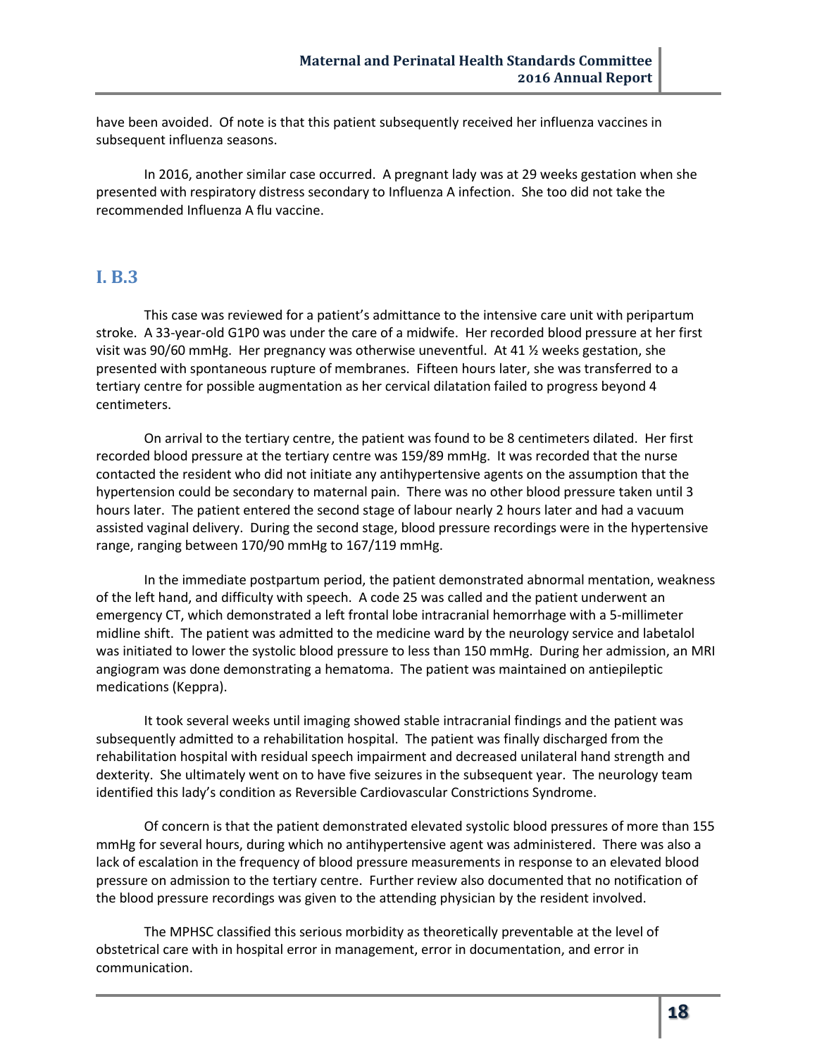have been avoided. Of note is that this patient subsequently received her influenza vaccines in subsequent influenza seasons.

In 2016, another similar case occurred. A pregnant lady was at 29 weeks gestation when she presented with respiratory distress secondary to Influenza A infection. She too did not take the recommended Influenza A flu vaccine.

## I. B.3

This case was reviewed for a patient's admittance to the intensive care unit with peripartum stroke. A 33-year-old G1P0 was under the care of a midwife. Her recorded blood pressure at her first visit was 90/60 mmHg. Her pregnancy was otherwise uneventful. At 41 ½ weeks gestation, she presented with spontaneous rupture of membranes. Fifteen hours later, she was transferred to a tertiary centre for possible augmentation as her cervical dilatation failed to progress beyond 4 centimeters.

On arrival to the tertiary centre, the patient was found to be 8 centimeters dilated. Her first recorded blood pressure at the tertiary centre was 159/89 mmHg. It was recorded that the nurse contacted the resident who did not initiate any antihypertensive agents on the assumption that the hypertension could be secondary to maternal pain. There was no other blood pressure taken until 3 hours later. The patient entered the second stage of labour nearly 2 hours later and had a vacuum assisted vaginal delivery. During the second stage, blood pressure recordings were in the hypertensive range, ranging between 170/90 mmHg to 167/119 mmHg.

In the immediate postpartum period, the patient demonstrated abnormal mentation, weakness of the left hand, and difficulty with speech. A code 25 was called and the patient underwent an emergency CT, which demonstrated a left frontal lobe intracranial hemorrhage with a 5-millimeter midline shift. The patient was admitted to the medicine ward by the neurology service and labetalol was initiated to lower the systolic blood pressure to less than 150 mmHg. During her admission, an MRI angiogram was done demonstrating a hematoma. The patient was maintained on antiepileptic medications (Keppra).

It took several weeks until imaging showed stable intracranial findings and the patient was subsequently admitted to a rehabilitation hospital. The patient was finally discharged from the rehabilitation hospital with residual speech impairment and decreased unilateral hand strength and dexterity. She ultimately went on to have five seizures in the subsequent year. The neurology team identified this lady's condition as Reversible Cardiovascular Constrictions Syndrome.

Of concern is that the patient demonstrated elevated systolic blood pressures of more than 155 mmHg for several hours, during which no antihypertensive agent was administered. There was also a lack of escalation in the frequency of blood pressure measurements in response to an elevated blood pressure on admission to the tertiary centre. Further review also documented that no notification of the blood pressure recordings was given to the attending physician by the resident involved.

The MPHSC classified this serious morbidity as theoretically preventable at the level of obstetrical care with in hospital error in management, error in documentation, and error in communication.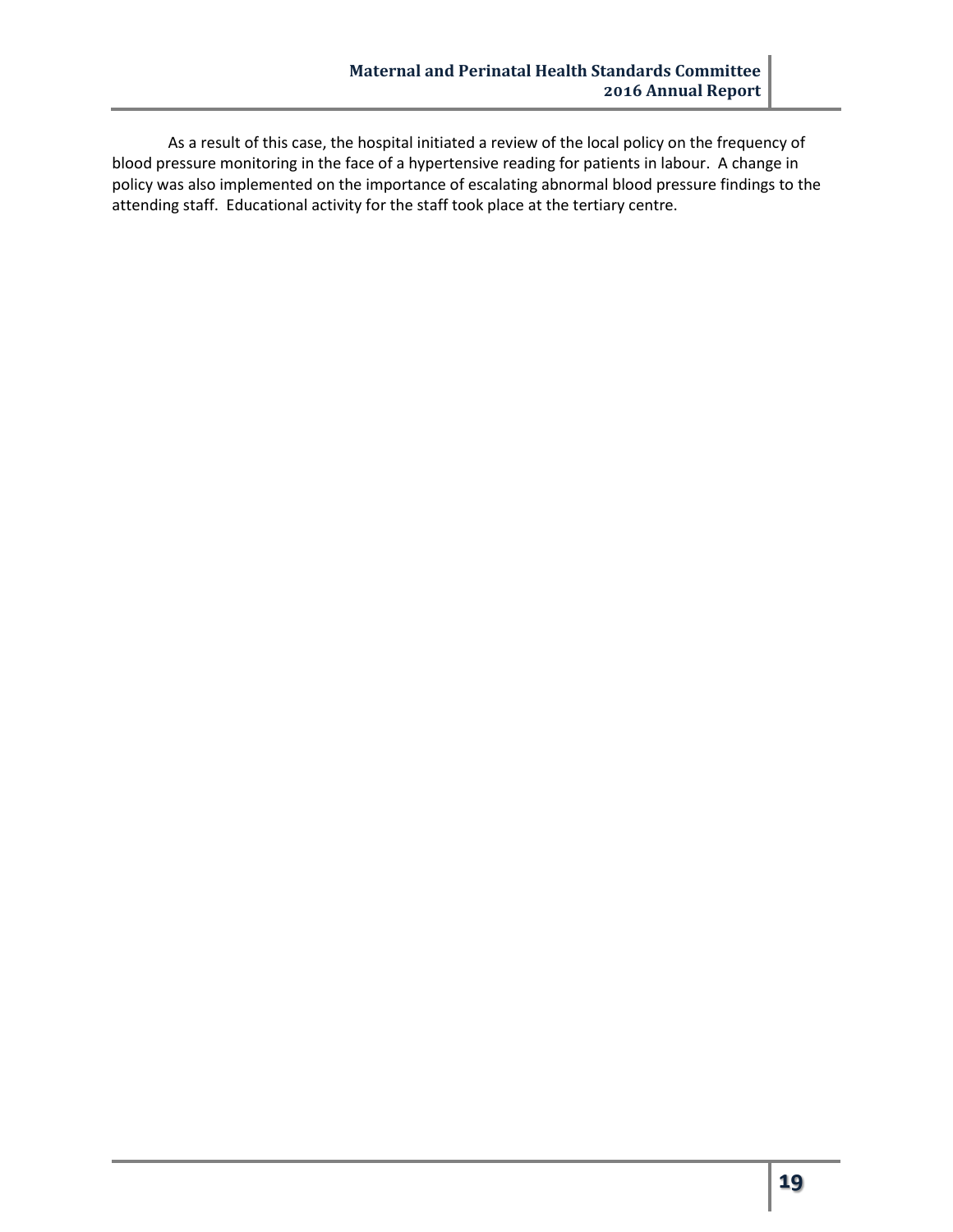As a result of this case, the hospital initiated a review of the local policy on the frequency of blood pressure monitoring in the face of a hypertensive reading for patients in labour. A change in policy was also implemented on the importance of escalating abnormal blood pressure findings to the attending staff. Educational activity for the staff took place at the tertiary centre.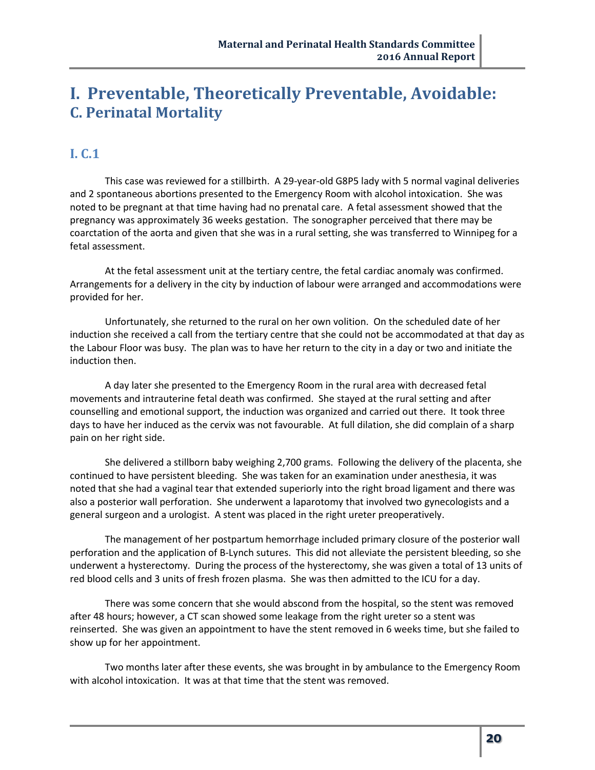# I. Preventable, Theoretically Preventable, Avoidable:
## C. Perinatal Mortality

### I. C.1

This case was reviewed for a stillbirth. A 29-year-old G8P5 lady with 5 normal vaginal deliveries and 2 spontaneous abortions presented to the Emergency Room with alcohol intoxication. She was noted to be pregnant at that time having had no prenatal care. A fetal assessment showed that the pregnancy was approximately 36 weeks gestation. The sonographer perceived that there may be coarctation of the aorta and given that she was in a rural setting, she was transferred to Winnipeg for a fetal assessment.

At the fetal assessment unit at the tertiary centre, the fetal cardiac anomaly was confirmed. Arrangements for a delivery in the city by induction of labour were arranged and accommodations were provided for her.

Unfortunately, she returned to the rural on her own volition. On the scheduled date of her induction she received a call from the tertiary centre that she could not be accommodated at that day as the Labour Floor was busy. The plan was to have her return to the city in a day or two and initiate the induction then.

A day later she presented to the Emergency Room in the rural area with decreased fetal movements and intrauterine fetal death was confirmed. She stayed at the rural setting and after counselling and emotional support, the induction was organized and carried out there. It took three days to have her induced as the cervix was not favourable. At full dilation, she did complain of a sharp pain on her right side.

She delivered a stillborn baby weighing 2,700 grams. Following the delivery of the placenta, she continued to have persistent bleeding. She was taken for an examination under anesthesia, it was noted that she had a vaginal tear that extended superiorly into the right broad ligament and there was also a posterior wall perforation. She underwent a laparotomy that involved two gynecologists and a general surgeon and a urologist. A stent was placed in the right ureter preoperatively.

The management of her postpartum hemorrhage included primary closure of the posterior wall perforation and the application of B-Lynch sutures. This did not alleviate the persistent bleeding, so she underwent a hysterectomy. During the process of the hysterectomy, she was given a total of 13 units of red blood cells and 3 units of fresh frozen plasma. She was then admitted to the ICU for a day.

There was some concern that she would abscond from the hospital, so the stent was removed after 48 hours; however, a CT scan showed some leakage from the right ureter so a stent was reinserted. She was given an appointment to have the stent removed in 6 weeks time, but she failed to show up for her appointment.

Two months later after these events, she was brought in by ambulance to the Emergency Room with alcohol intoxication. It was at that time that the stent was removed.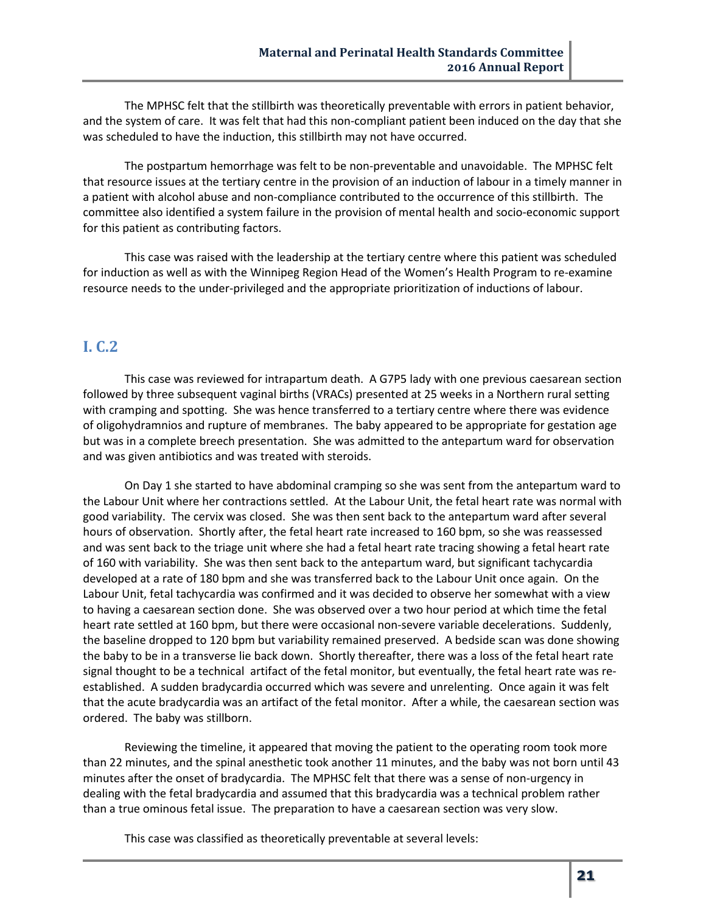The MPHSC felt that the stillbirth was theoretically preventable with errors in patient behavior, and the system of care. It was felt that had this non-compliant patient been induced on the day that she was scheduled to have the induction, this stillbirth may not have occurred.

The postpartum hemorrhage was felt to be non-preventable and unavoidable. The MPHSC felt that resource issues at the tertiary centre in the provision of an induction of labour in a timely manner in a patient with alcohol abuse and non-compliance contributed to the occurrence of this stillbirth. The committee also identified a system failure in the provision of mental health and socio-economic support for this patient as contributing factors.

This case was raised with the leadership at the tertiary centre where this patient was scheduled for induction as well as with the Winnipeg Region Head of the Women's Health Program to re-examine resource needs to the under-privileged and the appropriate prioritization of inductions of labour.

## I. C.2

This case was reviewed for intrapartum death. A G7P5 lady with one previous caesarean section followed by three subsequent vaginal births (VRACs) presented at 25 weeks in a Northern rural setting with cramping and spotting. She was hence transferred to a tertiary centre where there was evidence of oligohydramnios and rupture of membranes. The baby appeared to be appropriate for gestation age but was in a complete breech presentation. She was admitted to the antepartum ward for observation and was given antibiotics and was treated with steroids.

On Day 1 she started to have abdominal cramping so she was sent from the antepartum ward to the Labour Unit where her contractions settled. At the Labour Unit, the fetal heart rate was normal with good variability. The cervix was closed. She was then sent back to the antepartum ward after several hours of observation. Shortly after, the fetal heart rate increased to 160 bpm, so she was reassessed and was sent back to the triage unit where she had a fetal heart rate tracing showing a fetal heart rate of 160 with variability. She was then sent back to the antepartum ward, but significant tachycardia developed at a rate of 180 bpm and she was transferred back to the Labour Unit once again. On the Labour Unit, fetal tachycardia was confirmed and it was decided to observe her somewhat with a view to having a caesarean section done. She was observed over a two hour period at which time the fetal heart rate settled at 160 bpm, but there were occasional non-severe variable decelerations. Suddenly, the baseline dropped to 120 bpm but variability remained preserved. A bedside scan was done showing the baby to be in a transverse lie back down. Shortly thereafter, there was a loss of the fetal heart rate signal thought to be a technical artifact of the fetal monitor, but eventually, the fetal heart rate was re-established. A sudden bradycardia occurred which was severe and unrelenting. Once again it was felt that the acute bradycardia was an artifact of the fetal monitor. After a while, the caesarean section was ordered. The baby was stillborn.

Reviewing the timeline, it appeared that moving the patient to the operating room took more than 22 minutes, and the spinal anesthetic took another 11 minutes, and the baby was not born until 43 minutes after the onset of bradycardia. The MPHSC felt that there was a sense of non-urgency in dealing with the fetal bradycardia and assumed that this bradycardia was a technical problem rather than a true ominous fetal issue. The preparation to have a caesarean section was very slow.

This case was classified as theoretically preventable at several levels: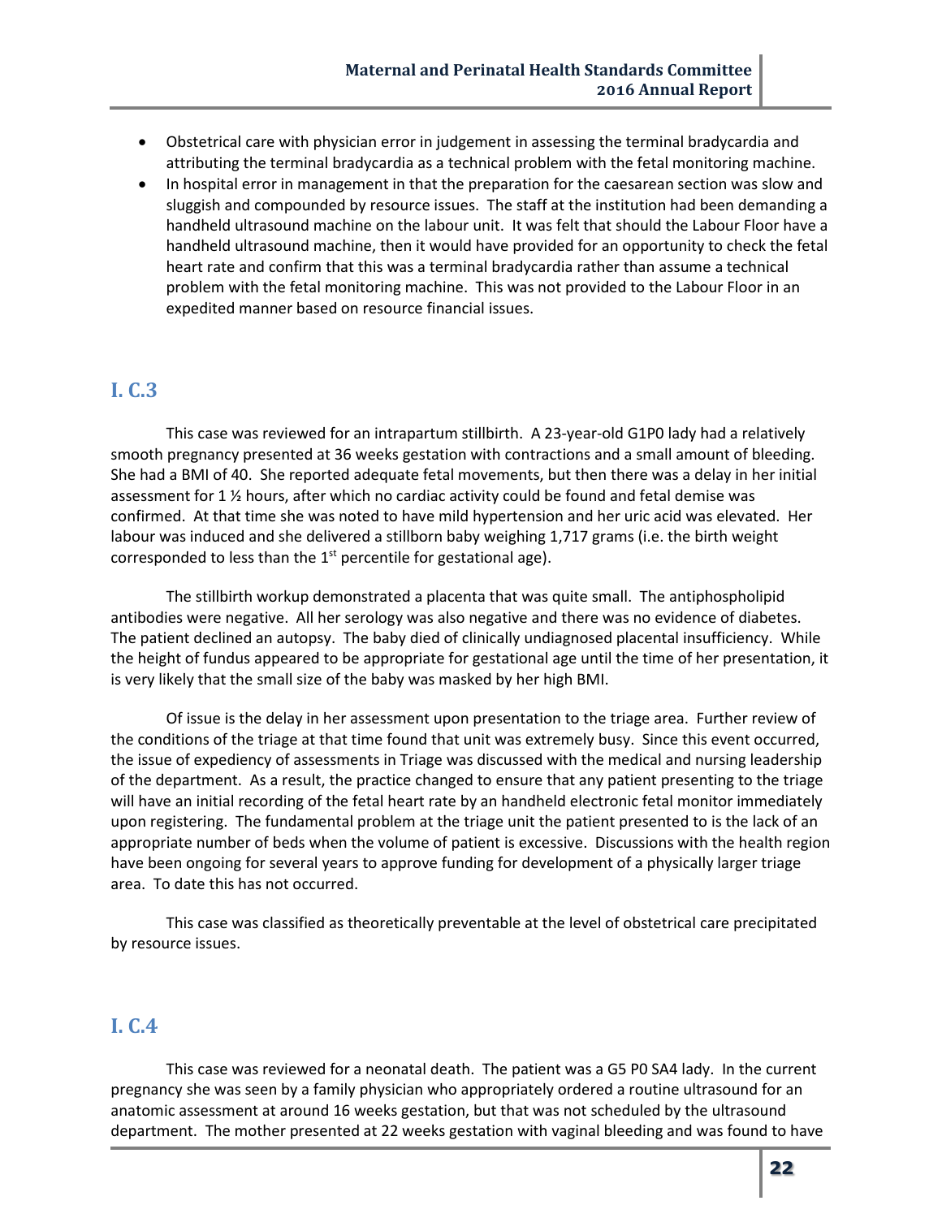- Obstetrical care with physician error in judgement in assessing the terminal bradycardia and attributing the terminal bradycardia as a technical problem with the fetal monitoring machine.
- In hospital error in management in that the preparation for the caesarean section was slow and sluggish and compounded by resource issues. The staff at the institution had been demanding a handheld ultrasound machine on the labour unit. It was felt that should the Labour Floor have a handheld ultrasound machine, then it would have provided for an opportunity to check the fetal heart rate and confirm that this was a terminal bradycardia rather than assume a technical problem with the fetal monitoring machine. This was not provided to the Labour Floor in an expedited manner based on resource financial issues.

## I. C.3

This case was reviewed for an intrapartum stillbirth. A 23-year-old G1P0 lady had a relatively smooth pregnancy presented at 36 weeks gestation with contractions and a small amount of bleeding. She had a BMI of 40. She reported adequate fetal movements, but then there was a delay in her initial assessment for 1 ½ hours, after which no cardiac activity could be found and fetal demise was confirmed. At that time she was noted to have mild hypertension and her uric acid was elevated. Her labour was induced and she delivered a stillborn baby weighing 1,717 grams (i.e. the birth weight corresponded to less than the 1st percentile for gestational age).

The stillbirth workup demonstrated a placenta that was quite small. The antiphospholipid antibodies were negative. All her serology was also negative and there was no evidence of diabetes. The patient declined an autopsy. The baby died of clinically undiagnosed placental insufficiency. While the height of fundus appeared to be appropriate for gestational age until the time of her presentation, it is very likely that the small size of the baby was masked by her high BMI.

Of issue is the delay in her assessment upon presentation to the triage area. Further review of the conditions of the triage at that time found that unit was extremely busy. Since this event occurred, the issue of expediency of assessments in Triage was discussed with the medical and nursing leadership of the department. As a result, the practice changed to ensure that any patient presenting to the triage will have an initial recording of the fetal heart rate by an handheld electronic fetal monitor immediately upon registering. The fundamental problem at the triage unit the patient presented to is the lack of an appropriate number of beds when the volume of patient is excessive. Discussions with the health region have been ongoing for several years to approve funding for development of a physically larger triage area. To date this has not occurred.

This case was classified as theoretically preventable at the level of obstetrical care precipitated by resource issues.

## I. C.4

This case was reviewed for a neonatal death. The patient was a G5 P0 SA4 lady. In the current pregnancy she was seen by a family physician who appropriately ordered a routine ultrasound for an anatomic assessment at around 16 weeks gestation, but that was not scheduled by the ultrasound department. The mother presented at 22 weeks gestation with vaginal bleeding and was found to have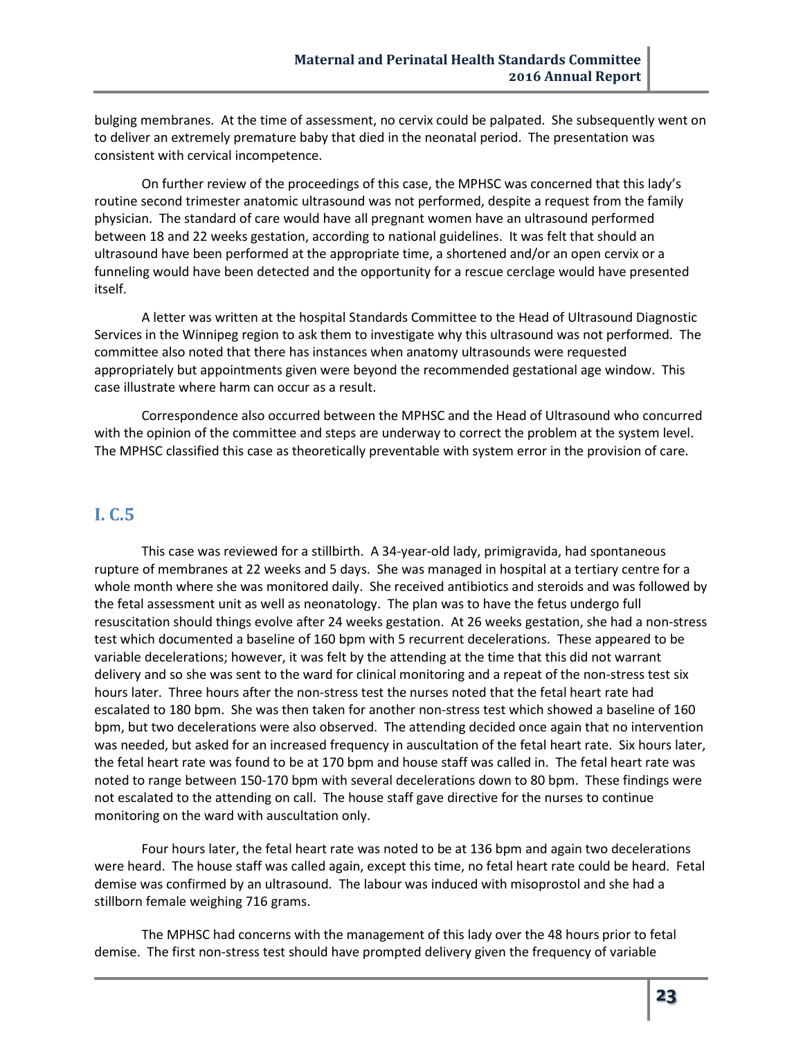bulging membranes. At the time of assessment, no cervix could be palpated. She subsequently went on to deliver an extremely premature baby that died in the neonatal period. The presentation was consistent with cervical incompetence.

On further review of the proceedings of this case, the MPHSC was concerned that this lady's routine second trimester anatomic ultrasound was not performed, despite a request from the family physician. The standard of care would have all pregnant women have an ultrasound performed between 18 and 22 weeks gestation, according to national guidelines. It was felt that should an ultrasound have been performed at the appropriate time, a shortened and/or an open cervix or a funneling would have been detected and the opportunity for a rescue cerclage would have presented itself.

A letter was written at the hospital Standards Committee to the Head of Ultrasound Diagnostic Services in the Winnipeg region to ask them to investigate why this ultrasound was not performed. The committee also noted that there has instances when anatomy ultrasounds were requested appropriately but appointments given were beyond the recommended gestational age window. This case illustrate where harm can occur as a result.

Correspondence also occurred between the MPHSC and the Head of Ultrasound who concurred with the opinion of the committee and steps are underway to correct the problem at the system level. The MPHSC classified this case as theoretically preventable with system error in the provision of care.

## I. C.5

This case was reviewed for a stillbirth. A 34-year-old lady, primigravida, had spontaneous rupture of membranes at 22 weeks and 5 days. She was managed in hospital at a tertiary centre for a whole month where she was monitored daily. She received antibiotics and steroids and was followed by the fetal assessment unit as well as neonatology. The plan was to have the fetus undergo full resuscitation should things evolve after 24 weeks gestation. At 26 weeks gestation, she had a non-stress test which documented a baseline of 160 bpm with 5 recurrent decelerations. These appeared to be variable decelerations; however, it was felt by the attending at the time that this did not warrant delivery and so she was sent to the ward for clinical monitoring and a repeat of the non-stress test six hours later. Three hours after the non-stress test the nurses noted that the fetal heart rate had escalated to 180 bpm. She was then taken for another non-stress test which showed a baseline of 160 bpm, but two decelerations were also observed. The attending decided once again that no intervention was needed, but asked for an increased frequency in auscultation of the fetal heart rate. Six hours later, the fetal heart rate was found to be at 170 bpm and house staff was called in. The fetal heart rate was noted to range between 150-170 bpm with several decelerations down to 80 bpm. These findings were not escalated to the attending on call. The house staff gave directive for the nurses to continue monitoring on the ward with auscultation only.

Four hours later, the fetal heart rate was noted to be at 136 bpm and again two decelerations were heard. The house staff was called again, except this time, no fetal heart rate could be heard. Fetal demise was confirmed by an ultrasound. The labour was induced with misoprostol and she had a stillborn female weighing 716 grams.

The MPHSC had concerns with the management of this lady over the 48 hours prior to fetal demise. The first non-stress test should have prompted delivery given the frequency of variable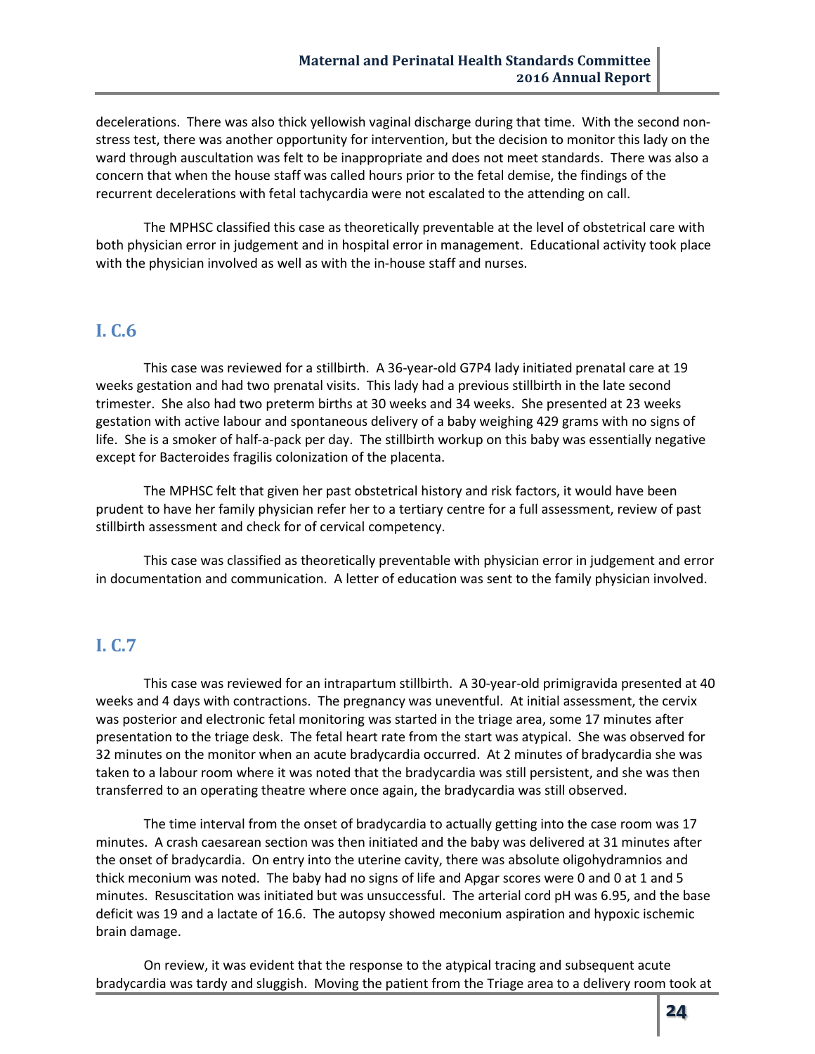decelerations. There was also thick yellowish vaginal discharge during that time. With the second non-stress test, there was another opportunity for intervention, but the decision to monitor this lady on the ward through auscultation was felt to be inappropriate and does not meet standards. There was also a concern that when the house staff was called hours prior to the fetal demise, the findings of the recurrent decelerations with fetal tachycardia were not escalated to the attending on call.

The MPHSC classified this case as theoretically preventable at the level of obstetrical care with both physician error in judgement and in hospital error in management. Educational activity took place with the physician involved as well as with the in-house staff and nurses.

## I. C.6

This case was reviewed for a stillbirth. A 36-year-old G7P4 lady initiated prenatal care at 19 weeks gestation and had two prenatal visits. This lady had a previous stillbirth in the late second trimester. She also had two preterm births at 30 weeks and 34 weeks. She presented at 23 weeks gestation with active labour and spontaneous delivery of a baby weighing 429 grams with no signs of life. She is a smoker of half-a-pack per day. The stillbirth workup on this baby was essentially negative except for Bacteroides fragilis colonization of the placenta.

The MPHSC felt that given her past obstetrical history and risk factors, it would have been prudent to have her family physician refer her to a tertiary centre for a full assessment, review of past stillbirth assessment and check for of cervical competency.

This case was classified as theoretically preventable with physician error in judgement and error in documentation and communication. A letter of education was sent to the family physician involved.

## I. C.7

This case was reviewed for an intrapartum stillbirth. A 30-year-old primigravida presented at 40 weeks and 4 days with contractions. The pregnancy was uneventful. At initial assessment, the cervix was posterior and electronic fetal monitoring was started in the triage area, some 17 minutes after presentation to the triage desk. The fetal heart rate from the start was atypical. She was observed for 32 minutes on the monitor when an acute bradycardia occurred. At 2 minutes of bradycardia she was taken to a labour room where it was noted that the bradycardia was still persistent, and she was then transferred to an operating theatre where once again, the bradycardia was still observed.

The time interval from the onset of bradycardia to actually getting into the case room was 17 minutes. A crash caesarean section was then initiated and the baby was delivered at 31 minutes after the onset of bradycardia. On entry into the uterine cavity, there was absolute oligohydramnios and thick meconium was noted. The baby had no signs of life and Apgar scores were 0 and 0 at 1 and 5 minutes. Resuscitation was initiated but was unsuccessful. The arterial cord pH was 6.95, and the base deficit was 19 and a lactate of 16.6. The autopsy showed meconium aspiration and hypoxic ischemic brain damage.

On review, it was evident that the response to the atypical tracing and subsequent acute bradycardia was tardy and sluggish. Moving the patient from the Triage area to a delivery room took at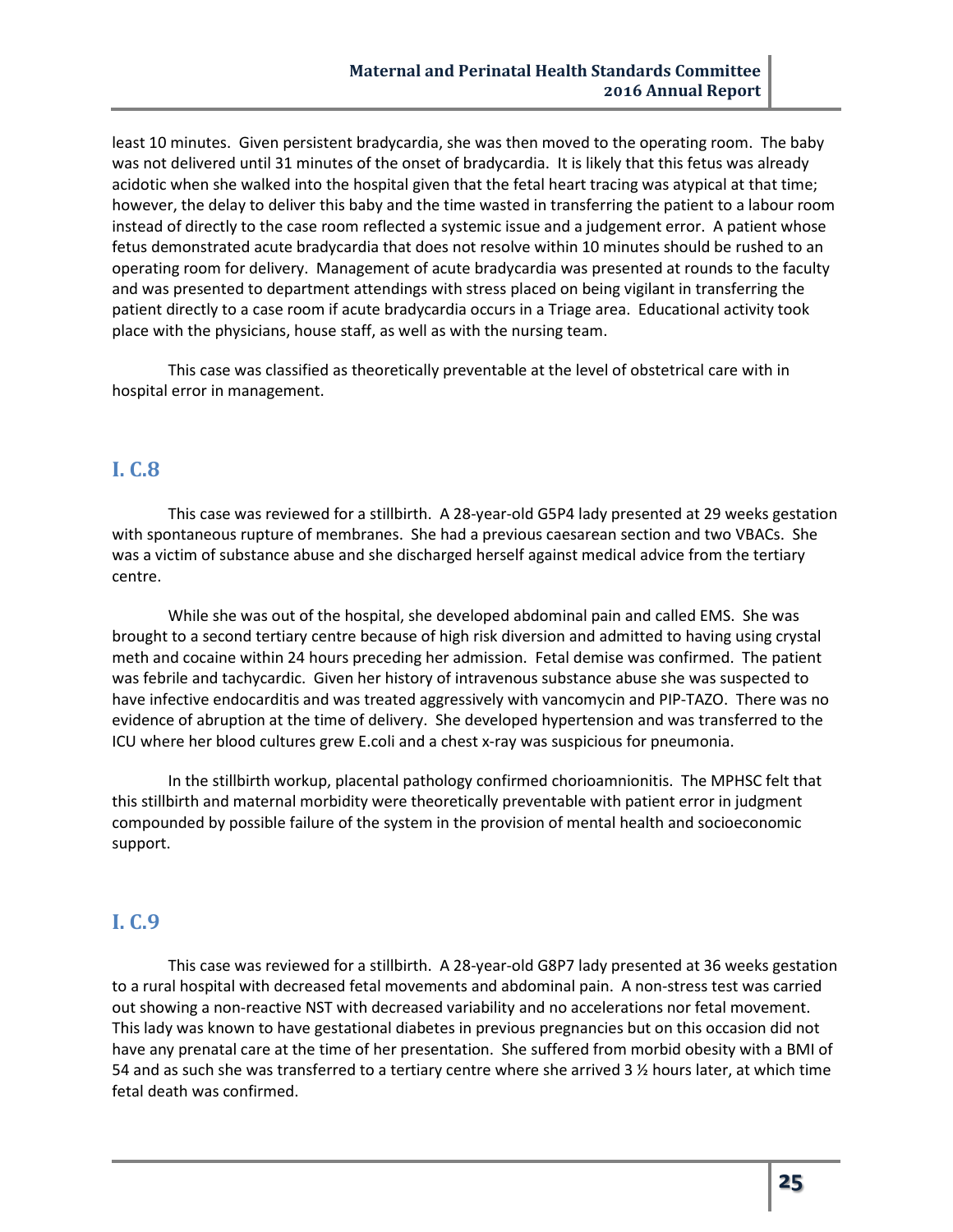least 10 minutes. Given persistent bradycardia, she was then moved to the operating room. The baby was not delivered until 31 minutes of the onset of bradycardia. It is likely that this fetus was already acidotic when she walked into the hospital given that the fetal heart tracing was atypical at that time; however, the delay to deliver this baby and the time wasted in transferring the patient to a labour room instead of directly to the case room reflected a systemic issue and a judgement error. A patient whose fetus demonstrated acute bradycardia that does not resolve within 10 minutes should be rushed to an operating room for delivery. Management of acute bradycardia was presented at rounds to the faculty and was presented to department attendings with stress placed on being vigilant in transferring the patient directly to a case room if acute bradycardia occurs in a Triage area. Educational activity took place with the physicians, house staff, as well as with the nursing team.

This case was classified as theoretically preventable at the level of obstetrical care with in hospital error in management.

## I. C.8

This case was reviewed for a stillbirth. A 28-year-old G5P4 lady presented at 29 weeks gestation with spontaneous rupture of membranes. She had a previous caesarean section and two VBACs. She was a victim of substance abuse and she discharged herself against medical advice from the tertiary centre.

While she was out of the hospital, she developed abdominal pain and called EMS. She was brought to a second tertiary centre because of high risk diversion and admitted to having using crystal meth and cocaine within 24 hours preceding her admission. Fetal demise was confirmed. The patient was febrile and tachycardic. Given her history of intravenous substance abuse she was suspected to have infective endocarditis and was treated aggressively with vancomycin and PIP-TAZO. There was no evidence of abruption at the time of delivery. She developed hypertension and was transferred to the ICU where her blood cultures grew E.coli and a chest x-ray was suspicious for pneumonia.

In the stillbirth workup, placental pathology confirmed chorioamnionitis. The MPHSC felt that this stillbirth and maternal morbidity were theoretically preventable with patient error in judgment compounded by possible failure of the system in the provision of mental health and socioeconomic support.

## I. C.9

This case was reviewed for a stillbirth. A 28-year-old G8P7 lady presented at 36 weeks gestation to a rural hospital with decreased fetal movements and abdominal pain. A non-stress test was carried out showing a non-reactive NST with decreased variability and no accelerations nor fetal movement. This lady was known to have gestational diabetes in previous pregnancies but on this occasion did not have any prenatal care at the time of her presentation. She suffered from morbid obesity with a BMI of 54 and as such she was transferred to a tertiary centre where she arrived 3 ½ hours later, at which time fetal death was confirmed.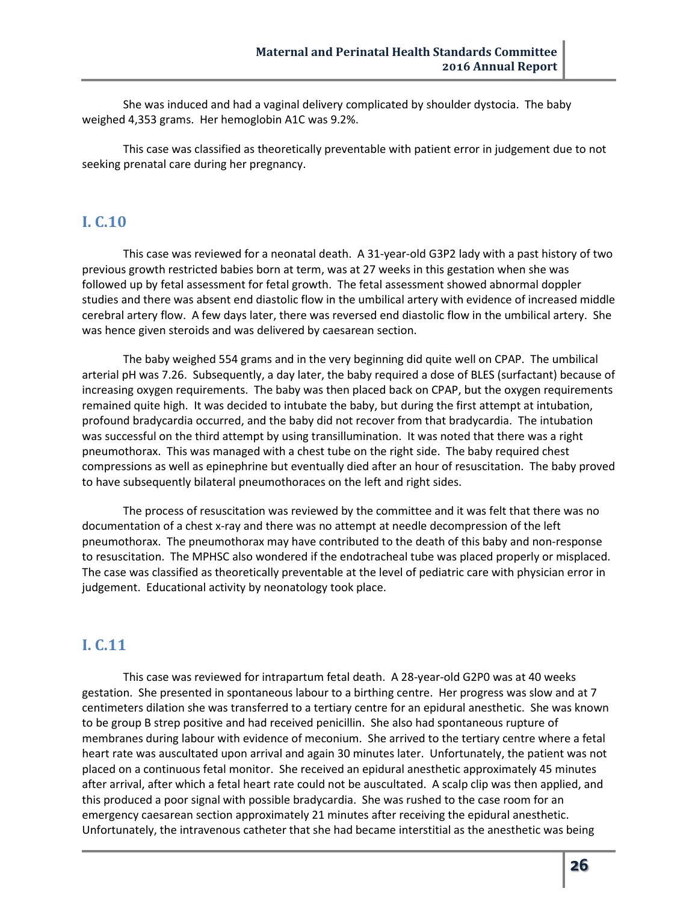She was induced and had a vaginal delivery complicated by shoulder dystocia. The baby weighed 4,353 grams. Her hemoglobin A1C was 9.2%.

This case was classified as theoretically preventable with patient error in judgement due to not seeking prenatal care during her pregnancy.

## I. C.10

This case was reviewed for a neonatal death. A 31-year-old G3P2 lady with a past history of two previous growth restricted babies born at term, was at 27 weeks in this gestation when she was followed up by fetal assessment for fetal growth. The fetal assessment showed abnormal doppler studies and there was absent end diastolic flow in the umbilical artery with evidence of increased middle cerebral artery flow. A few days later, there was reversed end diastolic flow in the umbilical artery. She was hence given steroids and was delivered by caesarean section.

The baby weighed 554 grams and in the very beginning did quite well on CPAP. The umbilical arterial pH was 7.26. Subsequently, a day later, the baby required a dose of BLES (surfactant) because of increasing oxygen requirements. The baby was then placed back on CPAP, but the oxygen requirements remained quite high. It was decided to intubate the baby, but during the first attempt at intubation, profound bradycardia occurred, and the baby did not recover from that bradycardia. The intubation was successful on the third attempt by using transillumination. It was noted that there was a right pneumothorax. This was managed with a chest tube on the right side. The baby required chest compressions as well as epinephrine but eventually died after an hour of resuscitation. The baby proved to have subsequently bilateral pneumothoraces on the left and right sides.

The process of resuscitation was reviewed by the committee and it was felt that there was no documentation of a chest x-ray and there was no attempt at needle decompression of the left pneumothorax. The pneumothorax may have contributed to the death of this baby and non-response to resuscitation. The MPHSC also wondered if the endotracheal tube was placed properly or misplaced. The case was classified as theoretically preventable at the level of pediatric care with physician error in judgement. Educational activity by neonatology took place.

## I. C.11

This case was reviewed for intrapartum fetal death. A 28-year-old G2P0 was at 40 weeks gestation. She presented in spontaneous labour to a birthing centre. Her progress was slow and at 7 centimeters dilation she was transferred to a tertiary centre for an epidural anesthetic. She was known to be group B strep positive and had received penicillin. She also had spontaneous rupture of membranes during labour with evidence of meconium. She arrived to the tertiary centre where a fetal heart rate was auscultated upon arrival and again 30 minutes later. Unfortunately, the patient was not placed on a continuous fetal monitor. She received an epidural anesthetic approximately 45 minutes after arrival, after which a fetal heart rate could not be auscultated. A scalp clip was then applied, and this produced a poor signal with possible bradycardia. She was rushed to the case room for an emergency caesarean section approximately 21 minutes after receiving the epidural anesthetic. Unfortunately, the intravenous catheter that she had became interstitial as the anesthetic was being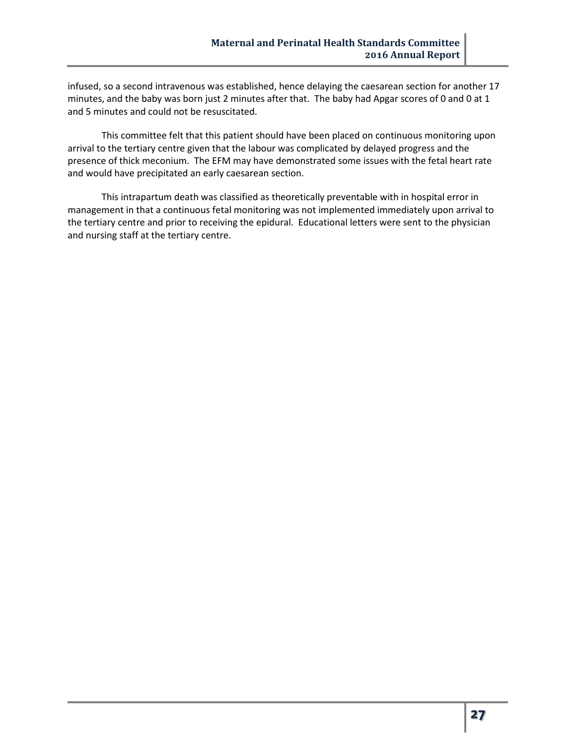infused, so a second intravenous was established, hence delaying the caesarean section for another 17 minutes, and the baby was born just 2 minutes after that. The baby had Apgar scores of 0 and 0 at 1 and 5 minutes and could not be resuscitated.

This committee felt that this patient should have been placed on continuous monitoring upon arrival to the tertiary centre given that the labour was complicated by delayed progress and the presence of thick meconium. The EFM may have demonstrated some issues with the fetal heart rate and would have precipitated an early caesarean section.

This intrapartum death was classified as theoretically preventable with in hospital error in management in that a continuous fetal monitoring was not implemented immediately upon arrival to the tertiary centre and prior to receiving the epidural. Educational letters were sent to the physician and nursing staff at the tertiary centre.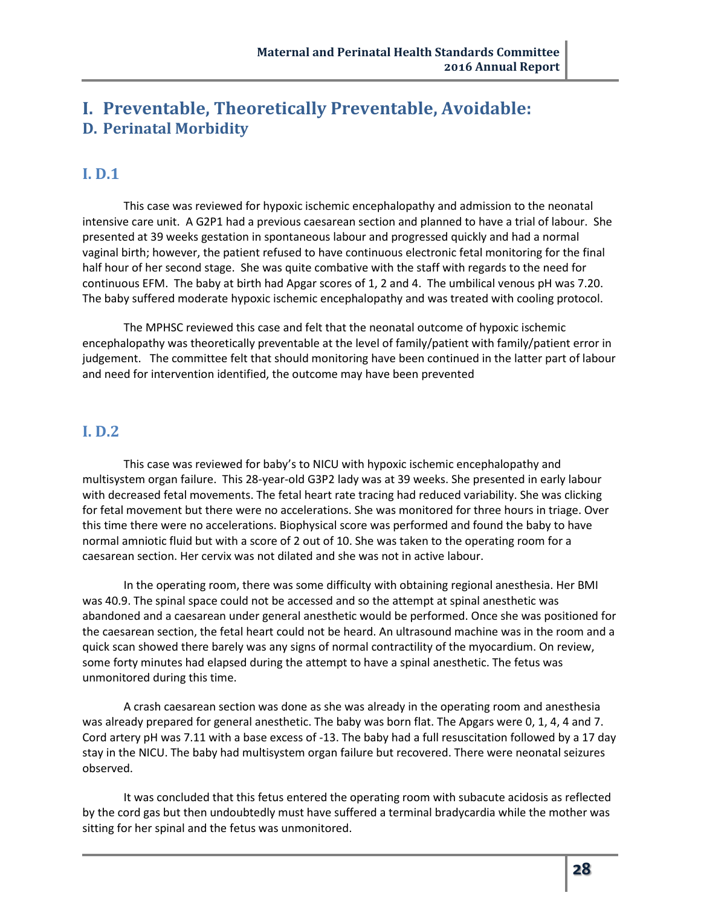# I. Preventable, Theoretically Preventable, Avoidable:

## D. Perinatal Morbidity

### I. D.1

This case was reviewed for hypoxic ischemic encephalopathy and admission to the neonatal intensive care unit. A G2P1 had a previous caesarean section and planned to have a trial of labour. She presented at 39 weeks gestation in spontaneous labour and progressed quickly and had a normal vaginal birth; however, the patient refused to have continuous electronic fetal monitoring for the final half hour of her second stage. She was quite combative with the staff with regards to the need for continuous EFM. The baby at birth had Apgar scores of 1, 2 and 4. The umbilical venous pH was 7.20. The baby suffered moderate hypoxic ischemic encephalopathy and was treated with cooling protocol.

The MPHSC reviewed this case and felt that the neonatal outcome of hypoxic ischemic encephalopathy was theoretically preventable at the level of family/patient with family/patient error in judgement. The committee felt that should monitoring have been continued in the latter part of labour and need for intervention identified, the outcome may have been prevented

### I. D.2

This case was reviewed for baby's to NICU with hypoxic ischemic encephalopathy and multisystem organ failure. This 28-year-old G3P2 lady was at 39 weeks. She presented in early labour with decreased fetal movements. The fetal heart rate tracing had reduced variability. She was clicking for fetal movement but there were no accelerations. She was monitored for three hours in triage. Over this time there were no accelerations. Biophysical score was performed and found the baby to have normal amniotic fluid but with a score of 2 out of 10. She was taken to the operating room for a caesarean section. Her cervix was not dilated and she was not in active labour.

In the operating room, there was some difficulty with obtaining regional anesthesia. Her BMI was 40.9. The spinal space could not be accessed and so the attempt at spinal anesthetic was abandoned and a caesarean under general anesthetic would be performed. Once she was positioned for the caesarean section, the fetal heart could not be heard. An ultrasound machine was in the room and a quick scan showed there barely was any signs of normal contractility of the myocardium. On review, some forty minutes had elapsed during the attempt to have a spinal anesthetic. The fetus was unmonitored during this time.

A crash caesarean section was done as she was already in the operating room and anesthesia was already prepared for general anesthetic. The baby was born flat. The Apgars were 0, 1, 4, 4 and 7. Cord artery pH was 7.11 with a base excess of -13. The baby had a full resuscitation followed by a 17 day stay in the NICU. The baby had multisystem organ failure but recovered. There were neonatal seizures observed.

It was concluded that this fetus entered the operating room with subacute acidosis as reflected by the cord gas but then undoubtedly must have suffered a terminal bradycardia while the mother was sitting for her spinal and the fetus was unmonitored.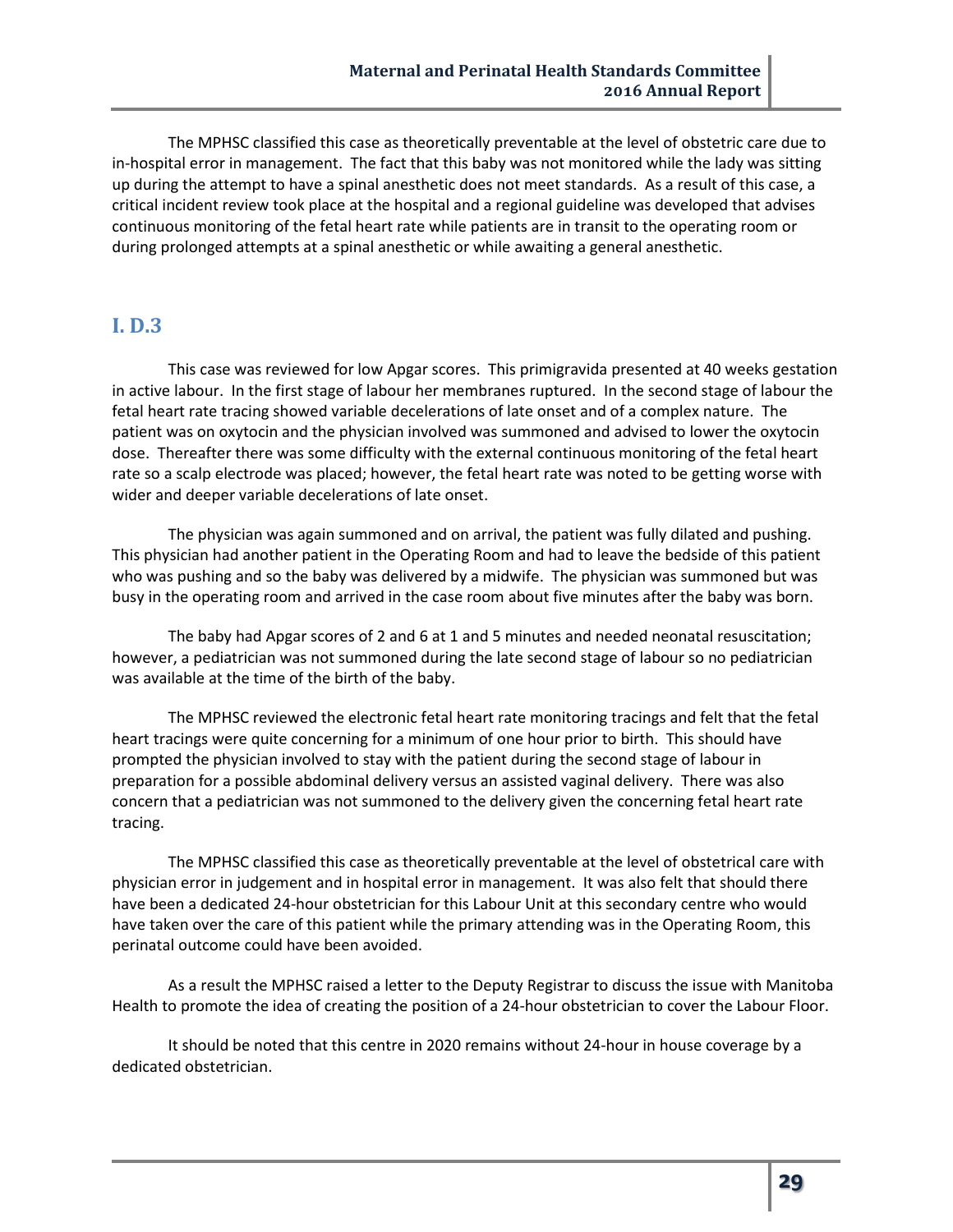The MPHSC classified this case as theoretically preventable at the level of obstetric care due to in-hospital error in management. The fact that this baby was not monitored while the lady was sitting up during the attempt to have a spinal anesthetic does not meet standards. As a result of this case, a critical incident review took place at the hospital and a regional guideline was developed that advises continuous monitoring of the fetal heart rate while patients are in transit to the operating room or during prolonged attempts at a spinal anesthetic or while awaiting a general anesthetic.

## I. D.3

This case was reviewed for low Apgar scores. This primigravida presented at 40 weeks gestation in active labour. In the first stage of labour her membranes ruptured. In the second stage of labour the fetal heart rate tracing showed variable decelerations of late onset and of a complex nature. The patient was on oxytocin and the physician involved was summoned and advised to lower the oxytocin dose. Thereafter there was some difficulty with the external continuous monitoring of the fetal heart rate so a scalp electrode was placed; however, the fetal heart rate was noted to be getting worse with wider and deeper variable decelerations of late onset.

The physician was again summoned and on arrival, the patient was fully dilated and pushing. This physician had another patient in the Operating Room and had to leave the bedside of this patient who was pushing and so the baby was delivered by a midwife. The physician was summoned but was busy in the operating room and arrived in the case room about five minutes after the baby was born.

The baby had Apgar scores of 2 and 6 at 1 and 5 minutes and needed neonatal resuscitation; however, a pediatrician was not summoned during the late second stage of labour so no pediatrician was available at the time of the birth of the baby.

The MPHSC reviewed the electronic fetal heart rate monitoring tracings and felt that the fetal heart tracings were quite concerning for a minimum of one hour prior to birth. This should have prompted the physician involved to stay with the patient during the second stage of labour in preparation for a possible abdominal delivery versus an assisted vaginal delivery. There was also concern that a pediatrician was not summoned to the delivery given the concerning fetal heart rate tracing.

The MPHSC classified this case as theoretically preventable at the level of obstetrical care with physician error in judgement and in hospital error in management. It was also felt that should there have been a dedicated 24-hour obstetrician for this Labour Unit at this secondary centre who would have taken over the care of this patient while the primary attending was in the Operating Room, this perinatal outcome could have been avoided.

As a result the MPHSC raised a letter to the Deputy Registrar to discuss the issue with Manitoba Health to promote the idea of creating the position of a 24-hour obstetrician to cover the Labour Floor.

It should be noted that this centre in 2020 remains without 24-hour in house coverage by a dedicated obstetrician.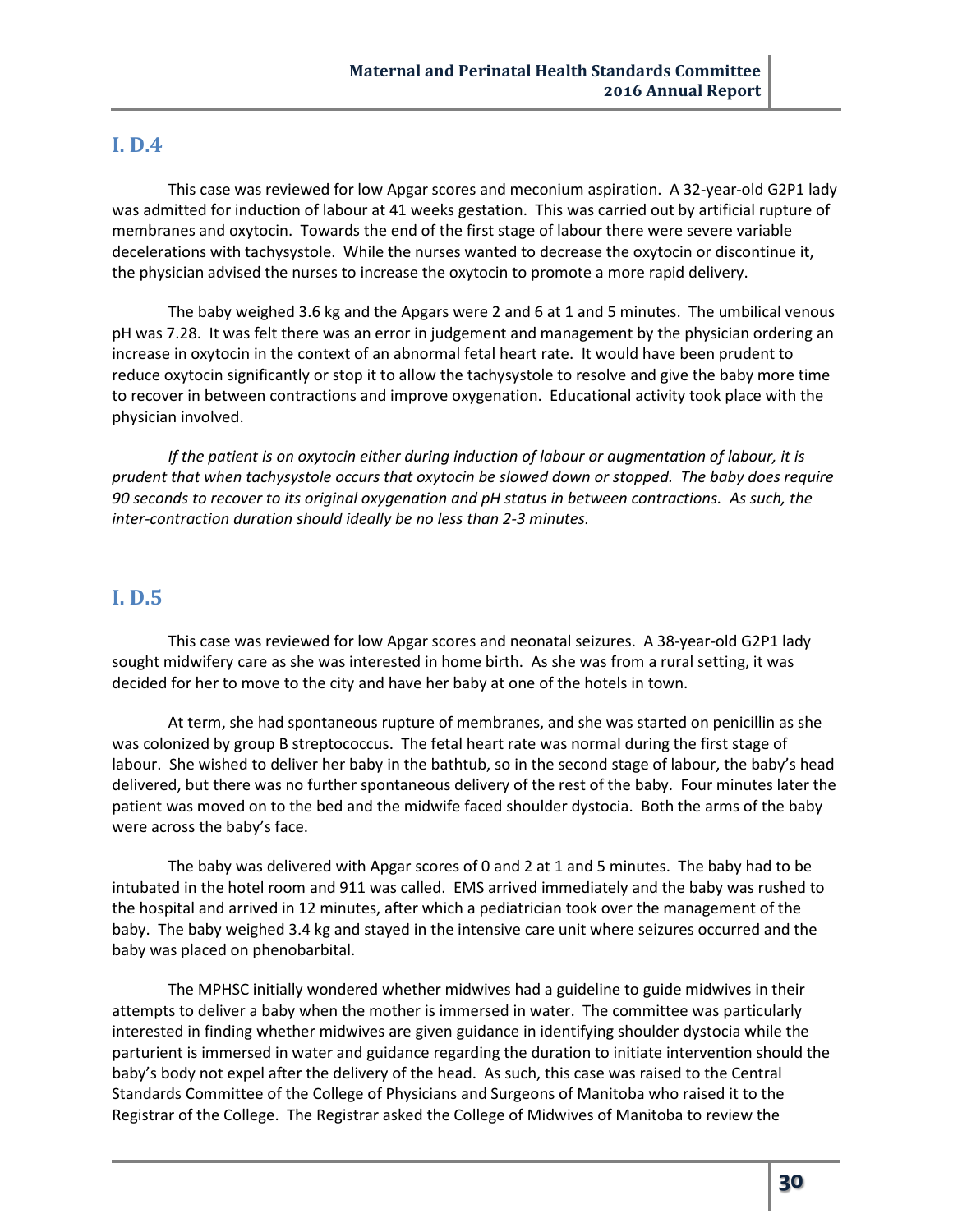## I. D.4

This case was reviewed for low Apgar scores and meconium aspiration. A 32-year-old G2P1 lady was admitted for induction of labour at 41 weeks gestation. This was carried out by artificial rupture of membranes and oxytocin. Towards the end of the first stage of labour there were severe variable decelerations with tachysystole. While the nurses wanted to decrease the oxytocin or discontinue it, the physician advised the nurses to increase the oxytocin to promote a more rapid delivery.

The baby weighed 3.6 kg and the Apgars were 2 and 6 at 1 and 5 minutes. The umbilical venous pH was 7.28. It was felt there was an error in judgement and management by the physician ordering an increase in oxytocin in the context of an abnormal fetal heart rate. It would have been prudent to reduce oxytocin significantly or stop it to allow the tachysystole to resolve and give the baby more time to recover in between contractions and improve oxygenation. Educational activity took place with the physician involved.

*If the patient is on oxytocin either during induction of labour or augmentation of labour, it is prudent that when tachysystole occurs that oxytocin be slowed down or stopped. The baby does require 90 seconds to recover to its original oxygenation and pH status in between contractions. As such, the inter-contraction duration should ideally be no less than 2-3 minutes.*

## I. D.5

This case was reviewed for low Apgar scores and neonatal seizures. A 38-year-old G2P1 lady sought midwifery care as she was interested in home birth. As she was from a rural setting, it was decided for her to move to the city and have her baby at one of the hotels in town.

At term, she had spontaneous rupture of membranes, and she was started on penicillin as she was colonized by group B streptococcus. The fetal heart rate was normal during the first stage of labour. She wished to deliver her baby in the bathtub, so in the second stage of labour, the baby's head delivered, but there was no further spontaneous delivery of the rest of the baby. Four minutes later the patient was moved on to the bed and the midwife faced shoulder dystocia. Both the arms of the baby were across the baby's face.

The baby was delivered with Apgar scores of 0 and 2 at 1 and 5 minutes. The baby had to be intubated in the hotel room and 911 was called. EMS arrived immediately and the baby was rushed to the hospital and arrived in 12 minutes, after which a pediatrician took over the management of the baby. The baby weighed 3.4 kg and stayed in the intensive care unit where seizures occurred and the baby was placed on phenobarbital.

The MPHSC initially wondered whether midwives had a guideline to guide midwives in their attempts to deliver a baby when the mother is immersed in water. The committee was particularly interested in finding whether midwives are given guidance in identifying shoulder dystocia while the parturient is immersed in water and guidance regarding the duration to initiate intervention should the baby's body not expel after the delivery of the head. As such, this case was raised to the Central Standards Committee of the College of Physicians and Surgeons of Manitoba who raised it to the Registrar of the College. The Registrar asked the College of Midwives of Manitoba to review the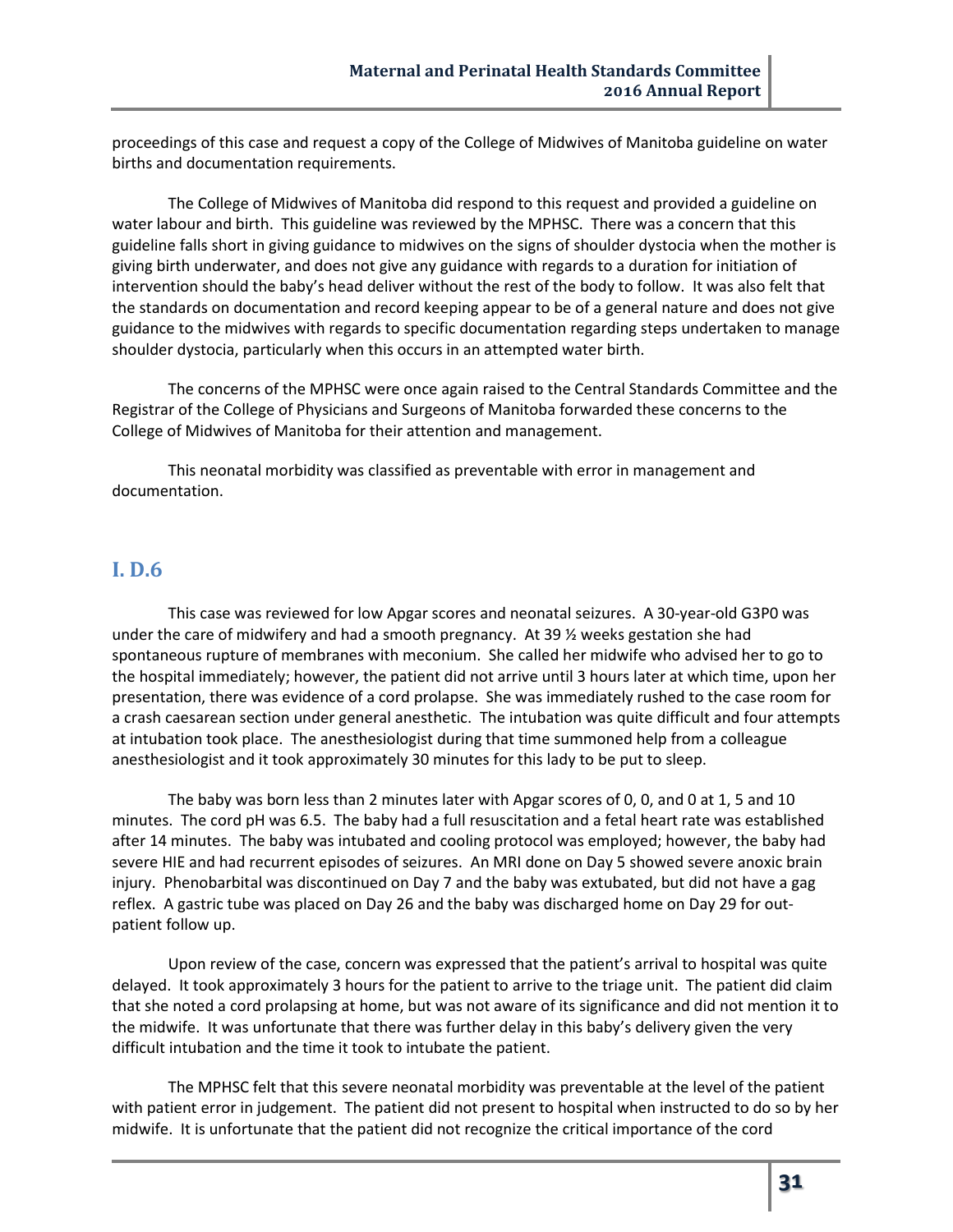proceedings of this case and request a copy of the College of Midwives of Manitoba guideline on water births and documentation requirements.

The College of Midwives of Manitoba did respond to this request and provided a guideline on water labour and birth. This guideline was reviewed by the MPHSC. There was a concern that this guideline falls short in giving guidance to midwives on the signs of shoulder dystocia when the mother is giving birth underwater, and does not give any guidance with regards to a duration for initiation of intervention should the baby's head deliver without the rest of the body to follow. It was also felt that the standards on documentation and record keeping appear to be of a general nature and does not give guidance to the midwives with regards to specific documentation regarding steps undertaken to manage shoulder dystocia, particularly when this occurs in an attempted water birth.

The concerns of the MPHSC were once again raised to the Central Standards Committee and the Registrar of the College of Physicians and Surgeons of Manitoba forwarded these concerns to the College of Midwives of Manitoba for their attention and management.

This neonatal morbidity was classified as preventable with error in management and documentation.

## I. D.6

This case was reviewed for low Apgar scores and neonatal seizures. A 30-year-old G3P0 was under the care of midwifery and had a smooth pregnancy. At 39 ½ weeks gestation she had spontaneous rupture of membranes with meconium. She called her midwife who advised her to go to the hospital immediately; however, the patient did not arrive until 3 hours later at which time, upon her presentation, there was evidence of a cord prolapse. She was immediately rushed to the case room for a crash caesarean section under general anesthetic. The intubation was quite difficult and four attempts at intubation took place. The anesthesiologist during that time summoned help from a colleague anesthesiologist and it took approximately 30 minutes for this lady to be put to sleep.

The baby was born less than 2 minutes later with Apgar scores of 0, 0, and 0 at 1, 5 and 10 minutes. The cord pH was 6.5. The baby had a full resuscitation and a fetal heart rate was established after 14 minutes. The baby was intubated and cooling protocol was employed; however, the baby had severe HIE and had recurrent episodes of seizures. An MRI done on Day 5 showed severe anoxic brain injury. Phenobarbital was discontinued on Day 7 and the baby was extubated, but did not have a gag reflex. A gastric tube was placed on Day 26 and the baby was discharged home on Day 29 for out-patient follow up.

Upon review of the case, concern was expressed that the patient's arrival to hospital was quite delayed. It took approximately 3 hours for the patient to arrive to the triage unit. The patient did claim that she noted a cord prolapsing at home, but was not aware of its significance and did not mention it to the midwife. It was unfortunate that there was further delay in this baby's delivery given the very difficult intubation and the time it took to intubate the patient.

The MPHSC felt that this severe neonatal morbidity was preventable at the level of the patient with patient error in judgement. The patient did not present to hospital when instructed to do so by her midwife. It is unfortunate that the patient did not recognize the critical importance of the cord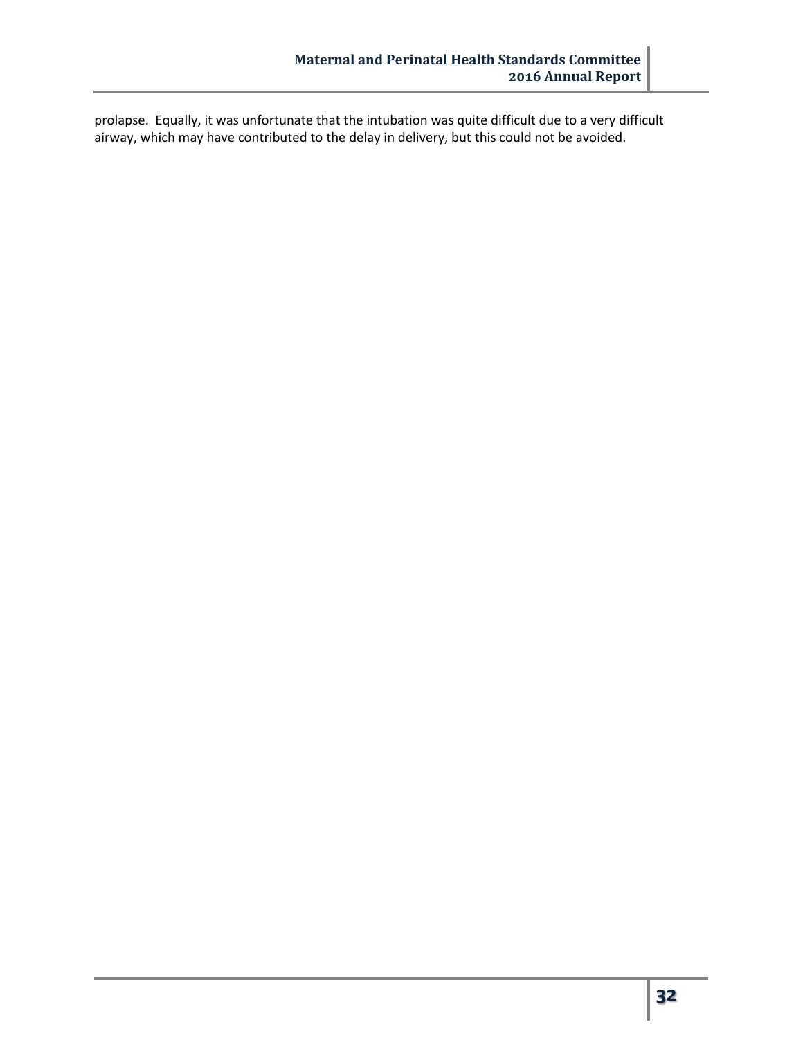prolapse. Equally, it was unfortunate that the intubation was quite difficult due to a very difficult airway, which may have contributed to the delay in delivery, but this could not be avoided.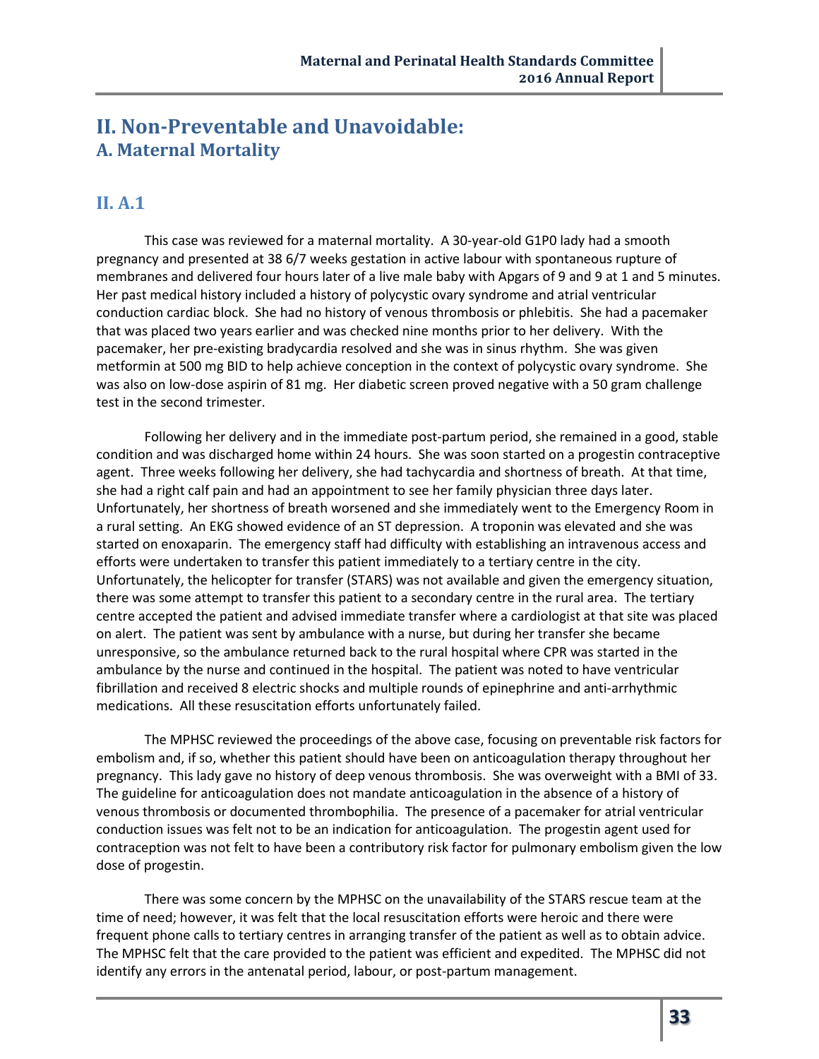# II. Non-Preventable and Unavoidable:
## A. Maternal Mortality

### II. A.1

This case was reviewed for a maternal mortality. A 30-year-old G1P0 lady had a smooth pregnancy and presented at 38 6/7 weeks gestation in active labour with spontaneous rupture of membranes and delivered four hours later of a live male baby with Apgars of 9 and 9 at 1 and 5 minutes. Her past medical history included a history of polycystic ovary syndrome and atrial ventricular conduction cardiac block. She had no history of venous thrombosis or phlebitis. She had a pacemaker that was placed two years earlier and was checked nine months prior to her delivery. With the pacemaker, her pre-existing bradycardia resolved and she was in sinus rhythm. She was given metformin at 500 mg BID to help achieve conception in the context of polycystic ovary syndrome. She was also on low-dose aspirin of 81 mg. Her diabetic screen proved negative with a 50 gram challenge test in the second trimester.

Following her delivery and in the immediate post-partum period, she remained in a good, stable condition and was discharged home within 24 hours. She was soon started on a progestin contraceptive agent. Three weeks following her delivery, she had tachycardia and shortness of breath. At that time, she had a right calf pain and had an appointment to see her family physician three days later. Unfortunately, her shortness of breath worsened and she immediately went to the Emergency Room in a rural setting. An EKG showed evidence of an ST depression. A troponin was elevated and she was started on enoxaparin. The emergency staff had difficulty with establishing an intravenous access and efforts were undertaken to transfer this patient immediately to a tertiary centre in the city. Unfortunately, the helicopter for transfer (STARS) was not available and given the emergency situation, there was some attempt to transfer this patient to a secondary centre in the rural area. The tertiary centre accepted the patient and advised immediate transfer where a cardiologist at that site was placed on alert. The patient was sent by ambulance with a nurse, but during her transfer she became unresponsive, so the ambulance returned back to the rural hospital where CPR was started in the ambulance by the nurse and continued in the hospital. The patient was noted to have ventricular fibrillation and received 8 electric shocks and multiple rounds of epinephrine and anti-arrhythmic medications. All these resuscitation efforts unfortunately failed.

The MPHSC reviewed the proceedings of the above case, focusing on preventable risk factors for embolism and, if so, whether this patient should have been on anticoagulation therapy throughout her pregnancy. This lady gave no history of deep venous thrombosis. She was overweight with a BMI of 33. The guideline for anticoagulation does not mandate anticoagulation in the absence of a history of venous thrombosis or documented thrombophilia. The presence of a pacemaker for atrial ventricular conduction issues was felt not to be an indication for anticoagulation. The progestin agent used for contraception was not felt to have been a contributory risk factor for pulmonary embolism given the low dose of progestin.

There was some concern by the MPHSC on the unavailability of the STARS rescue team at the time of need; however, it was felt that the local resuscitation efforts were heroic and there were frequent phone calls to tertiary centres in arranging transfer of the patient as well as to obtain advice. The MPHSC felt that the care provided to the patient was efficient and expedited. The MPHSC did not identify any errors in the antenatal period, labour, or post-partum management.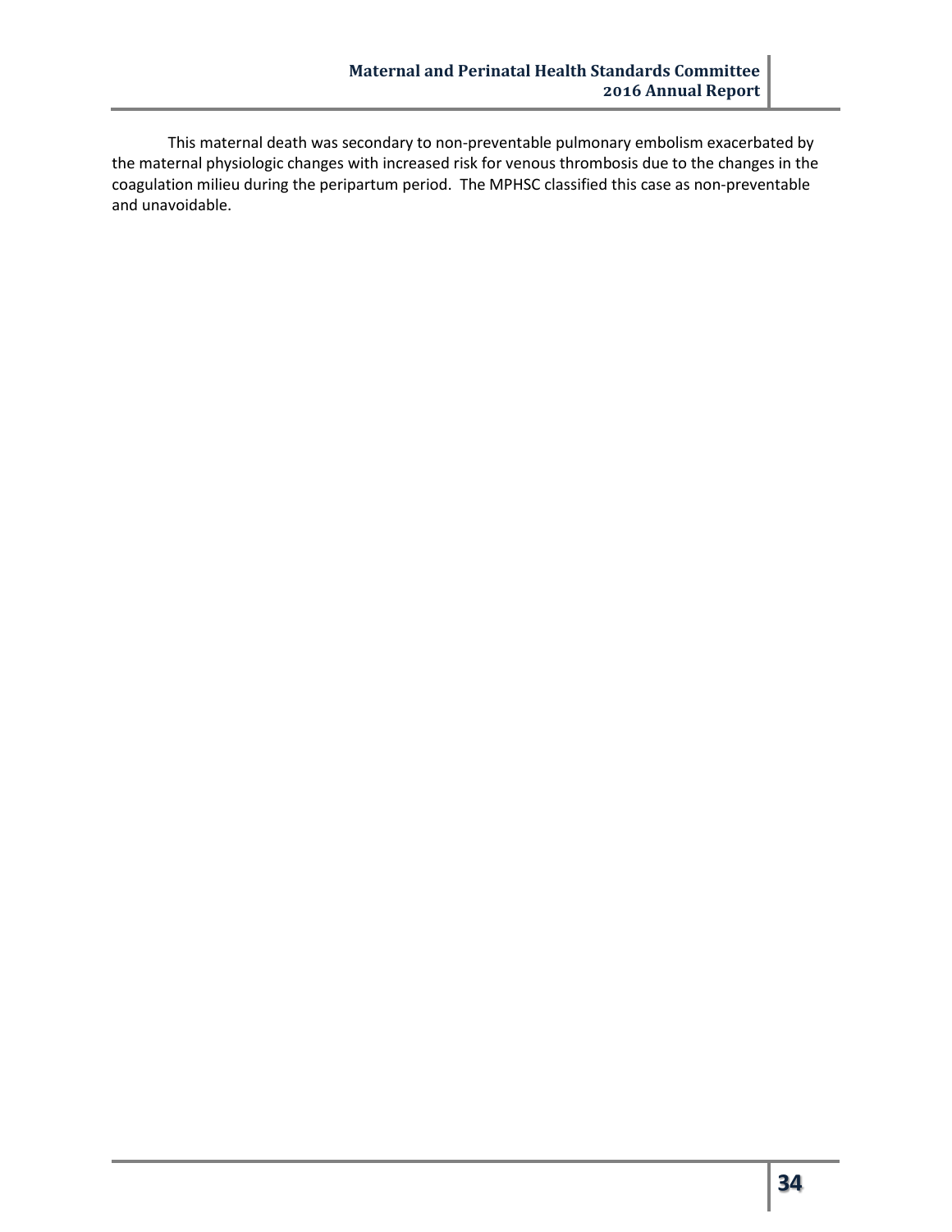This maternal death was secondary to non-preventable pulmonary embolism exacerbated by the maternal physiologic changes with increased risk for venous thrombosis due to the changes in the coagulation milieu during the peripartum period. The MPHSC classified this case as non-preventable and unavoidable.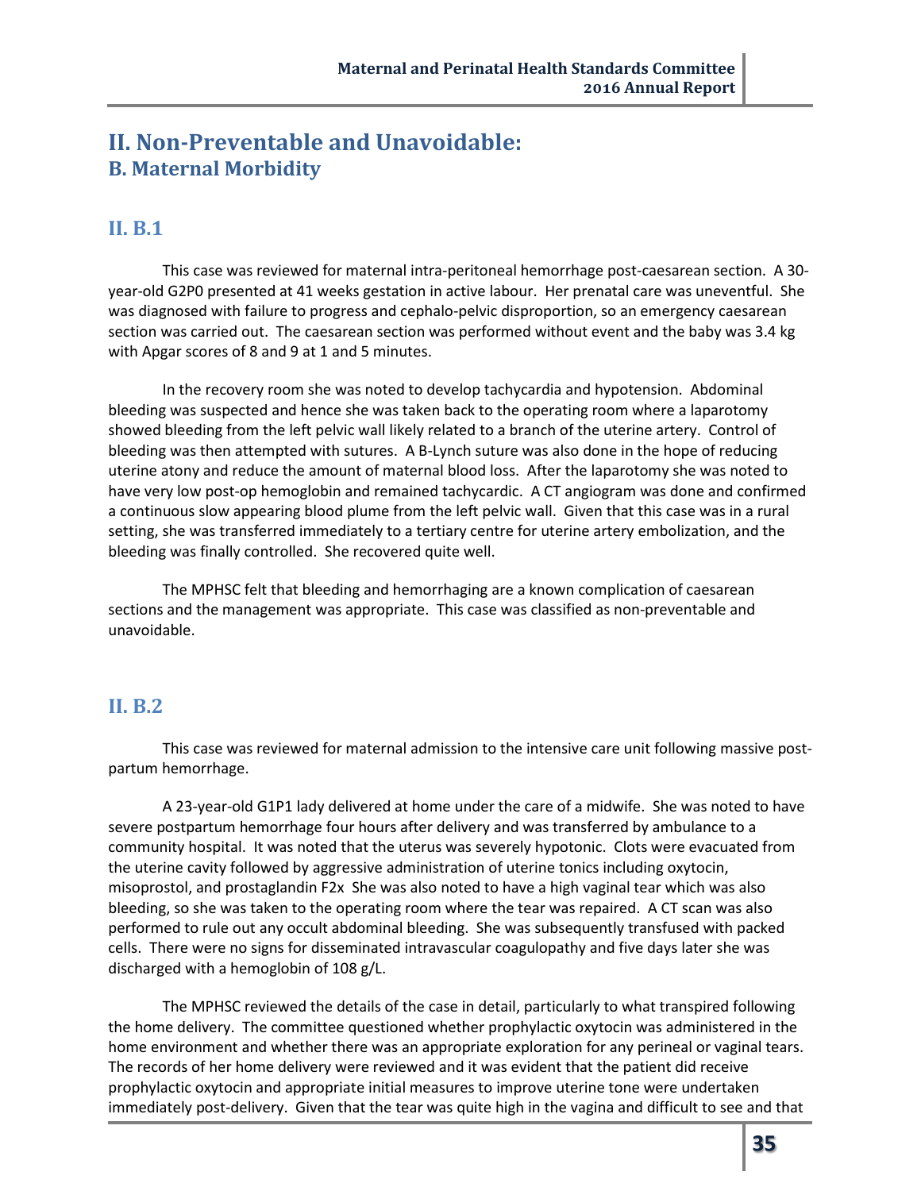# II. Non-Preventable and Unavoidable:
## B. Maternal Morbidity

### II. B.1

This case was reviewed for maternal intra-peritoneal hemorrhage post-caesarean section. A 30-year-old G2P0 presented at 41 weeks gestation in active labour. Her prenatal care was uneventful. She was diagnosed with failure to progress and cephalo-pelvic disproportion, so an emergency caesarean section was carried out. The caesarean section was performed without event and the baby was 3.4 kg with Apgar scores of 8 and 9 at 1 and 5 minutes.

In the recovery room she was noted to develop tachycardia and hypotension. Abdominal bleeding was suspected and hence she was taken back to the operating room where a laparotomy showed bleeding from the left pelvic wall likely related to a branch of the uterine artery. Control of bleeding was then attempted with sutures. A B-Lynch suture was also done in the hope of reducing uterine atony and reduce the amount of maternal blood loss. After the laparotomy she was noted to have very low post-op hemoglobin and remained tachycardic. A CT angiogram was done and confirmed a continuous slow appearing blood plume from the left pelvic wall. Given that this case was in a rural setting, she was transferred immediately to a tertiary centre for uterine artery embolization, and the bleeding was finally controlled. She recovered quite well.

The MPHSC felt that bleeding and hemorrhaging are a known complication of caesarean sections and the management was appropriate. This case was classified as non-preventable and unavoidable.

### II. B.2

This case was reviewed for maternal admission to the intensive care unit following massive post-partum hemorrhage.

A 23-year-old G1P1 lady delivered at home under the care of a midwife. She was noted to have severe postpartum hemorrhage four hours after delivery and was transferred by ambulance to a community hospital. It was noted that the uterus was severely hypotonic. Clots were evacuated from the uterine cavity followed by aggressive administration of uterine tonics including oxytocin, misoprostol, and prostaglandin F2x She was also noted to have a high vaginal tear which was also bleeding, so she was taken to the operating room where the tear was repaired. A CT scan was also performed to rule out any occult abdominal bleeding. She was subsequently transfused with packed cells. There were no signs for disseminated intravascular coagulopathy and five days later she was discharged with a hemoglobin of 108 g/L.

The MPHSC reviewed the details of the case in detail, particularly to what transpired following the home delivery. The committee questioned whether prophylactic oxytocin was administered in the home environment and whether there was an appropriate exploration for any perineal or vaginal tears. The records of her home delivery were reviewed and it was evident that the patient did receive prophylactic oxytocin and appropriate initial measures to improve uterine tone were undertaken immediately post-delivery. Given that the tear was quite high in the vagina and difficult to see and that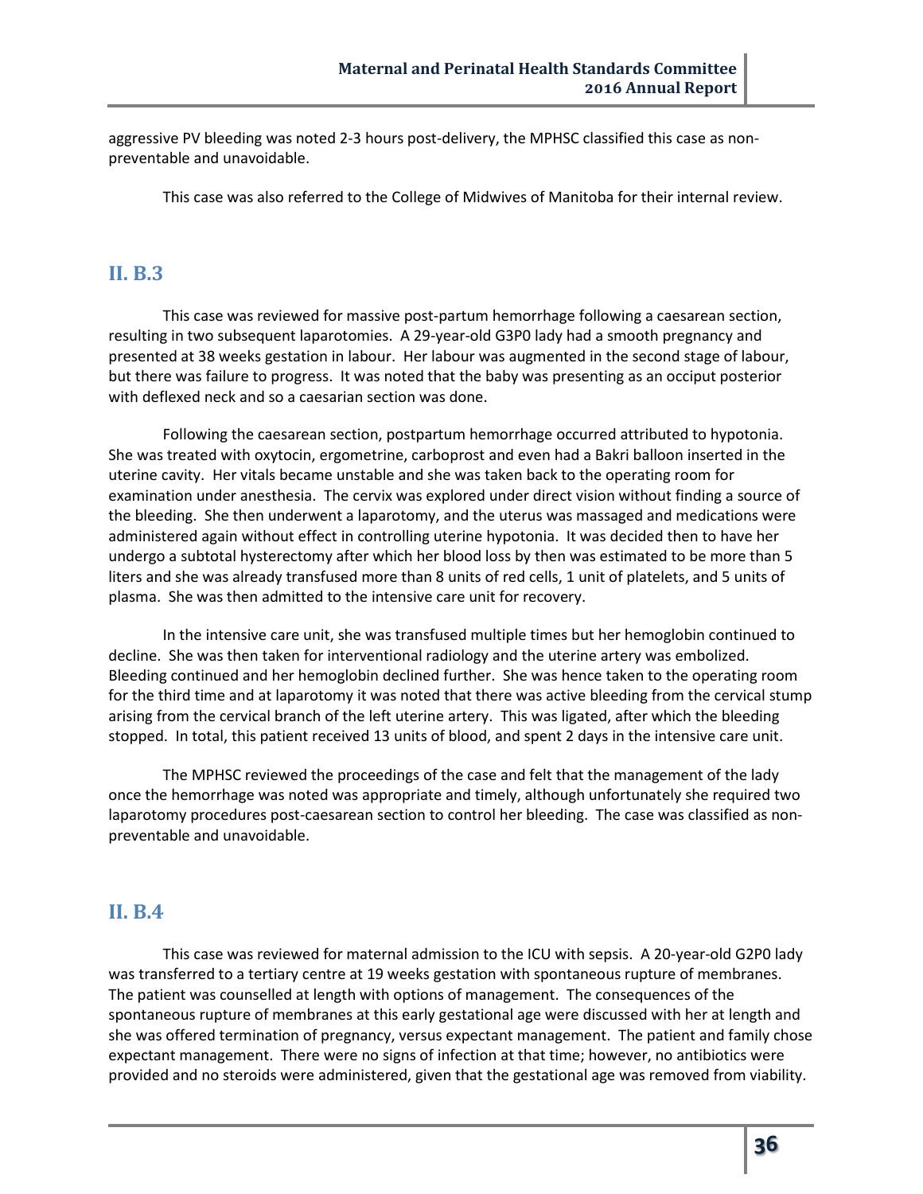aggressive PV bleeding was noted 2-3 hours post-delivery, the MPHSC classified this case as non-preventable and unavoidable.

This case was also referred to the College of Midwives of Manitoba for their internal review.

## II. B.3

This case was reviewed for massive post-partum hemorrhage following a caesarean section, resulting in two subsequent laparotomies. A 29-year-old G3P0 lady had a smooth pregnancy and presented at 38 weeks gestation in labour. Her labour was augmented in the second stage of labour, but there was failure to progress. It was noted that the baby was presenting as an occiput posterior with deflexed neck and so a caesarian section was done.

Following the caesarean section, postpartum hemorrhage occurred attributed to hypotonia. She was treated with oxytocin, ergometrine, carboprost and even had a Bakri balloon inserted in the uterine cavity. Her vitals became unstable and she was taken back to the operating room for examination under anesthesia. The cervix was explored under direct vision without finding a source of the bleeding. She then underwent a laparotomy, and the uterus was massaged and medications were administered again without effect in controlling uterine hypotonia. It was decided then to have her undergo a subtotal hysterectomy after which her blood loss by then was estimated to be more than 5 liters and she was already transfused more than 8 units of red cells, 1 unit of platelets, and 5 units of plasma. She was then admitted to the intensive care unit for recovery.

In the intensive care unit, she was transfused multiple times but her hemoglobin continued to decline. She was then taken for interventional radiology and the uterine artery was embolized. Bleeding continued and her hemoglobin declined further. She was hence taken to the operating room for the third time and at laparotomy it was noted that there was active bleeding from the cervical stump arising from the cervical branch of the left uterine artery. This was ligated, after which the bleeding stopped. In total, this patient received 13 units of blood, and spent 2 days in the intensive care unit.

The MPHSC reviewed the proceedings of the case and felt that the management of the lady once the hemorrhage was noted was appropriate and timely, although unfortunately she required two laparotomy procedures post-caesarean section to control her bleeding. The case was classified as non-preventable and unavoidable.

## II. B.4

This case was reviewed for maternal admission to the ICU with sepsis. A 20-year-old G2P0 lady was transferred to a tertiary centre at 19 weeks gestation with spontaneous rupture of membranes. The patient was counselled at length with options of management. The consequences of the spontaneous rupture of membranes at this early gestational age were discussed with her at length and she was offered termination of pregnancy, versus expectant management. The patient and family chose expectant management. There were no signs of infection at that time; however, no antibiotics were provided and no steroids were administered, given that the gestational age was removed from viability.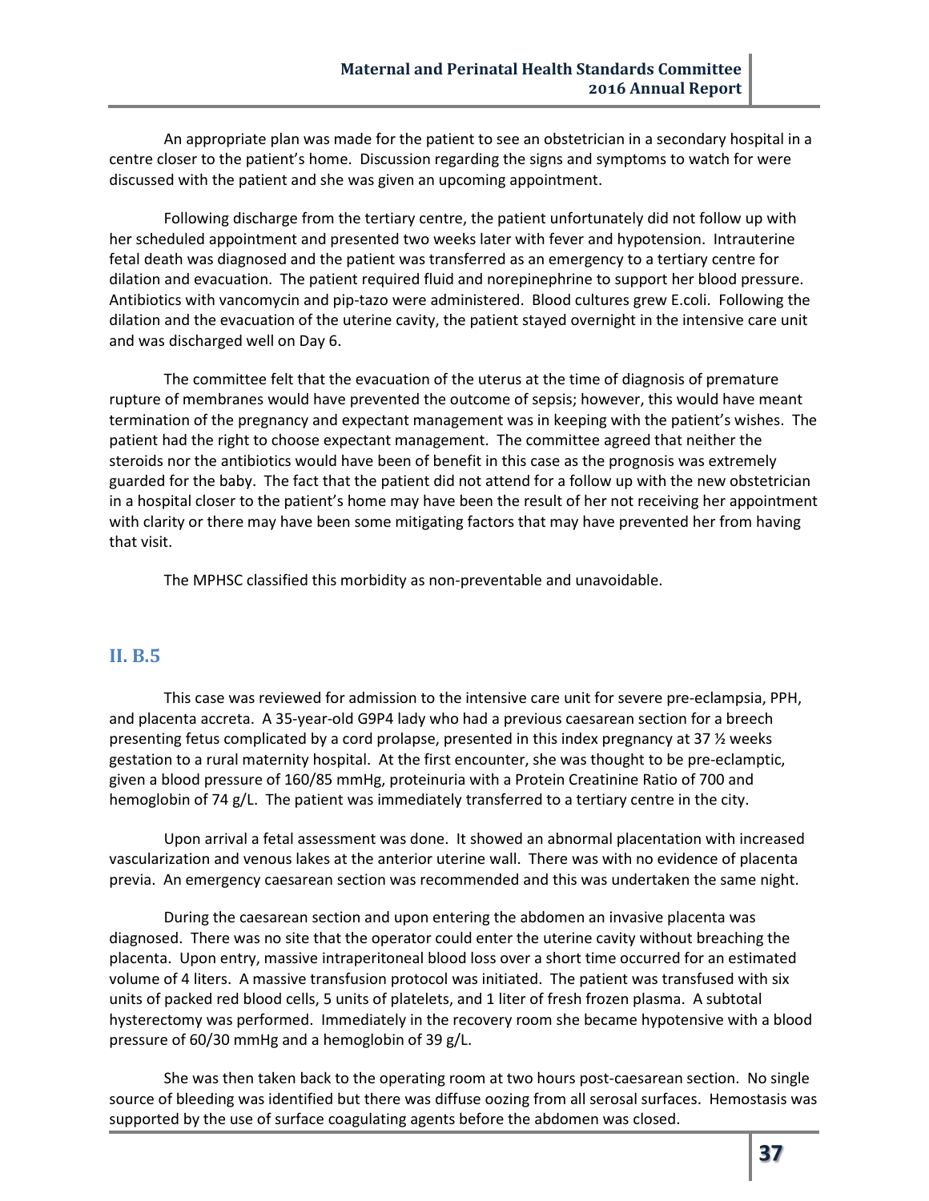An appropriate plan was made for the patient to see an obstetrician in a secondary hospital in a centre closer to the patient's home. Discussion regarding the signs and symptoms to watch for were discussed with the patient and she was given an upcoming appointment.

Following discharge from the tertiary centre, the patient unfortunately did not follow up with her scheduled appointment and presented two weeks later with fever and hypotension. Intrauterine fetal death was diagnosed and the patient was transferred as an emergency to a tertiary centre for dilation and evacuation. The patient required fluid and norepinephrine to support her blood pressure. Antibiotics with vancomycin and pip-tazo were administered. Blood cultures grew E.coli. Following the dilation and the evacuation of the uterine cavity, the patient stayed overnight in the intensive care unit and was discharged well on Day 6.

The committee felt that the evacuation of the uterus at the time of diagnosis of premature rupture of membranes would have prevented the outcome of sepsis; however, this would have meant termination of the pregnancy and expectant management was in keeping with the patient's wishes. The patient had the right to choose expectant management. The committee agreed that neither the steroids nor the antibiotics would have been of benefit in this case as the prognosis was extremely guarded for the baby. The fact that the patient did not attend for a follow up with the new obstetrician in a hospital closer to the patient's home may have been the result of her not receiving her appointment with clarity or there may have been some mitigating factors that may have prevented her from having that visit.

The MPHSC classified this morbidity as non-preventable and unavoidable.

## II. B.5

This case was reviewed for admission to the intensive care unit for severe pre-eclampsia, PPH, and placenta accreta. A 35-year-old G9P4 lady who had a previous caesarean section for a breech presenting fetus complicated by a cord prolapse, presented in this index pregnancy at 37 ½ weeks gestation to a rural maternity hospital. At the first encounter, she was thought to be pre-eclamptic, given a blood pressure of 160/85 mmHg, proteinuria with a Protein Creatinine Ratio of 700 and hemoglobin of 74 g/L. The patient was immediately transferred to a tertiary centre in the city.

Upon arrival a fetal assessment was done. It showed an abnormal placentation with increased vascularization and venous lakes at the anterior uterine wall. There was with no evidence of placenta previa. An emergency caesarean section was recommended and this was undertaken the same night.

During the caesarean section and upon entering the abdomen an invasive placenta was diagnosed. There was no site that the operator could enter the uterine cavity without breaching the placenta. Upon entry, massive intraperitoneal blood loss over a short time occurred for an estimated volume of 4 liters. A massive transfusion protocol was initiated. The patient was transfused with six units of packed red blood cells, 5 units of platelets, and 1 liter of fresh frozen plasma. A subtotal hysterectomy was performed. Immediately in the recovery room she became hypotensive with a blood pressure of 60/30 mmHg and a hemoglobin of 39 g/L.

She was then taken back to the operating room at two hours post-caesarean section. No single source of bleeding was identified but there was diffuse oozing from all serosal surfaces. Hemostasis was supported by the use of surface coagulating agents before the abdomen was closed.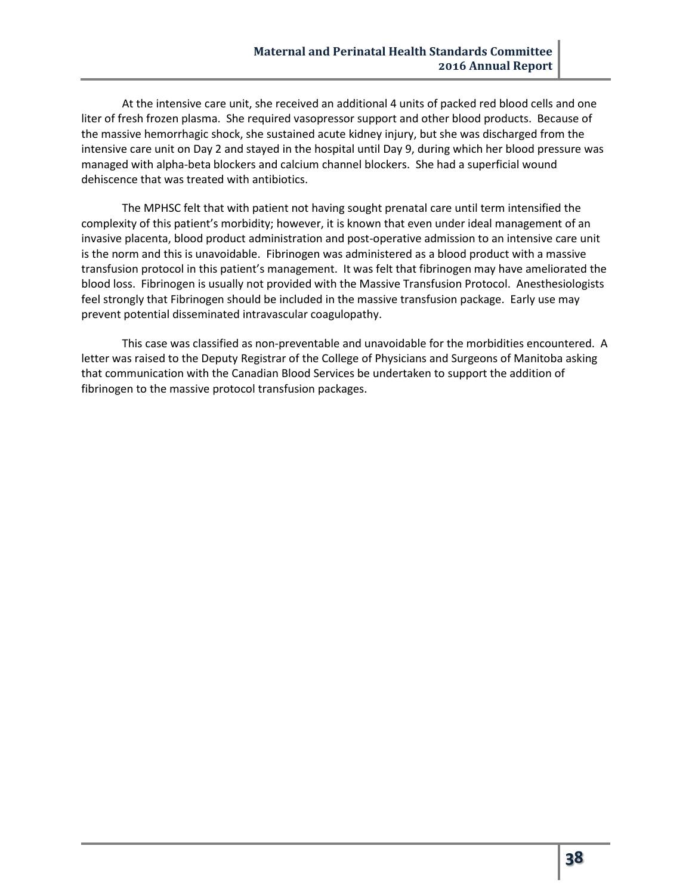At the intensive care unit, she received an additional 4 units of packed red blood cells and one liter of fresh frozen plasma. She required vasopressor support and other blood products. Because of the massive hemorrhagic shock, she sustained acute kidney injury, but she was discharged from the intensive care unit on Day 2 and stayed in the hospital until Day 9, during which her blood pressure was managed with alpha-beta blockers and calcium channel blockers. She had a superficial wound dehiscence that was treated with antibiotics.

The MPHSC felt that with patient not having sought prenatal care until term intensified the complexity of this patient's morbidity; however, it is known that even under ideal management of an invasive placenta, blood product administration and post-operative admission to an intensive care unit is the norm and this is unavoidable. Fibrinogen was administered as a blood product with a massive transfusion protocol in this patient's management. It was felt that fibrinogen may have ameliorated the blood loss. Fibrinogen is usually not provided with the Massive Transfusion Protocol. Anesthesiologists feel strongly that Fibrinogen should be included in the massive transfusion package. Early use may prevent potential disseminated intravascular coagulopathy.

This case was classified as non-preventable and unavoidable for the morbidities encountered. A letter was raised to the Deputy Registrar of the College of Physicians and Surgeons of Manitoba asking that communication with the Canadian Blood Services be undertaken to support the addition of fibrinogen to the massive protocol transfusion packages.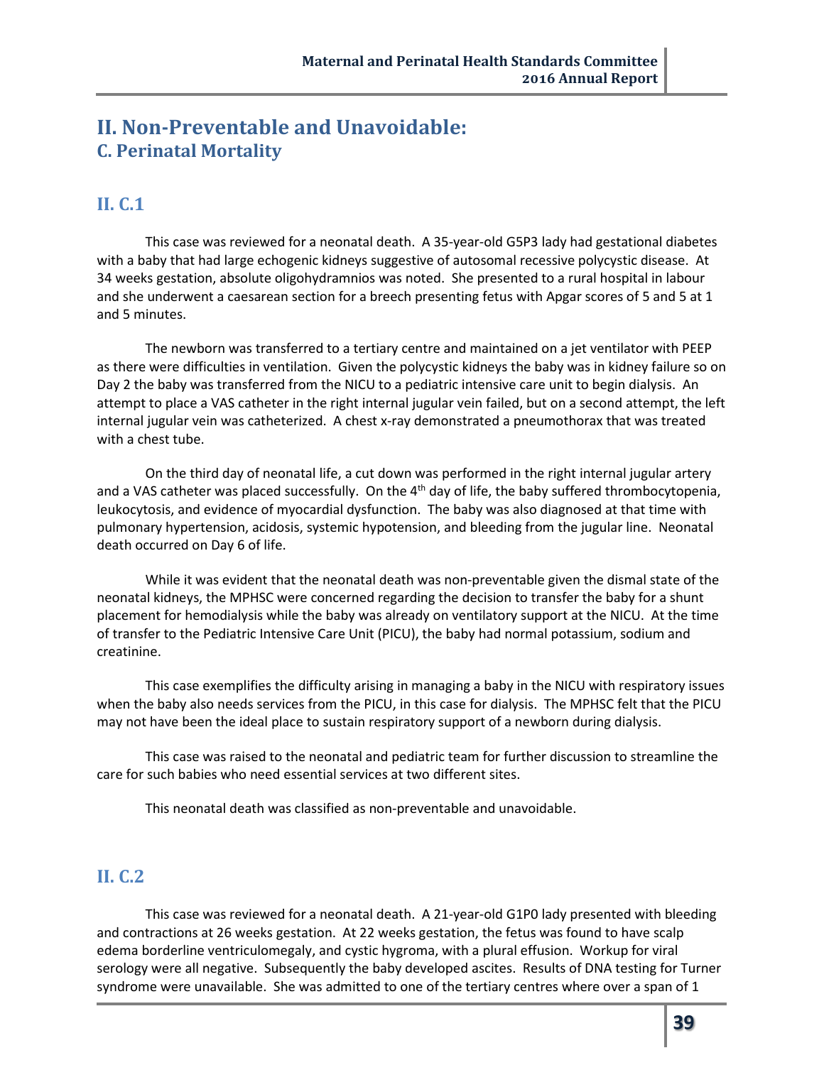# II. Non-Preventable and Unavoidable:
## C. Perinatal Mortality

### II. C.1

This case was reviewed for a neonatal death. A 35-year-old G5P3 lady had gestational diabetes with a baby that had large echogenic kidneys suggestive of autosomal recessive polycystic disease. At 34 weeks gestation, absolute oligohydramnios was noted. She presented to a rural hospital in labour and she underwent a caesarean section for a breech presenting fetus with Apgar scores of 5 and 5 at 1 and 5 minutes.

The newborn was transferred to a tertiary centre and maintained on a jet ventilator with PEEP as there were difficulties in ventilation. Given the polycystic kidneys the baby was in kidney failure so on Day 2 the baby was transferred from the NICU to a pediatric intensive care unit to begin dialysis. An attempt to place a VAS catheter in the right internal jugular vein failed, but on a second attempt, the left internal jugular vein was catheterized. A chest x-ray demonstrated a pneumothorax that was treated with a chest tube.

On the third day of neonatal life, a cut down was performed in the right internal jugular artery and a VAS catheter was placed successfully. On the 4th day of life, the baby suffered thrombocytopenia, leukocytosis, and evidence of myocardial dysfunction. The baby was also diagnosed at that time with pulmonary hypertension, acidosis, systemic hypotension, and bleeding from the jugular line. Neonatal death occurred on Day 6 of life.

While it was evident that the neonatal death was non-preventable given the dismal state of the neonatal kidneys, the MPHSC were concerned regarding the decision to transfer the baby for a shunt placement for hemodialysis while the baby was already on ventilatory support at the NICU. At the time of transfer to the Pediatric Intensive Care Unit (PICU), the baby had normal potassium, sodium and creatinine.

This case exemplifies the difficulty arising in managing a baby in the NICU with respiratory issues when the baby also needs services from the PICU, in this case for dialysis. The MPHSC felt that the PICU may not have been the ideal place to sustain respiratory support of a newborn during dialysis.

This case was raised to the neonatal and pediatric team for further discussion to streamline the care for such babies who need essential services at two different sites.

This neonatal death was classified as non-preventable and unavoidable.

### II. C.2

This case was reviewed for a neonatal death. A 21-year-old G1P0 lady presented with bleeding and contractions at 26 weeks gestation. At 22 weeks gestation, the fetus was found to have scalp edema borderline ventriculomegaly, and cystic hygroma, with a plural effusion. Workup for viral serology were all negative. Subsequently the baby developed ascites. Results of DNA testing for Turner syndrome were unavailable. She was admitted to one of the tertiary centres where over a span of 1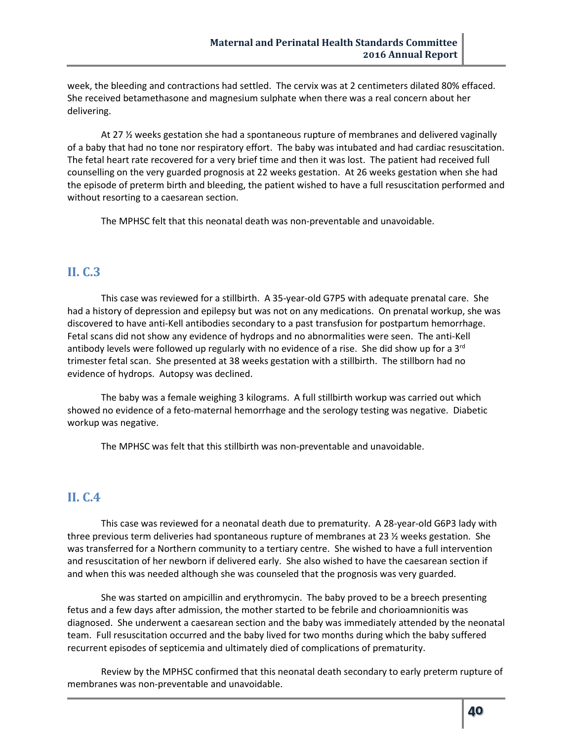week, the bleeding and contractions had settled. The cervix was at 2 centimeters dilated 80% effaced. She received betamethasone and magnesium sulphate when there was a real concern about her delivering.

At 27 ½ weeks gestation she had a spontaneous rupture of membranes and delivered vaginally of a baby that had no tone nor respiratory effort. The baby was intubated and had cardiac resuscitation. The fetal heart rate recovered for a very brief time and then it was lost. The patient had received full counselling on the very guarded prognosis at 22 weeks gestation. At 26 weeks gestation when she had the episode of preterm birth and bleeding, the patient wished to have a full resuscitation performed and without resorting to a caesarean section.

The MPHSC felt that this neonatal death was non-preventable and unavoidable.

## II. C.3

This case was reviewed for a stillbirth. A 35-year-old G7P5 with adequate prenatal care. She had a history of depression and epilepsy but was not on any medications. On prenatal workup, she was discovered to have anti-Kell antibodies secondary to a past transfusion for postpartum hemorrhage. Fetal scans did not show any evidence of hydrops and no abnormalities were seen. The anti-Kell antibody levels were followed up regularly with no evidence of a rise. She did show up for a 3rd trimester fetal scan. She presented at 38 weeks gestation with a stillbirth. The stillborn had no evidence of hydrops. Autopsy was declined.

The baby was a female weighing 3 kilograms. A full stillbirth workup was carried out which showed no evidence of a feto-maternal hemorrhage and the serology testing was negative. Diabetic workup was negative.

The MPHSC was felt that this stillbirth was non-preventable and unavoidable.

## II. C.4

This case was reviewed for a neonatal death due to prematurity. A 28-year-old G6P3 lady with three previous term deliveries had spontaneous rupture of membranes at 23 ½ weeks gestation. She was transferred for a Northern community to a tertiary centre. She wished to have a full intervention and resuscitation of her newborn if delivered early. She also wished to have the caesarean section if and when this was needed although she was counseled that the prognosis was very guarded.

She was started on ampicillin and erythromycin. The baby proved to be a breech presenting fetus and a few days after admission, the mother started to be febrile and chorioamnionitis was diagnosed. She underwent a caesarean section and the baby was immediately attended by the neonatal team. Full resuscitation occurred and the baby lived for two months during which the baby suffered recurrent episodes of septicemia and ultimately died of complications of prematurity.

Review by the MPHSC confirmed that this neonatal death secondary to early preterm rupture of membranes was non-preventable and unavoidable.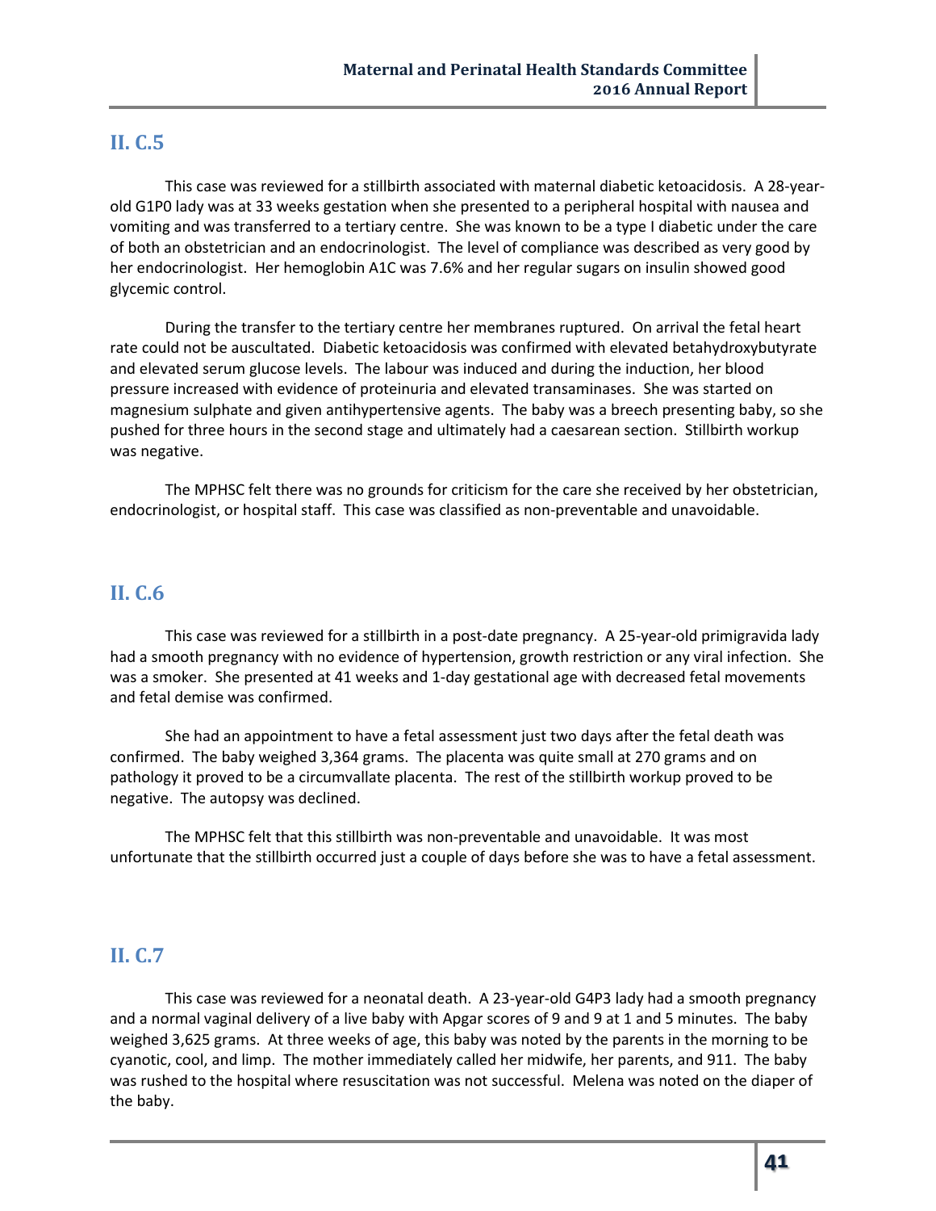## II. C.5

This case was reviewed for a stillbirth associated with maternal diabetic ketoacidosis. A 28-year-old G1P0 lady was at 33 weeks gestation when she presented to a peripheral hospital with nausea and vomiting and was transferred to a tertiary centre. She was known to be a type I diabetic under the care of both an obstetrician and an endocrinologist. The level of compliance was described as very good by her endocrinologist. Her hemoglobin A1C was 7.6% and her regular sugars on insulin showed good glycemic control.

During the transfer to the tertiary centre her membranes ruptured. On arrival the fetal heart rate could not be auscultated. Diabetic ketoacidosis was confirmed with elevated betahydroxybutyrate and elevated serum glucose levels. The labour was induced and during the induction, her blood pressure increased with evidence of proteinuria and elevated transaminases. She was started on magnesium sulphate and given antihypertensive agents. The baby was a breech presenting baby, so she pushed for three hours in the second stage and ultimately had a caesarean section. Stillbirth workup was negative.

The MPHSC felt there was no grounds for criticism for the care she received by her obstetrician, endocrinologist, or hospital staff. This case was classified as non-preventable and unavoidable.

## II. C.6

This case was reviewed for a stillbirth in a post-date pregnancy. A 25-year-old primigravida lady had a smooth pregnancy with no evidence of hypertension, growth restriction or any viral infection. She was a smoker. She presented at 41 weeks and 1-day gestational age with decreased fetal movements and fetal demise was confirmed.

She had an appointment to have a fetal assessment just two days after the fetal death was confirmed. The baby weighed 3,364 grams. The placenta was quite small at 270 grams and on pathology it proved to be a circumvallate placenta. The rest of the stillbirth workup proved to be negative. The autopsy was declined.

The MPHSC felt that this stillbirth was non-preventable and unavoidable. It was most unfortunate that the stillbirth occurred just a couple of days before she was to have a fetal assessment.

## II. C.7

This case was reviewed for a neonatal death. A 23-year-old G4P3 lady had a smooth pregnancy and a normal vaginal delivery of a live baby with Apgar scores of 9 and 9 at 1 and 5 minutes. The baby weighed 3,625 grams. At three weeks of age, this baby was noted by the parents in the morning to be cyanotic, cool, and limp. The mother immediately called her midwife, her parents, and 911. The baby was rushed to the hospital where resuscitation was not successful. Melena was noted on the diaper of the baby.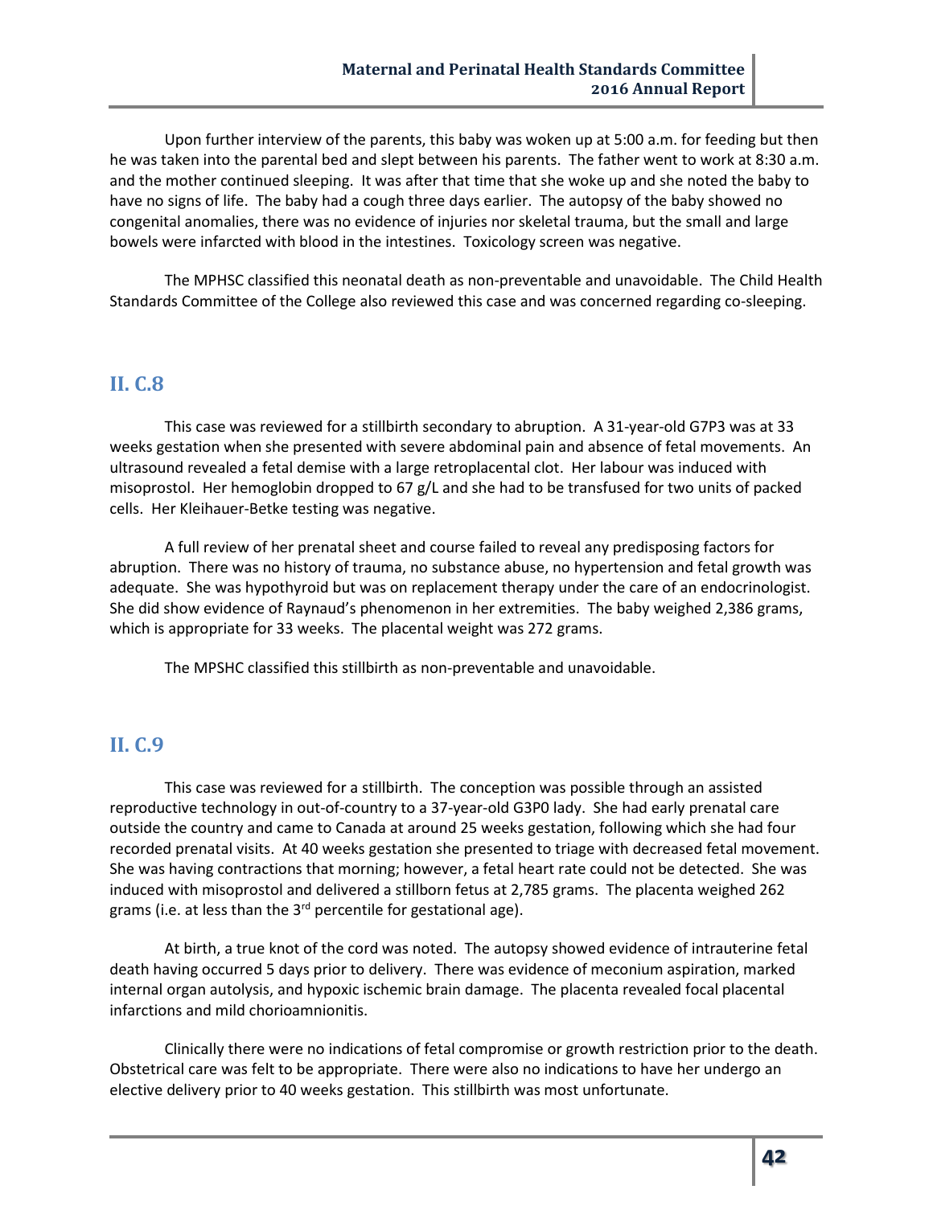Upon further interview of the parents, this baby was woken up at 5:00 a.m. for feeding but then he was taken into the parental bed and slept between his parents. The father went to work at 8:30 a.m. and the mother continued sleeping. It was after that time that she woke up and she noted the baby to have no signs of life. The baby had a cough three days earlier. The autopsy of the baby showed no congenital anomalies, there was no evidence of injuries nor skeletal trauma, but the small and large bowels were infarcted with blood in the intestines. Toxicology screen was negative.

The MPHSC classified this neonatal death as non-preventable and unavoidable. The Child Health Standards Committee of the College also reviewed this case and was concerned regarding co-sleeping.

## II. C.8

This case was reviewed for a stillbirth secondary to abruption. A 31-year-old G7P3 was at 33 weeks gestation when she presented with severe abdominal pain and absence of fetal movements. An ultrasound revealed a fetal demise with a large retroplacental clot. Her labour was induced with misoprostol. Her hemoglobin dropped to 67 g/L and she had to be transfused for two units of packed cells. Her Kleihauer-Betke testing was negative.

A full review of her prenatal sheet and course failed to reveal any predisposing factors for abruption. There was no history of trauma, no substance abuse, no hypertension and fetal growth was adequate. She was hypothyroid but was on replacement therapy under the care of an endocrinologist. She did show evidence of Raynaud's phenomenon in her extremities. The baby weighed 2,386 grams, which is appropriate for 33 weeks. The placental weight was 272 grams.

The MPSHC classified this stillbirth as non-preventable and unavoidable.

## II. C.9

This case was reviewed for a stillbirth. The conception was possible through an assisted reproductive technology in out-of-country to a 37-year-old G3P0 lady. She had early prenatal care outside the country and came to Canada at around 25 weeks gestation, following which she had four recorded prenatal visits. At 40 weeks gestation she presented to triage with decreased fetal movement. She was having contractions that morning; however, a fetal heart rate could not be detected. She was induced with misoprostol and delivered a stillborn fetus at 2,785 grams. The placenta weighed 262 grams (i.e. at less than the 3rd percentile for gestational age).

At birth, a true knot of the cord was noted. The autopsy showed evidence of intrauterine fetal death having occurred 5 days prior to delivery. There was evidence of meconium aspiration, marked internal organ autolysis, and hypoxic ischemic brain damage. The placenta revealed focal placental infarctions and mild chorioamnionitis.

Clinically there were no indications of fetal compromise or growth restriction prior to the death. Obstetrical care was felt to be appropriate. There were also no indications to have her undergo an elective delivery prior to 40 weeks gestation. This stillbirth was most unfortunate.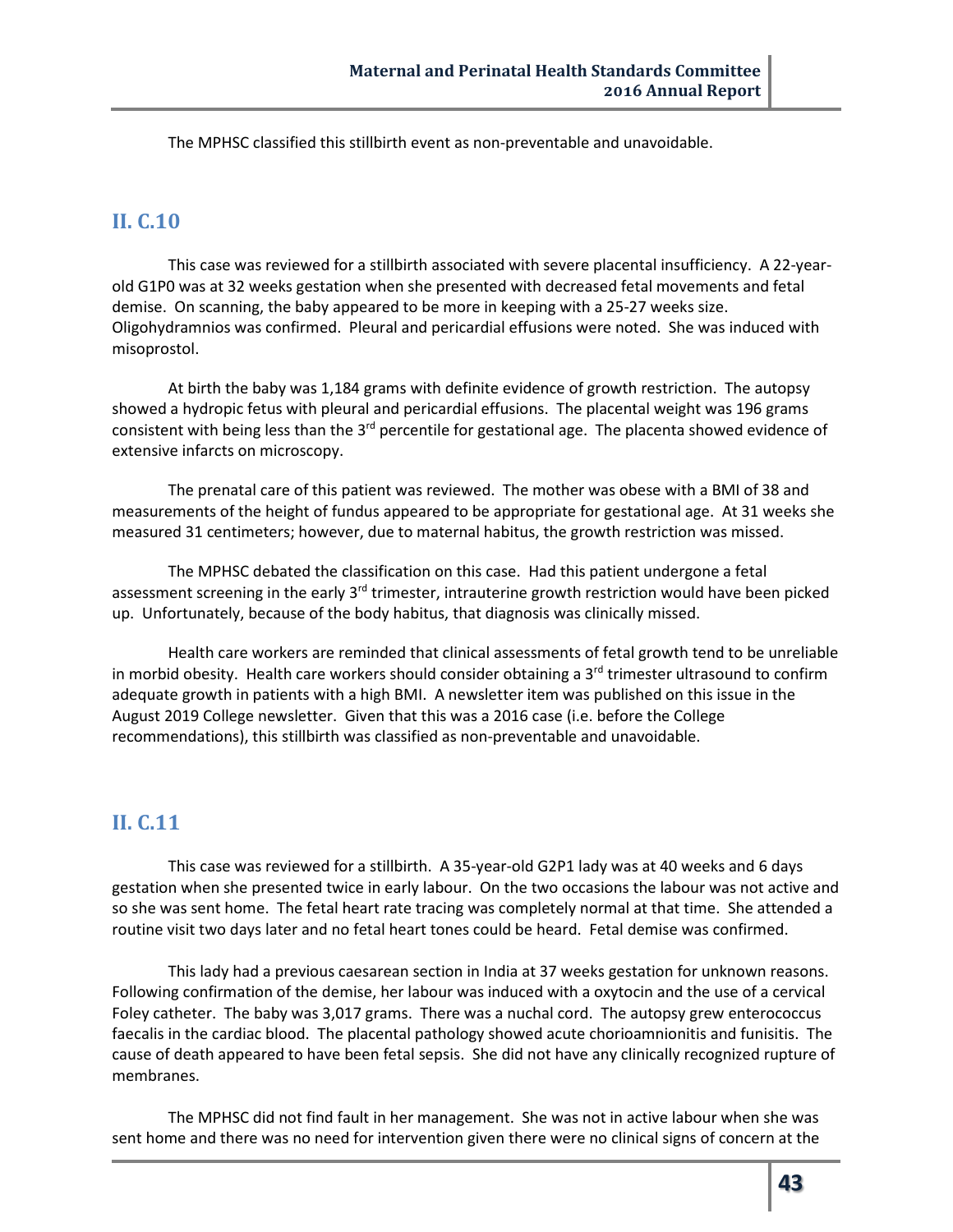The MPHSC classified this stillbirth event as non-preventable and unavoidable.

## II. C.10

This case was reviewed for a stillbirth associated with severe placental insufficiency. A 22-year-old G1P0 was at 32 weeks gestation when she presented with decreased fetal movements and fetal demise. On scanning, the baby appeared to be more in keeping with a 25-27 weeks size. Oligohydramnios was confirmed. Pleural and pericardial effusions were noted. She was induced with misoprostol.

At birth the baby was 1,184 grams with definite evidence of growth restriction. The autopsy showed a hydropic fetus with pleural and pericardial effusions. The placental weight was 196 grams consistent with being less than the 3rd percentile for gestational age. The placenta showed evidence of extensive infarcts on microscopy.

The prenatal care of this patient was reviewed. The mother was obese with a BMI of 38 and measurements of the height of fundus appeared to be appropriate for gestational age. At 31 weeks she measured 31 centimeters; however, due to maternal habitus, the growth restriction was missed.

The MPHSC debated the classification on this case. Had this patient undergone a fetal assessment screening in the early 3rd trimester, intrauterine growth restriction would have been picked up. Unfortunately, because of the body habitus, that diagnosis was clinically missed.

Health care workers are reminded that clinical assessments of fetal growth tend to be unreliable in morbid obesity. Health care workers should consider obtaining a 3rd trimester ultrasound to confirm adequate growth in patients with a high BMI. A newsletter item was published on this issue in the August 2019 College newsletter. Given that this was a 2016 case (i.e. before the College recommendations), this stillbirth was classified as non-preventable and unavoidable.

## II. C.11

This case was reviewed for a stillbirth. A 35-year-old G2P1 lady was at 40 weeks and 6 days gestation when she presented twice in early labour. On the two occasions the labour was not active and so she was sent home. The fetal heart rate tracing was completely normal at that time. She attended a routine visit two days later and no fetal heart tones could be heard. Fetal demise was confirmed.

This lady had a previous caesarean section in India at 37 weeks gestation for unknown reasons. Following confirmation of the demise, her labour was induced with a oxytocin and the use of a cervical Foley catheter. The baby was 3,017 grams. There was a nuchal cord. The autopsy grew enterococcus faecalis in the cardiac blood. The placental pathology showed acute chorioamnionitis and funisitis. The cause of death appeared to have been fetal sepsis. She did not have any clinically recognized rupture of membranes.

The MPHSC did not find fault in her management. She was not in active labour when she was sent home and there was no need for intervention given there were no clinical signs of concern at the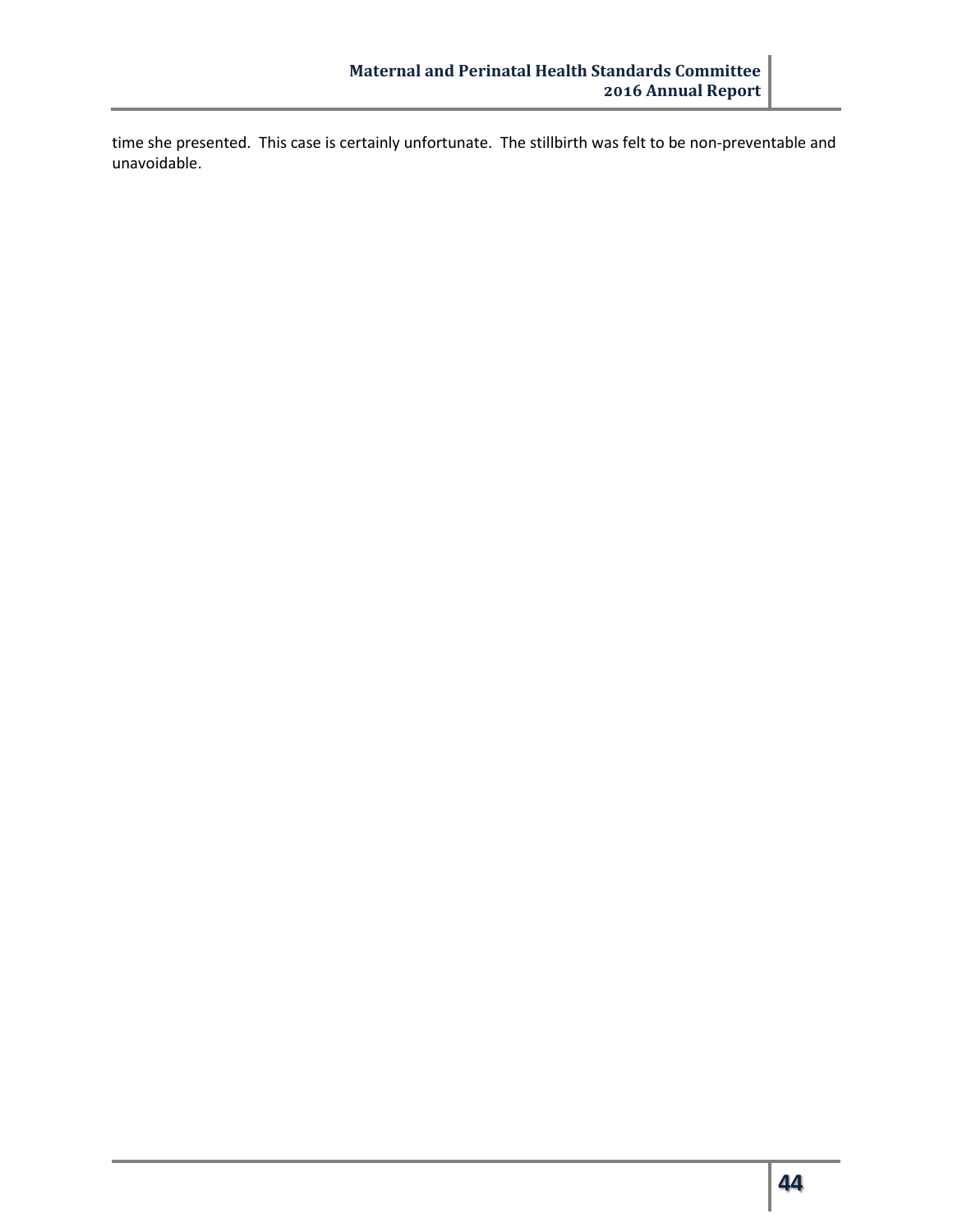time she presented. This case is certainly unfortunate. The stillbirth was felt to be non-preventable and unavoidable.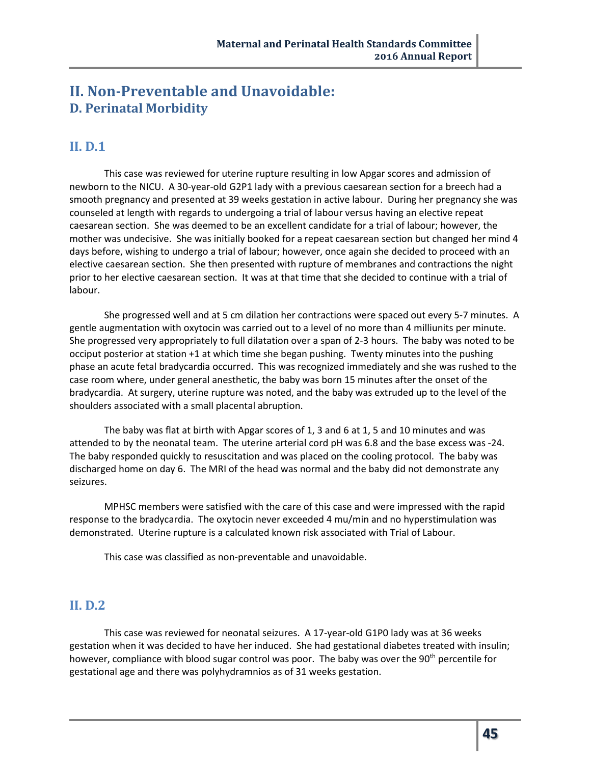# II. Non-Preventable and Unavoidable:
## D. Perinatal Morbidity

### II. D.1

This case was reviewed for uterine rupture resulting in low Apgar scores and admission of newborn to the NICU. A 30-year-old G2P1 lady with a previous caesarean section for a breech had a smooth pregnancy and presented at 39 weeks gestation in active labour. During her pregnancy she was counseled at length with regards to undergoing a trial of labour versus having an elective repeat caesarean section. She was deemed to be an excellent candidate for a trial of labour; however, the mother was undecisive. She was initially booked for a repeat caesarean section but changed her mind 4 days before, wishing to undergo a trial of labour; however, once again she decided to proceed with an elective caesarean section. She then presented with rupture of membranes and contractions the night prior to her elective caesarean section. It was at that time that she decided to continue with a trial of labour.

She progressed well and at 5 cm dilation her contractions were spaced out every 5-7 minutes. A gentle augmentation with oxytocin was carried out to a level of no more than 4 milliunits per minute. She progressed very appropriately to full dilatation over a span of 2-3 hours. The baby was noted to be occiput posterior at station +1 at which time she began pushing. Twenty minutes into the pushing phase an acute fetal bradycardia occurred. This was recognized immediately and she was rushed to the case room where, under general anesthetic, the baby was born 15 minutes after the onset of the bradycardia. At surgery, uterine rupture was noted, and the baby was extruded up to the level of the shoulders associated with a small placental abruption.

The baby was flat at birth with Apgar scores of 1, 3 and 6 at 1, 5 and 10 minutes and was attended to by the neonatal team. The uterine arterial cord pH was 6.8 and the base excess was -24. The baby responded quickly to resuscitation and was placed on the cooling protocol. The baby was discharged home on day 6. The MRI of the head was normal and the baby did not demonstrate any seizures.

MPHSC members were satisfied with the care of this case and were impressed with the rapid response to the bradycardia. The oxytocin never exceeded 4 mu/min and no hyperstimulation was demonstrated. Uterine rupture is a calculated known risk associated with Trial of Labour.

This case was classified as non-preventable and unavoidable.

### II. D.2

This case was reviewed for neonatal seizures. A 17-year-old G1P0 lady was at 36 weeks gestation when it was decided to have her induced. She had gestational diabetes treated with insulin; however, compliance with blood sugar control was poor. The baby was over the 90th percentile for gestational age and there was polyhydramnios as of 31 weeks gestation.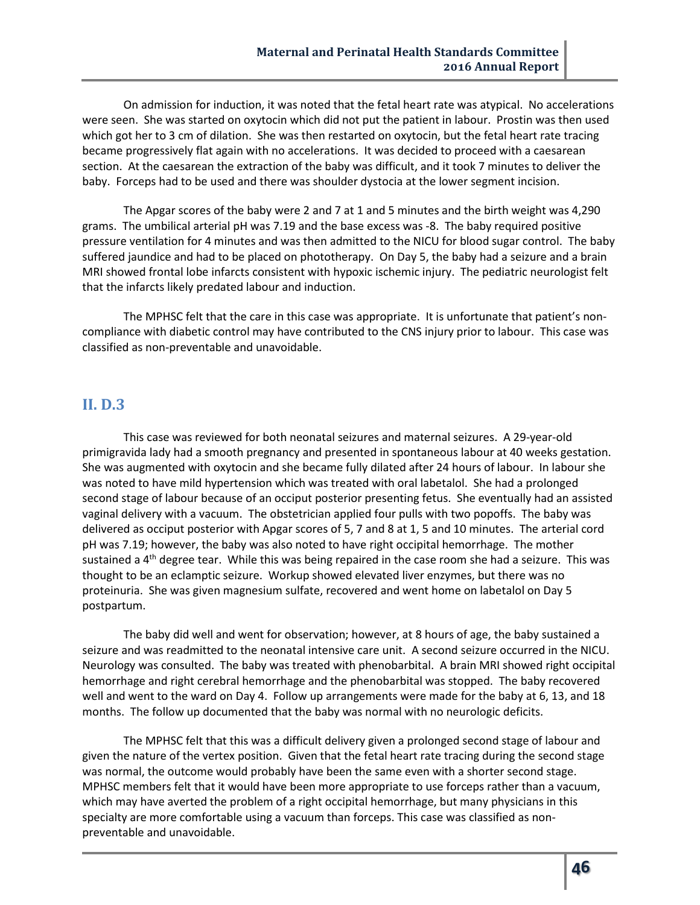On admission for induction, it was noted that the fetal heart rate was atypical. No accelerations were seen. She was started on oxytocin which did not put the patient in labour. Prostin was then used which got her to 3 cm of dilation. She was then restarted on oxytocin, but the fetal heart rate tracing became progressively flat again with no accelerations. It was decided to proceed with a caesarean section. At the caesarean the extraction of the baby was difficult, and it took 7 minutes to deliver the baby. Forceps had to be used and there was shoulder dystocia at the lower segment incision.

The Apgar scores of the baby were 2 and 7 at 1 and 5 minutes and the birth weight was 4,290 grams. The umbilical arterial pH was 7.19 and the base excess was -8. The baby required positive pressure ventilation for 4 minutes and was then admitted to the NICU for blood sugar control. The baby suffered jaundice and had to be placed on phototherapy. On Day 5, the baby had a seizure and a brain MRI showed frontal lobe infarcts consistent with hypoxic ischemic injury. The pediatric neurologist felt that the infarcts likely predated labour and induction.

The MPHSC felt that the care in this case was appropriate. It is unfortunate that patient's non-compliance with diabetic control may have contributed to the CNS injury prior to labour. This case was classified as non-preventable and unavoidable.

## II. D.3

This case was reviewed for both neonatal seizures and maternal seizures. A 29-year-old primigravida lady had a smooth pregnancy and presented in spontaneous labour at 40 weeks gestation. She was augmented with oxytocin and she became fully dilated after 24 hours of labour. In labour she was noted to have mild hypertension which was treated with oral labetalol. She had a prolonged second stage of labour because of an occiput posterior presenting fetus. She eventually had an assisted vaginal delivery with a vacuum. The obstetrician applied four pulls with two popoffs. The baby was delivered as occiput posterior with Apgar scores of 5, 7 and 8 at 1, 5 and 10 minutes. The arterial cord pH was 7.19; however, the baby was also noted to have right occipital hemorrhage. The mother sustained a 4th degree tear. While this was being repaired in the case room she had a seizure. This was thought to be an eclamptic seizure. Workup showed elevated liver enzymes, but there was no proteinuria. She was given magnesium sulfate, recovered and went home on labetalol on Day 5 postpartum.

The baby did well and went for observation; however, at 8 hours of age, the baby sustained a seizure and was readmitted to the neonatal intensive care unit. A second seizure occurred in the NICU. Neurology was consulted. The baby was treated with phenobarbital. A brain MRI showed right occipital hemorrhage and right cerebral hemorrhage and the phenobarbital was stopped. The baby recovered well and went to the ward on Day 4. Follow up arrangements were made for the baby at 6, 13, and 18 months. The follow up documented that the baby was normal with no neurologic deficits.

The MPHSC felt that this was a difficult delivery given a prolonged second stage of labour and given the nature of the vertex position. Given that the fetal heart rate tracing during the second stage was normal, the outcome would probably have been the same even with a shorter second stage. MPHSC members felt that it would have been more appropriate to use forceps rather than a vacuum, which may have averted the problem of a right occipital hemorrhage, but many physicians in this specialty are more comfortable using a vacuum than forceps. This case was classified as non-preventable and unavoidable.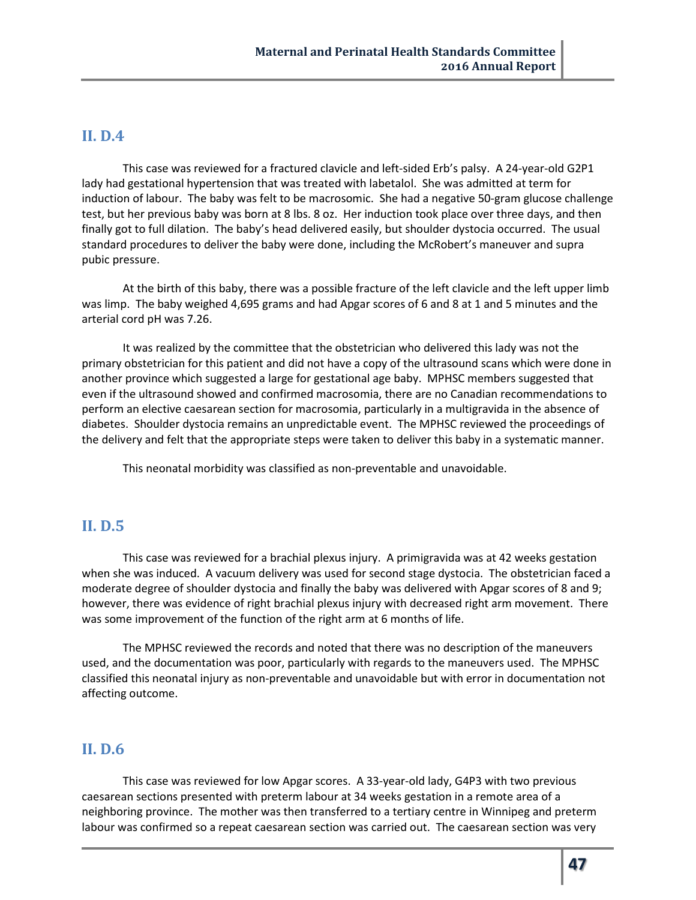## II. D.4

This case was reviewed for a fractured clavicle and left-sided Erb's palsy. A 24-year-old G2P1 lady had gestational hypertension that was treated with labetalol. She was admitted at term for induction of labour. The baby was felt to be macrosomic. She had a negative 50-gram glucose challenge test, but her previous baby was born at 8 lbs. 8 oz. Her induction took place over three days, and then finally got to full dilation. The baby's head delivered easily, but shoulder dystocia occurred. The usual standard procedures to deliver the baby were done, including the McRobert's maneuver and supra pubic pressure.

At the birth of this baby, there was a possible fracture of the left clavicle and the left upper limb was limp. The baby weighed 4,695 grams and had Apgar scores of 6 and 8 at 1 and 5 minutes and the arterial cord pH was 7.26.

It was realized by the committee that the obstetrician who delivered this lady was not the primary obstetrician for this patient and did not have a copy of the ultrasound scans which were done in another province which suggested a large for gestational age baby. MPHSC members suggested that even if the ultrasound showed and confirmed macrosomia, there are no Canadian recommendations to perform an elective caesarean section for macrosomia, particularly in a multigravida in the absence of diabetes. Shoulder dystocia remains an unpredictable event. The MPHSC reviewed the proceedings of the delivery and felt that the appropriate steps were taken to deliver this baby in a systematic manner.

This neonatal morbidity was classified as non-preventable and unavoidable.

## II. D.5

This case was reviewed for a brachial plexus injury. A primigravida was at 42 weeks gestation when she was induced. A vacuum delivery was used for second stage dystocia. The obstetrician faced a moderate degree of shoulder dystocia and finally the baby was delivered with Apgar scores of 8 and 9; however, there was evidence of right brachial plexus injury with decreased right arm movement. There was some improvement of the function of the right arm at 6 months of life.

The MPHSC reviewed the records and noted that there was no description of the maneuvers used, and the documentation was poor, particularly with regards to the maneuvers used. The MPHSC classified this neonatal injury as non-preventable and unavoidable but with error in documentation not affecting outcome.

## II. D.6

This case was reviewed for low Apgar scores. A 33-year-old lady, G4P3 with two previous caesarean sections presented with preterm labour at 34 weeks gestation in a remote area of a neighboring province. The mother was then transferred to a tertiary centre in Winnipeg and preterm labour was confirmed so a repeat caesarean section was carried out. The caesarean section was very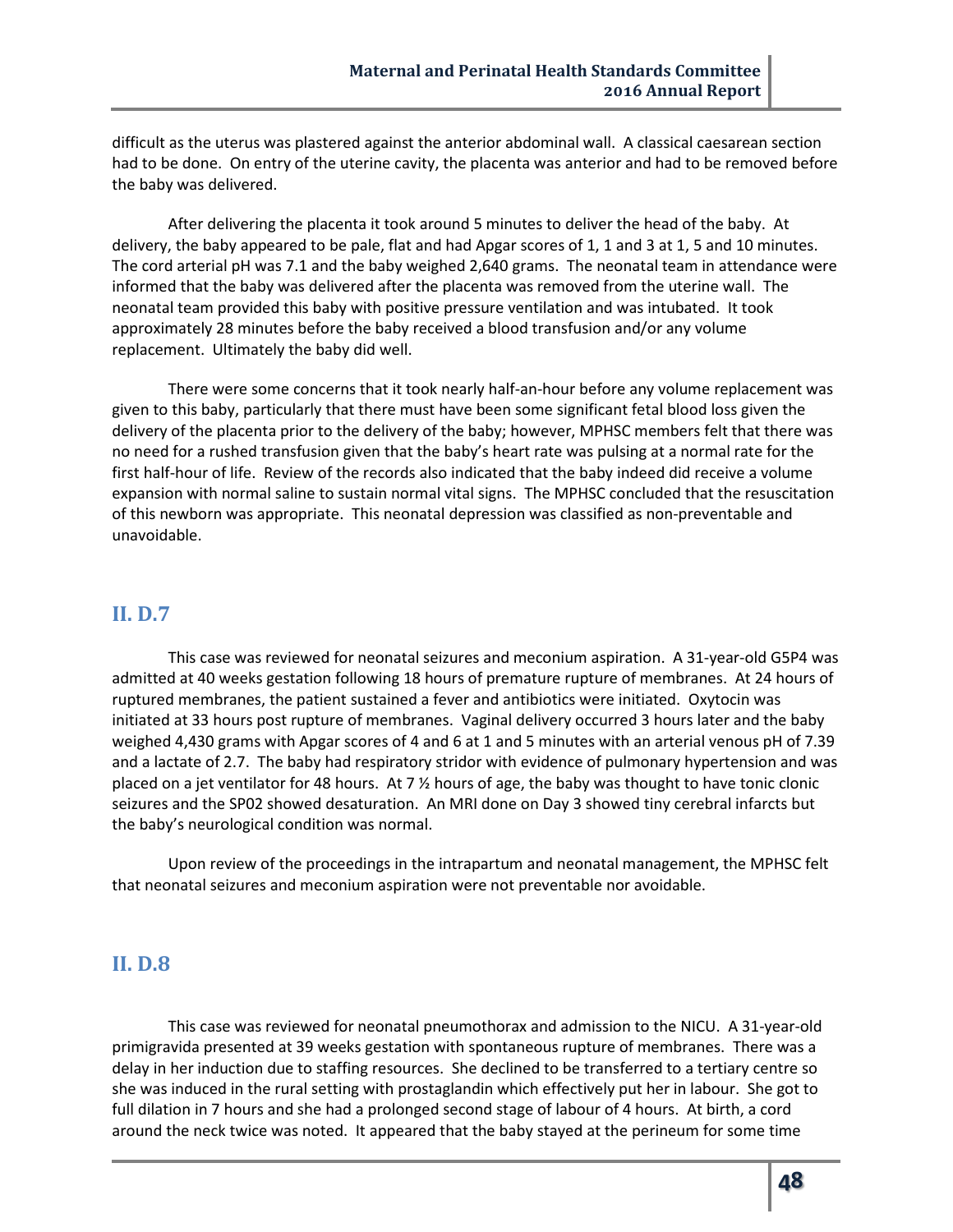difficult as the uterus was plastered against the anterior abdominal wall. A classical caesarean section had to be done. On entry of the uterine cavity, the placenta was anterior and had to be removed before the baby was delivered.

After delivering the placenta it took around 5 minutes to deliver the head of the baby. At delivery, the baby appeared to be pale, flat and had Apgar scores of 1, 1 and 3 at 1, 5 and 10 minutes. The cord arterial pH was 7.1 and the baby weighed 2,640 grams. The neonatal team in attendance were informed that the baby was delivered after the placenta was removed from the uterine wall. The neonatal team provided this baby with positive pressure ventilation and was intubated. It took approximately 28 minutes before the baby received a blood transfusion and/or any volume replacement. Ultimately the baby did well.

There were some concerns that it took nearly half-an-hour before any volume replacement was given to this baby, particularly that there must have been some significant fetal blood loss given the delivery of the placenta prior to the delivery of the baby; however, MPHSC members felt that there was no need for a rushed transfusion given that the baby's heart rate was pulsing at a normal rate for the first half-hour of life. Review of the records also indicated that the baby indeed did receive a volume expansion with normal saline to sustain normal vital signs. The MPHSC concluded that the resuscitation of this newborn was appropriate. This neonatal depression was classified as non-preventable and unavoidable.

## II. D.7

This case was reviewed for neonatal seizures and meconium aspiration. A 31-year-old G5P4 was admitted at 40 weeks gestation following 18 hours of premature rupture of membranes. At 24 hours of ruptured membranes, the patient sustained a fever and antibiotics were initiated. Oxytocin was initiated at 33 hours post rupture of membranes. Vaginal delivery occurred 3 hours later and the baby weighed 4,430 grams with Apgar scores of 4 and 6 at 1 and 5 minutes with an arterial venous pH of 7.39 and a lactate of 2.7. The baby had respiratory stridor with evidence of pulmonary hypertension and was placed on a jet ventilator for 48 hours. At 7 ½ hours of age, the baby was thought to have tonic clonic seizures and the SP02 showed desaturation. An MRI done on Day 3 showed tiny cerebral infarcts but the baby's neurological condition was normal.

Upon review of the proceedings in the intrapartum and neonatal management, the MPHSC felt that neonatal seizures and meconium aspiration were not preventable nor avoidable.

## II. D.8

This case was reviewed for neonatal pneumothorax and admission to the NICU. A 31-year-old primigravida presented at 39 weeks gestation with spontaneous rupture of membranes. There was a delay in her induction due to staffing resources. She declined to be transferred to a tertiary centre so she was induced in the rural setting with prostaglandin which effectively put her in labour. She got to full dilation in 7 hours and she had a prolonged second stage of labour of 4 hours. At birth, a cord around the neck twice was noted. It appeared that the baby stayed at the perineum for some time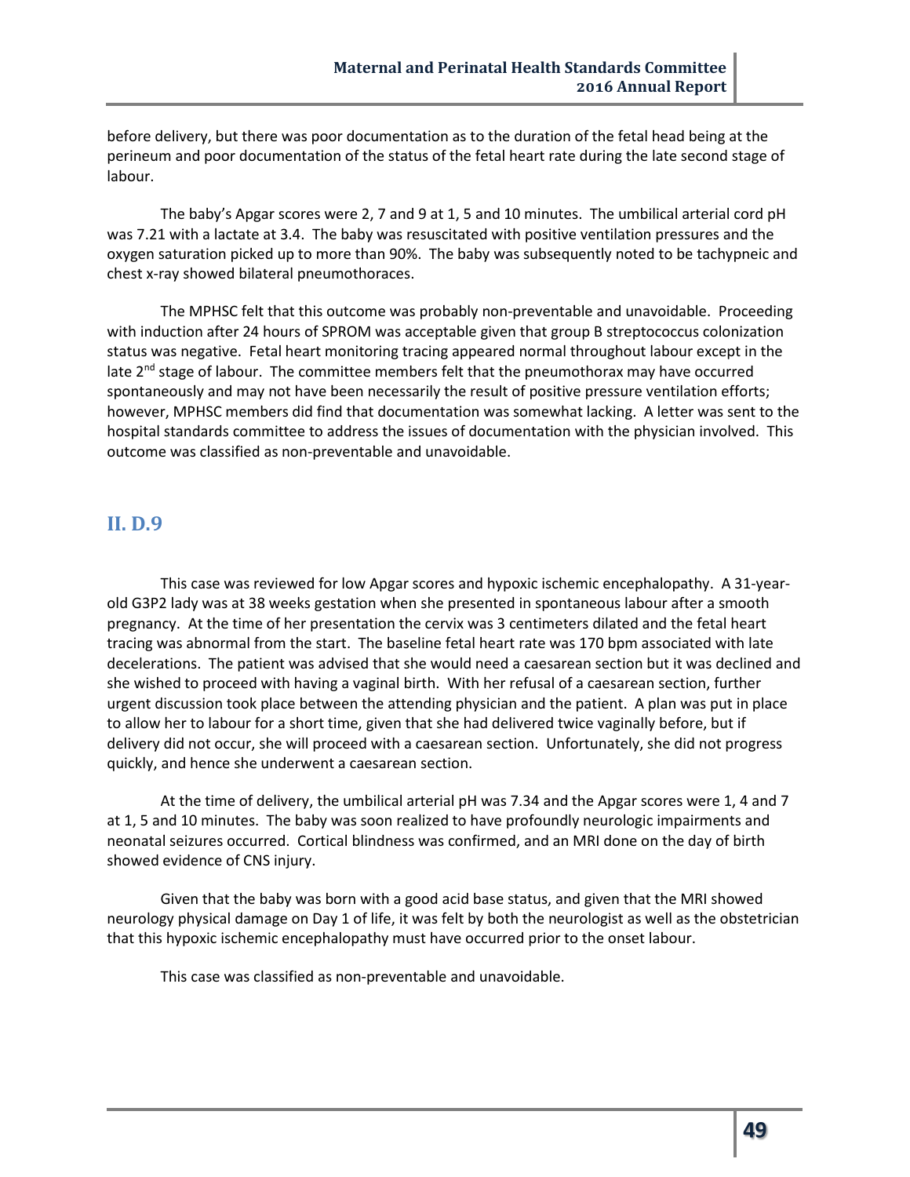before delivery, but there was poor documentation as to the duration of the fetal head being at the perineum and poor documentation of the status of the fetal heart rate during the late second stage of labour.

The baby's Apgar scores were 2, 7 and 9 at 1, 5 and 10 minutes. The umbilical arterial cord pH was 7.21 with a lactate at 3.4. The baby was resuscitated with positive ventilation pressures and the oxygen saturation picked up to more than 90%. The baby was subsequently noted to be tachypneic and chest x-ray showed bilateral pneumothoraces.

The MPHSC felt that this outcome was probably non-preventable and unavoidable. Proceeding with induction after 24 hours of SPROM was acceptable given that group B streptococcus colonization status was negative. Fetal heart monitoring tracing appeared normal throughout labour except in the late 2nd stage of labour. The committee members felt that the pneumothorax may have occurred spontaneously and may not have been necessarily the result of positive pressure ventilation efforts; however, MPHSC members did find that documentation was somewhat lacking. A letter was sent to the hospital standards committee to address the issues of documentation with the physician involved. This outcome was classified as non-preventable and unavoidable.

## II. D.9

This case was reviewed for low Apgar scores and hypoxic ischemic encephalopathy. A 31-year-old G3P2 lady was at 38 weeks gestation when she presented in spontaneous labour after a smooth pregnancy. At the time of her presentation the cervix was 3 centimeters dilated and the fetal heart tracing was abnormal from the start. The baseline fetal heart rate was 170 bpm associated with late decelerations. The patient was advised that she would need a caesarean section but it was declined and she wished to proceed with having a vaginal birth. With her refusal of a caesarean section, further urgent discussion took place between the attending physician and the patient. A plan was put in place to allow her to labour for a short time, given that she had delivered twice vaginally before, but if delivery did not occur, she will proceed with a caesarean section. Unfortunately, she did not progress quickly, and hence she underwent a caesarean section.

At the time of delivery, the umbilical arterial pH was 7.34 and the Apgar scores were 1, 4 and 7 at 1, 5 and 10 minutes. The baby was soon realized to have profoundly neurologic impairments and neonatal seizures occurred. Cortical blindness was confirmed, and an MRI done on the day of birth showed evidence of CNS injury.

Given that the baby was born with a good acid base status, and given that the MRI showed neurology physical damage on Day 1 of life, it was felt by both the neurologist as well as the obstetrician that this hypoxic ischemic encephalopathy must have occurred prior to the onset labour.

This case was classified as non-preventable and unavoidable.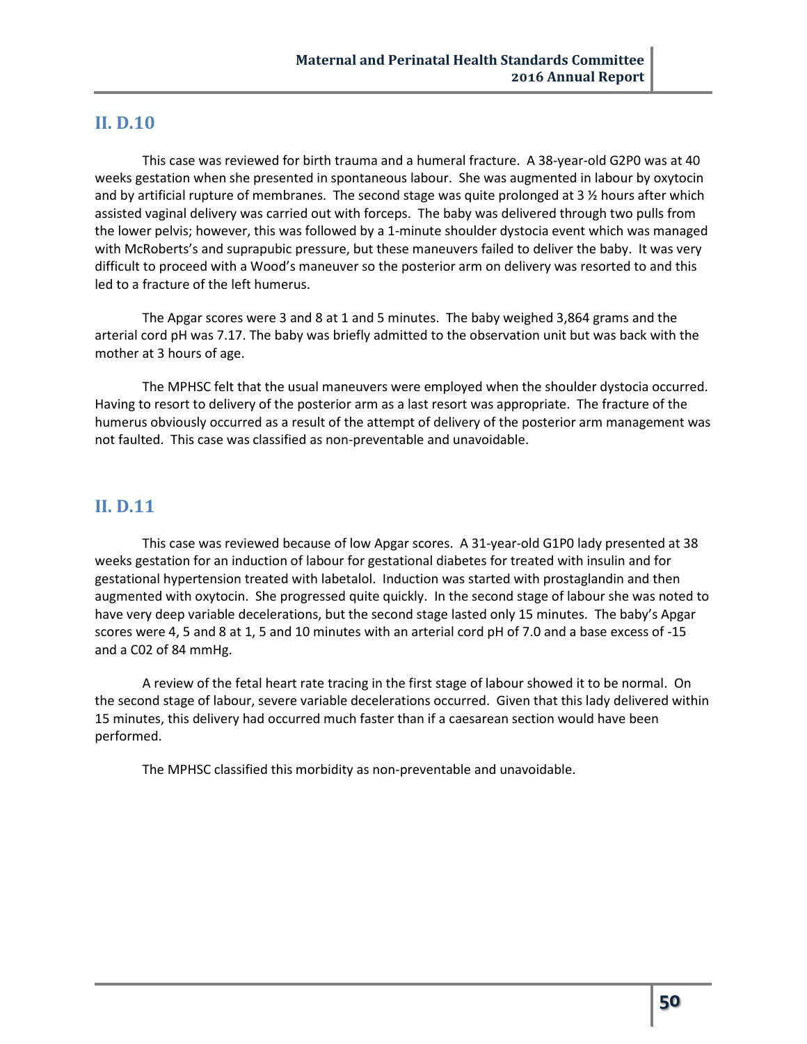## II. D.10

This case was reviewed for birth trauma and a humeral fracture. A 38-year-old G2P0 was at 40 weeks gestation when she presented in spontaneous labour. She was augmented in labour by oxytocin and by artificial rupture of membranes. The second stage was quite prolonged at 3 ½ hours after which assisted vaginal delivery was carried out with forceps. The baby was delivered through two pulls from the lower pelvis; however, this was followed by a 1-minute shoulder dystocia event which was managed with McRoberts's and suprapubic pressure, but these maneuvers failed to deliver the baby. It was very difficult to proceed with a Wood's maneuver so the posterior arm on delivery was resorted to and this led to a fracture of the left humerus.

The Apgar scores were 3 and 8 at 1 and 5 minutes. The baby weighed 3,864 grams and the arterial cord pH was 7.17. The baby was briefly admitted to the observation unit but was back with the mother at 3 hours of age.

The MPHSC felt that the usual maneuvers were employed when the shoulder dystocia occurred. Having to resort to delivery of the posterior arm as a last resort was appropriate. The fracture of the humerus obviously occurred as a result of the attempt of delivery of the posterior arm management was not faulted. This case was classified as non-preventable and unavoidable.

## II. D.11

This case was reviewed because of low Apgar scores. A 31-year-old G1P0 lady presented at 38 weeks gestation for an induction of labour for gestational diabetes for treated with insulin and for gestational hypertension treated with labetalol. Induction was started with prostaglandin and then augmented with oxytocin. She progressed quite quickly. In the second stage of labour she was noted to have very deep variable decelerations, but the second stage lasted only 15 minutes. The baby's Apgar scores were 4, 5 and 8 at 1, 5 and 10 minutes with an arterial cord pH of 7.0 and a base excess of -15 and a C02 of 84 mmHg.

A review of the fetal heart rate tracing in the first stage of labour showed it to be normal. On the second stage of labour, severe variable decelerations occurred. Given that this lady delivered within 15 minutes, this delivery had occurred much faster than if a caesarean section would have been performed.

The MPHSC classified this morbidity as non-preventable and unavoidable.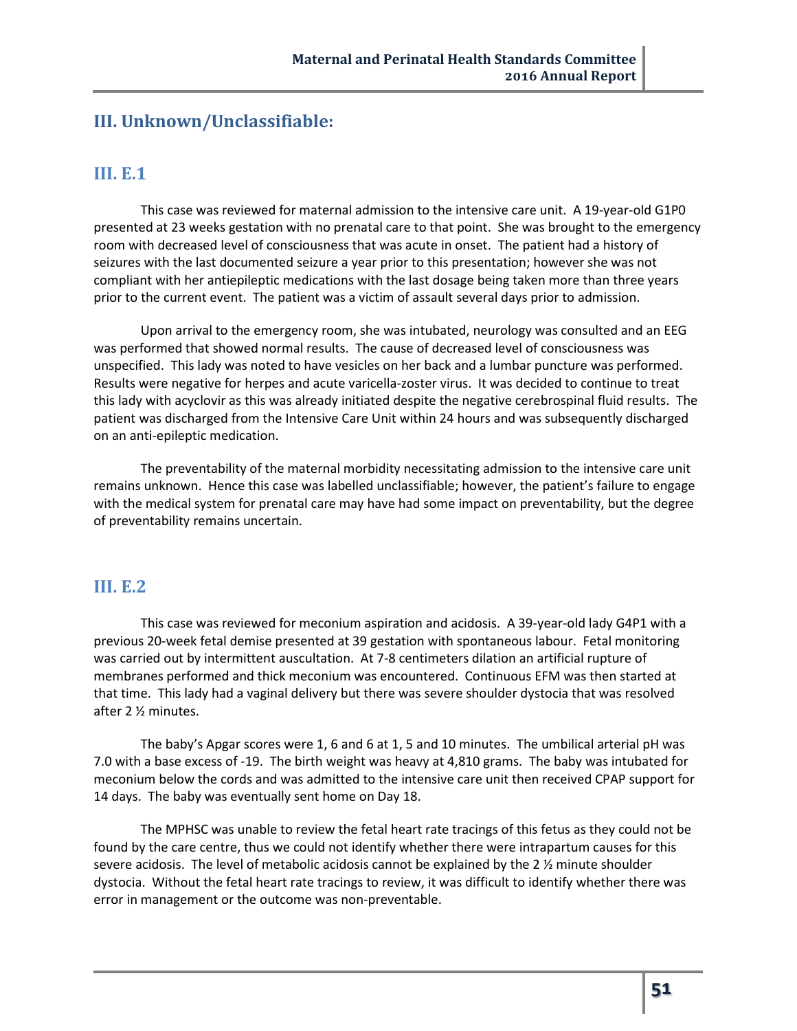## III. Unknown/Unclassifiable:

### III. E.1

This case was reviewed for maternal admission to the intensive care unit. A 19-year-old G1P0 presented at 23 weeks gestation with no prenatal care to that point. She was brought to the emergency room with decreased level of consciousness that was acute in onset. The patient had a history of seizures with the last documented seizure a year prior to this presentation; however she was not compliant with her antiepileptic medications with the last dosage being taken more than three years prior to the current event. The patient was a victim of assault several days prior to admission.

Upon arrival to the emergency room, she was intubated, neurology was consulted and an EEG was performed that showed normal results. The cause of decreased level of consciousness was unspecified. This lady was noted to have vesicles on her back and a lumbar puncture was performed. Results were negative for herpes and acute varicella-zoster virus. It was decided to continue to treat this lady with acyclovir as this was already initiated despite the negative cerebrospinal fluid results. The patient was discharged from the Intensive Care Unit within 24 hours and was subsequently discharged on an anti-epileptic medication.

The preventability of the maternal morbidity necessitating admission to the intensive care unit remains unknown. Hence this case was labelled unclassifiable; however, the patient's failure to engage with the medical system for prenatal care may have had some impact on preventability, but the degree of preventability remains uncertain.

### III. E.2

This case was reviewed for meconium aspiration and acidosis. A 39-year-old lady G4P1 with a previous 20-week fetal demise presented at 39 gestation with spontaneous labour. Fetal monitoring was carried out by intermittent auscultation. At 7-8 centimeters dilation an artificial rupture of membranes performed and thick meconium was encountered. Continuous EFM was then started at that time. This lady had a vaginal delivery but there was severe shoulder dystocia that was resolved after 2 ½ minutes.

The baby's Apgar scores were 1, 6 and 6 at 1, 5 and 10 minutes. The umbilical arterial pH was 7.0 with a base excess of -19. The birth weight was heavy at 4,810 grams. The baby was intubated for meconium below the cords and was admitted to the intensive care unit then received CPAP support for 14 days. The baby was eventually sent home on Day 18.

The MPHSC was unable to review the fetal heart rate tracings of this fetus as they could not be found by the care centre, thus we could not identify whether there were intrapartum causes for this severe acidosis. The level of metabolic acidosis cannot be explained by the 2 ½ minute shoulder dystocia. Without the fetal heart rate tracings to review, it was difficult to identify whether there was error in management or the outcome was non-preventable.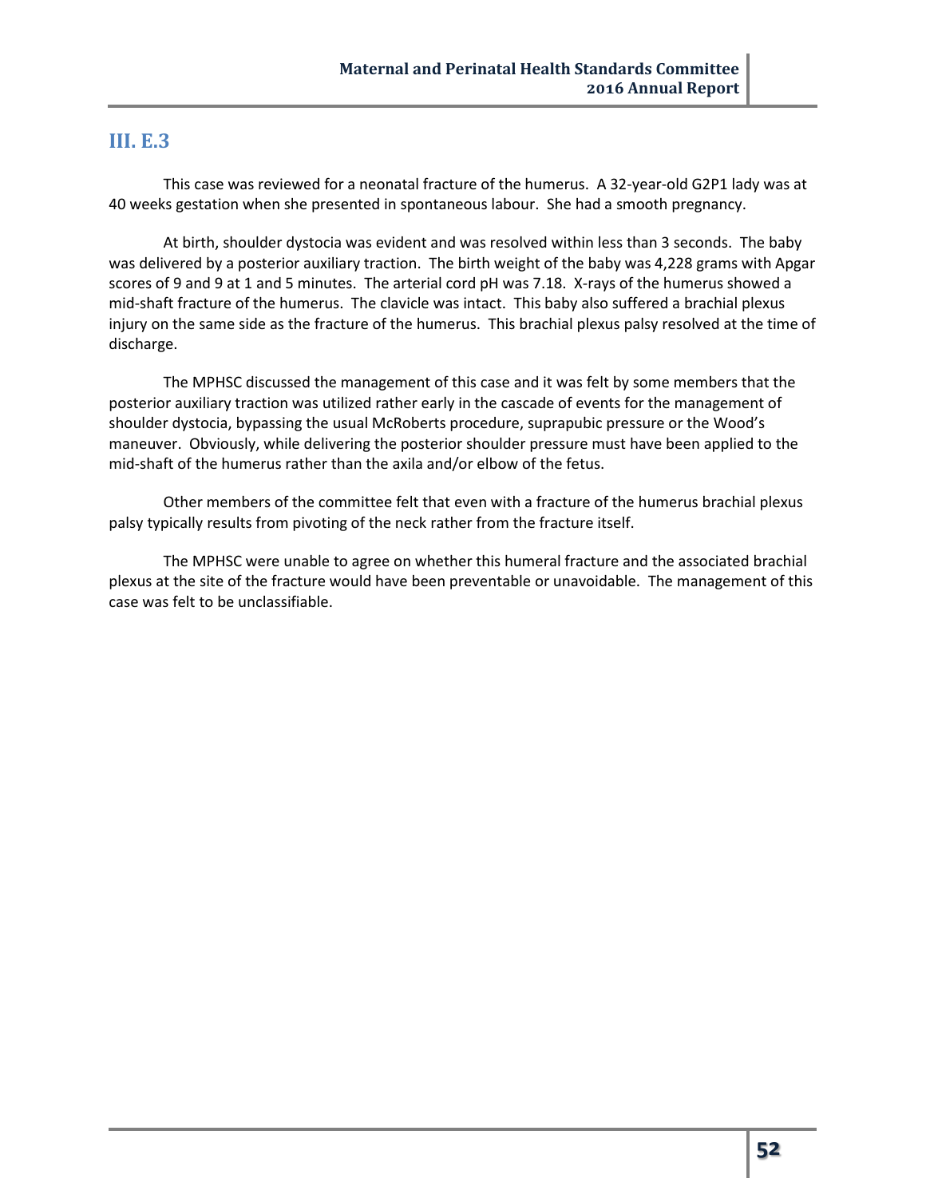## III. E.3

This case was reviewed for a neonatal fracture of the humerus. A 32-year-old G2P1 lady was at 40 weeks gestation when she presented in spontaneous labour. She had a smooth pregnancy.

At birth, shoulder dystocia was evident and was resolved within less than 3 seconds. The baby was delivered by a posterior auxiliary traction. The birth weight of the baby was 4,228 grams with Apgar scores of 9 and 9 at 1 and 5 minutes. The arterial cord pH was 7.18. X-rays of the humerus showed a mid-shaft fracture of the humerus. The clavicle was intact. This baby also suffered a brachial plexus injury on the same side as the fracture of the humerus. This brachial plexus palsy resolved at the time of discharge.

The MPHSC discussed the management of this case and it was felt by some members that the posterior auxiliary traction was utilized rather early in the cascade of events for the management of shoulder dystocia, bypassing the usual McRoberts procedure, suprapubic pressure or the Wood's maneuver. Obviously, while delivering the posterior shoulder pressure must have been applied to the mid-shaft of the humerus rather than the axila and/or elbow of the fetus.

Other members of the committee felt that even with a fracture of the humerus brachial plexus palsy typically results from pivoting of the neck rather from the fracture itself.

The MPHSC were unable to agree on whether this humeral fracture and the associated brachial plexus at the site of the fracture would have been preventable or unavoidable. The management of this case was felt to be unclassifiable.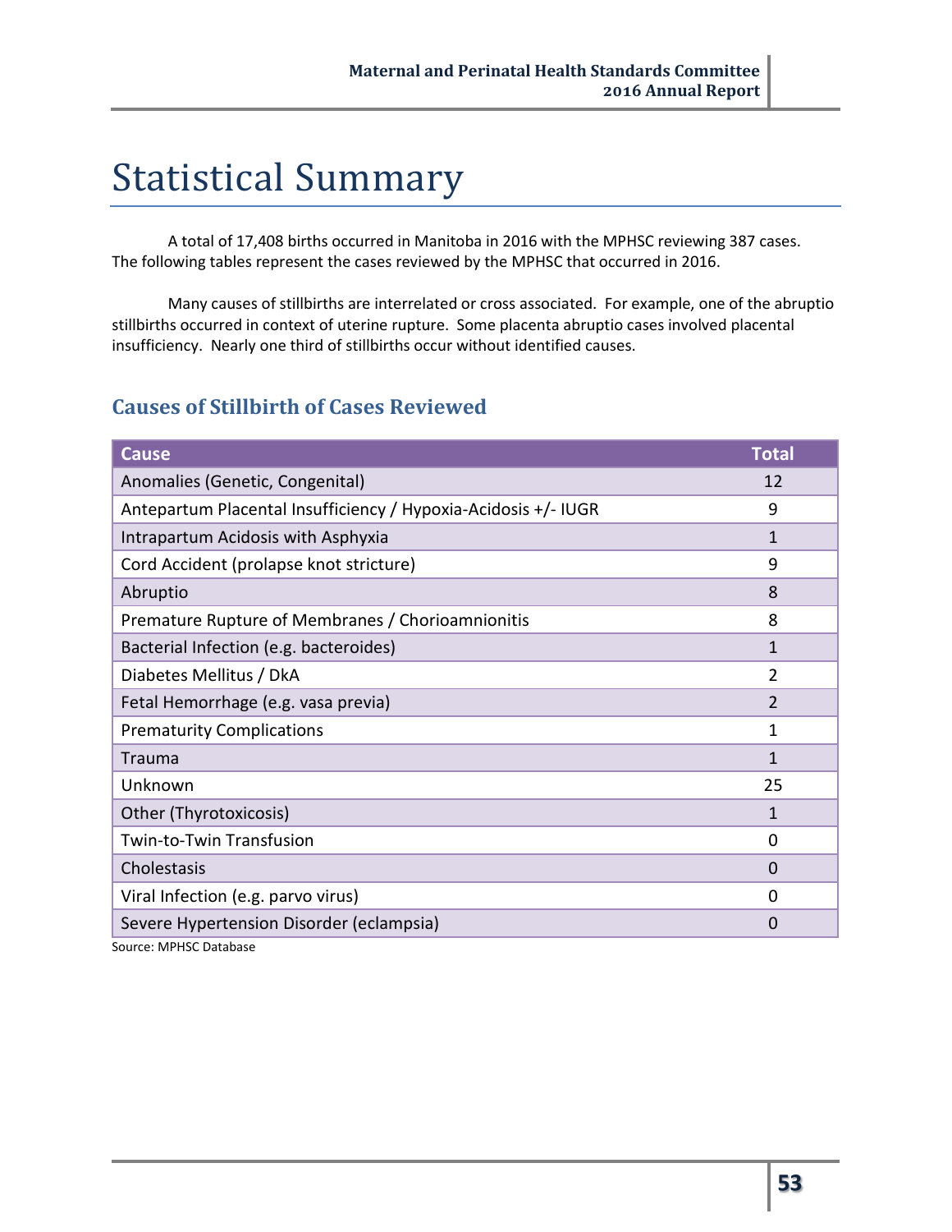# Statistical Summary

A total of 17,408 births occurred in Manitoba in 2016 with the MPHSC reviewing 387 cases. The following tables represent the cases reviewed by the MPHSC that occurred in 2016.

Many causes of stillbirths are interrelated or cross associated. For example, one of the abruptio stillbirths occurred in context of uterine rupture. Some placenta abruptio cases involved placental insufficiency. Nearly one third of stillbirths occur without identified causes.

## Causes of Stillbirth of Cases Reviewed

| Cause | Total |
|---|---|
| Anomalies (Genetic, Congenital) | 12 |
| Antepartum Placental Insufficiency / Hypoxia-Acidosis +/- IUGR | 9 |
| Intrapartum Acidosis with Asphyxia | 1 |
| Cord Accident (prolapse knot stricture) | 9 |
| Abruptio | 8 |
| Premature Rupture of Membranes / Chorioamnionitis | 8 |
| Bacterial Infection (e.g. bacteroides) | 1 |
| Diabetes Mellitus / DkA | 2 |
| Fetal Hemorrhage (e.g. vasa previa) | 2 |
| Prematurity Complications | 1 |
| Trauma | 1 |
| Unknown | 25 |
| Other (Thyrotoxicosis) | 1 |
| Twin-to-Twin Transfusion | 0 |
| Cholestasis | 0 |
| Viral Infection (e.g. parvo virus) | 0 |
| Severe Hypertension Disorder (eclampsia) | 0 |

Source: MPHSC Database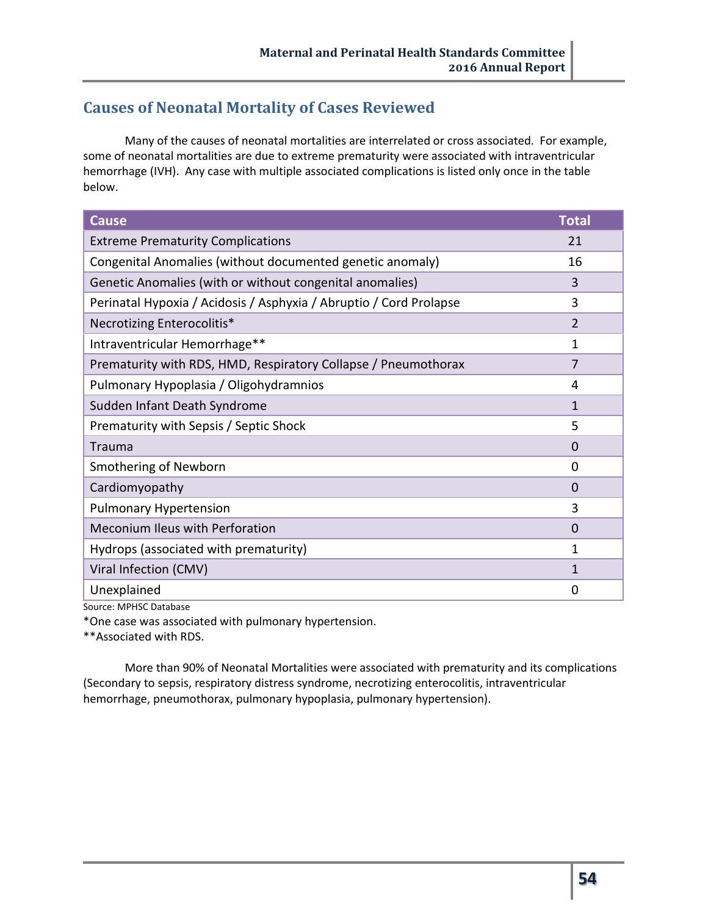## Causes of Neonatal Mortality of Cases Reviewed

Many of the causes of neonatal mortalities are interrelated or cross associated. For example, some of neonatal mortalities are due to extreme prematurity were associated with intraventricular hemorrhage (IVH). Any case with multiple associated complications is listed only once in the table below.

| Cause | Total |
|---|---|
| Extreme Prematurity Complications | 21 |
| Congenital Anomalies (without documented genetic anomaly) | 16 |
| Genetic Anomalies (with or without congenital anomalies) | 3 |
| Perinatal Hypoxia / Acidosis / Asphyxia / Abruptio / Cord Prolapse | 3 |
| Necrotizing Enterocolitis* | 2 |
| Intraventricular Hemorrhage** | 1 |
| Prematurity with RDS, HMD, Respiratory Collapse / Pneumothorax | 7 |
| Pulmonary Hypoplasia / Oligohydramnios | 4 |
| Sudden Infant Death Syndrome | 1 |
| Prematurity with Sepsis / Septic Shock | 5 |
| Trauma | 0 |
| Smothering of Newborn | 0 |
| Cardiomyopathy | 0 |
| Pulmonary Hypertension | 3 |
| Meconium Ileus with Perforation | 0 |
| Hydrops (associated with prematurity) | 1 |
| Viral Infection (CMV) | 1 |
| Unexplained | 0 |

Source: MPHSC Database

*One case was associated with pulmonary hypertension.

**Associated with RDS.

More than 90% of Neonatal Mortalities were associated with prematurity and its complications (Secondary to sepsis, respiratory distress syndrome, necrotizing enterocolitis, intraventricular hemorrhage, pneumothorax, pulmonary hypoplasia, pulmonary hypertension).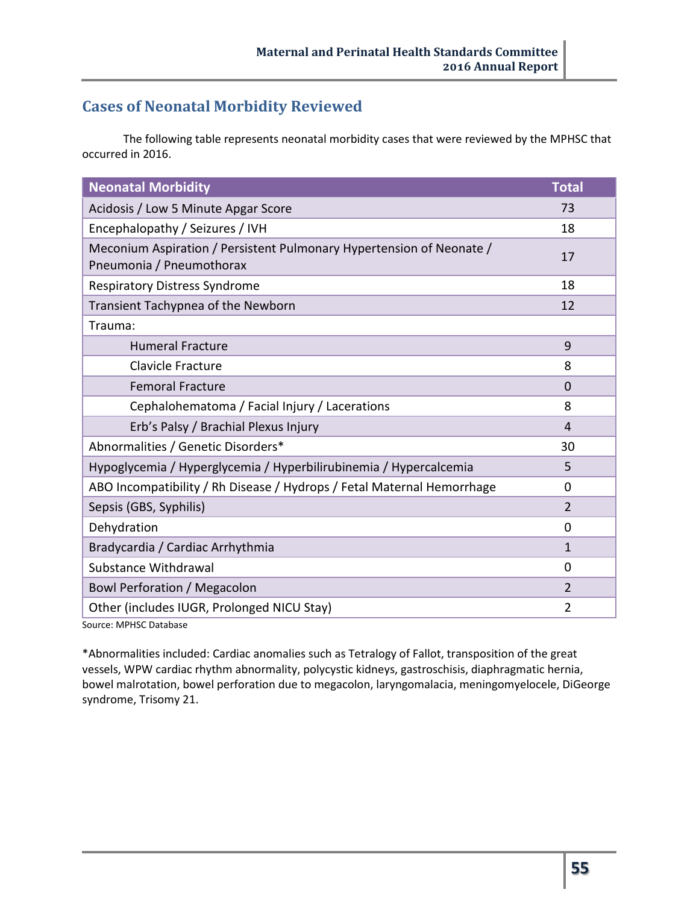## Cases of Neonatal Morbidity Reviewed

The following table represents neonatal morbidity cases that were reviewed by the MPHSC that occurred in 2016.

| Neonatal Morbidity | Total |
|---|---|
| Acidosis / Low 5 Minute Apgar Score | 73 |
| Encephalopathy / Seizures / IVH | 18 |
| Meconium Aspiration / Persistent Pulmonary Hypertension of Neonate / Pneumonia / Pneumothorax | 17 |
| Respiratory Distress Syndrome | 18 |
| Transient Tachypnea of the Newborn | 12 |
| Trauma: | |
| Humeral Fracture | 9 |
| Clavicle Fracture | 8 |
| Femoral Fracture | 0 |
| Cephalohematoma / Facial Injury / Lacerations | 8 |
| Erb's Palsy / Brachial Plexus Injury | 4 |
| Abnormalities / Genetic Disorders* | 30 |
| Hypoglycemia / Hyperglycemia / Hyperbilirubinemia / Hypercalcemia | 5 |
| ABO Incompatibility / Rh Disease / Hydrops / Fetal Maternal Hemorrhage | 0 |
| Sepsis (GBS, Syphilis) | 2 |
| Dehydration | 0 |
| Bradycardia / Cardiac Arrhythmia | 1 |
| Substance Withdrawal | 0 |
| Bowl Perforation / Megacolon | 2 |
| Other (includes IUGR, Prolonged NICU Stay) | 2 |

Source: MPHSC Database

*Abnormalities included: Cardiac anomalies such as Tetralogy of Fallot, transposition of the great vessels, WPW cardiac rhythm abnormality, polycystic kidneys, gastroschisis, diaphragmatic hernia, bowel malrotation, bowel perforation due to megacolon, laryngomalacia, meningomyelocele, DiGeorge syndrome, Trisomy 21.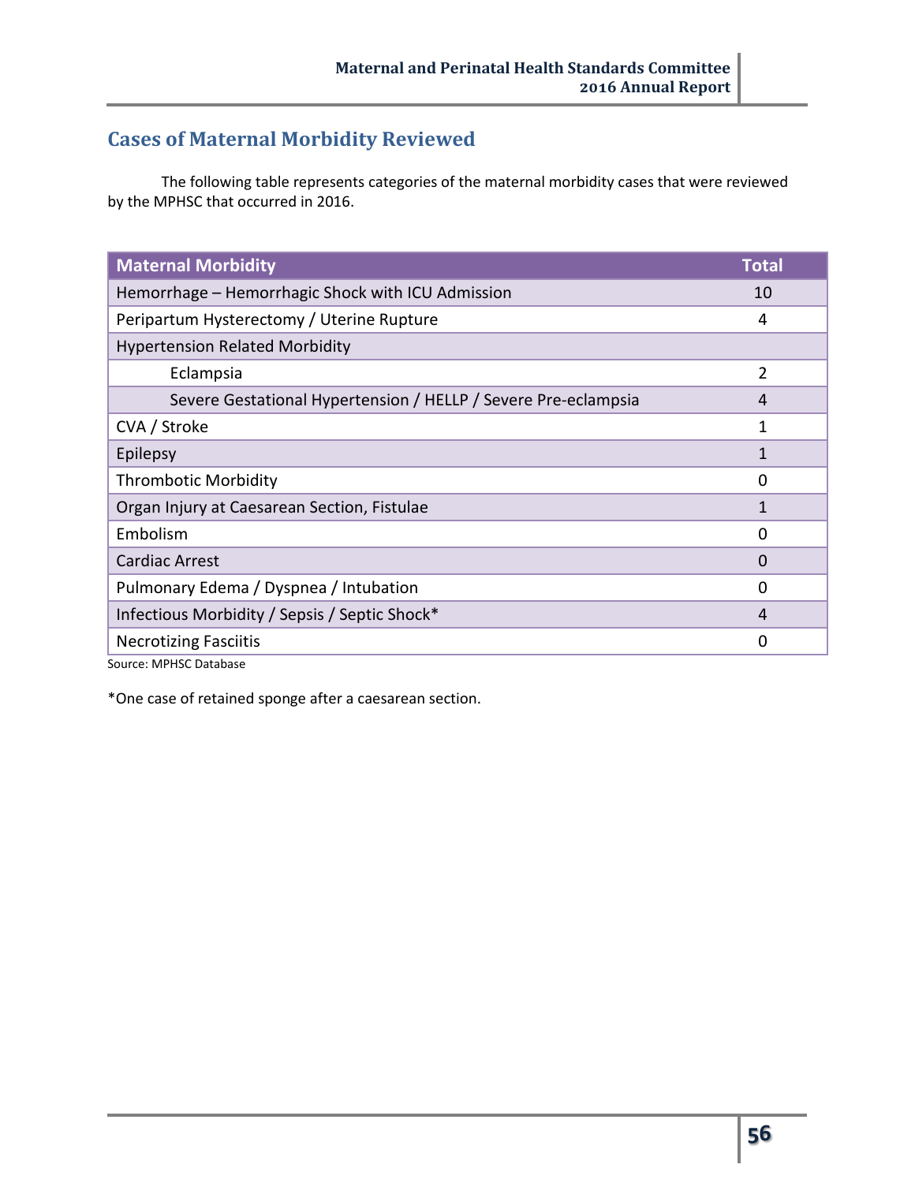## Cases of Maternal Morbidity Reviewed

The following table represents categories of the maternal morbidity cases that were reviewed by the MPHSC that occurred in 2016.

| Maternal Morbidity | Total |
|---|---|
| Hemorrhage – Hemorrhagic Shock with ICU Admission | 10 |
| Peripartum Hysterectomy / Uterine Rupture | 4 |
| Hypertension Related Morbidity | |
| Eclampsia | 2 |
| Severe Gestational Hypertension / HELLP / Severe Pre-eclampsia | 4 |
| CVA / Stroke | 1 |
| Epilepsy | 1 |
| Thrombotic Morbidity | 0 |
| Organ Injury at Caesarean Section, Fistulae | 1 |
| Embolism | 0 |
| Cardiac Arrest | 0 |
| Pulmonary Edema / Dyspnea / Intubation | 0 |
| Infectious Morbidity / Sepsis / Septic Shock* | 4 |
| Necrotizing Fasciitis | 0 |

Source: MPHSC Database

*One case of retained sponge after a caesarean section.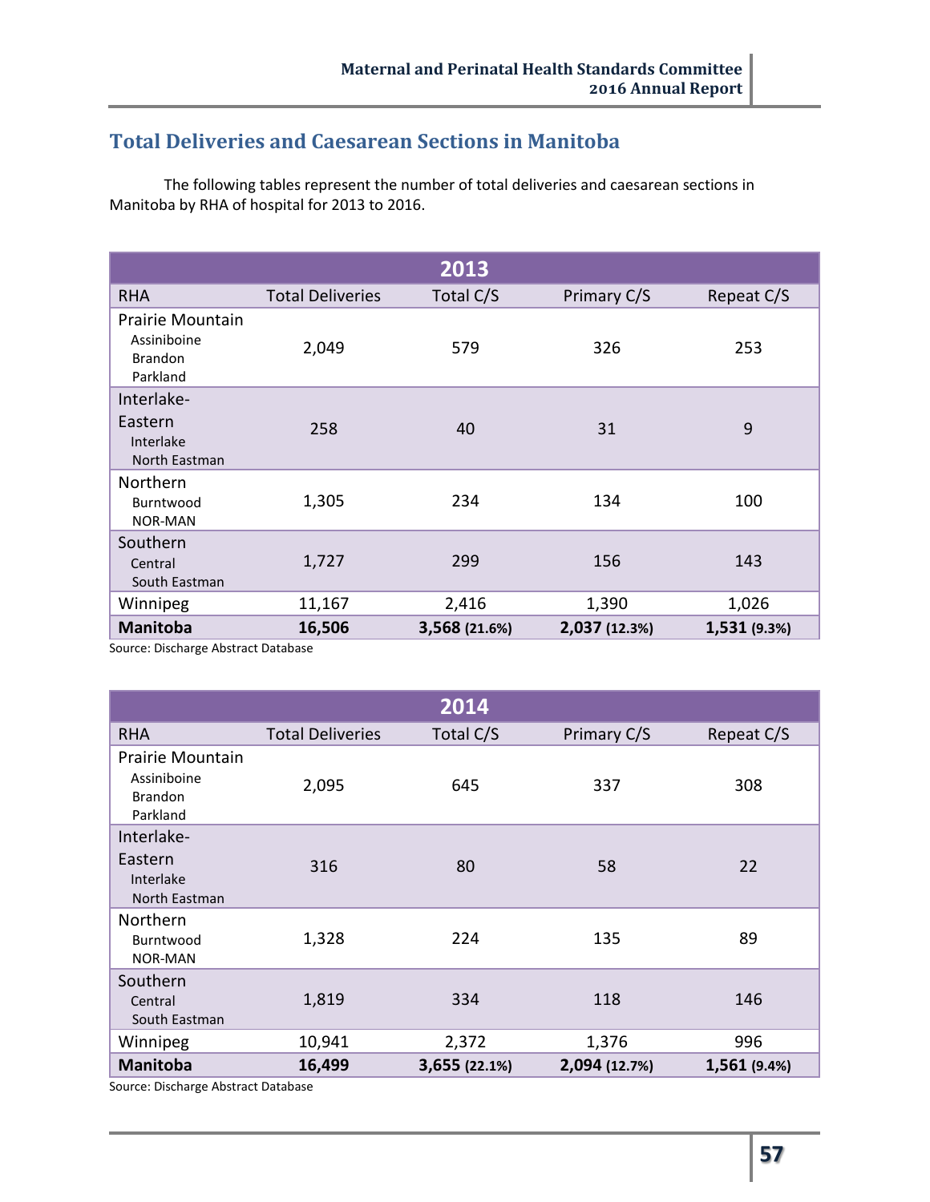## Total Deliveries and Caesarean Sections in Manitoba

The following tables represent the number of total deliveries and caesarean sections in Manitoba by RHA of hospital for 2013 to 2016.

| 2013 | | | | |
|---|---|---|---|---|
| RHA | Total Deliveries | Total C/S | Primary C/S | Repeat C/S |
| Prairie Mountain<br>Assiniboine<br>Brandon<br>Parkland | 2,049 | 579 | 326 | 253 |
| Interlake-Eastern<br>Interlake<br>North Eastman | 258 | 40 | 31 | 9 |
| Northern<br>Burntwood<br>NOR-MAN | 1,305 | 234 | 134 | 100 |
| Southern<br>Central<br>South Eastman | 1,727 | 299 | 156 | 143 |
| Winnipeg | 11,167 | 2,416 | 1,390 | 1,026 |
| **Manitoba** | **16,506** | **3,568 (21.6%)** | **2,037 (12.3%)** | **1,531 (9.3%)** |

Source: Discharge Abstract Database

| 2014 | | | | |
|---|---|---|---|---|
| RHA | Total Deliveries | Total C/S | Primary C/S | Repeat C/S |
| Prairie Mountain<br>Assiniboine<br>Brandon<br>Parkland | 2,095 | 645 | 337 | 308 |
| Interlake-Eastern<br>Interlake<br>North Eastman | 316 | 80 | 58 | 22 |
| Northern<br>Burntwood<br>NOR-MAN | 1,328 | 224 | 135 | 89 |
| Southern<br>Central<br>South Eastman | 1,819 | 334 | 118 | 146 |
| Winnipeg | 10,941 | 2,372 | 1,376 | 996 |
| **Manitoba** | **16,499** | **3,655 (22.1%)** | **2,094 (12.7%)** | **1,561 (9.4%)** |

Source: Discharge Abstract Database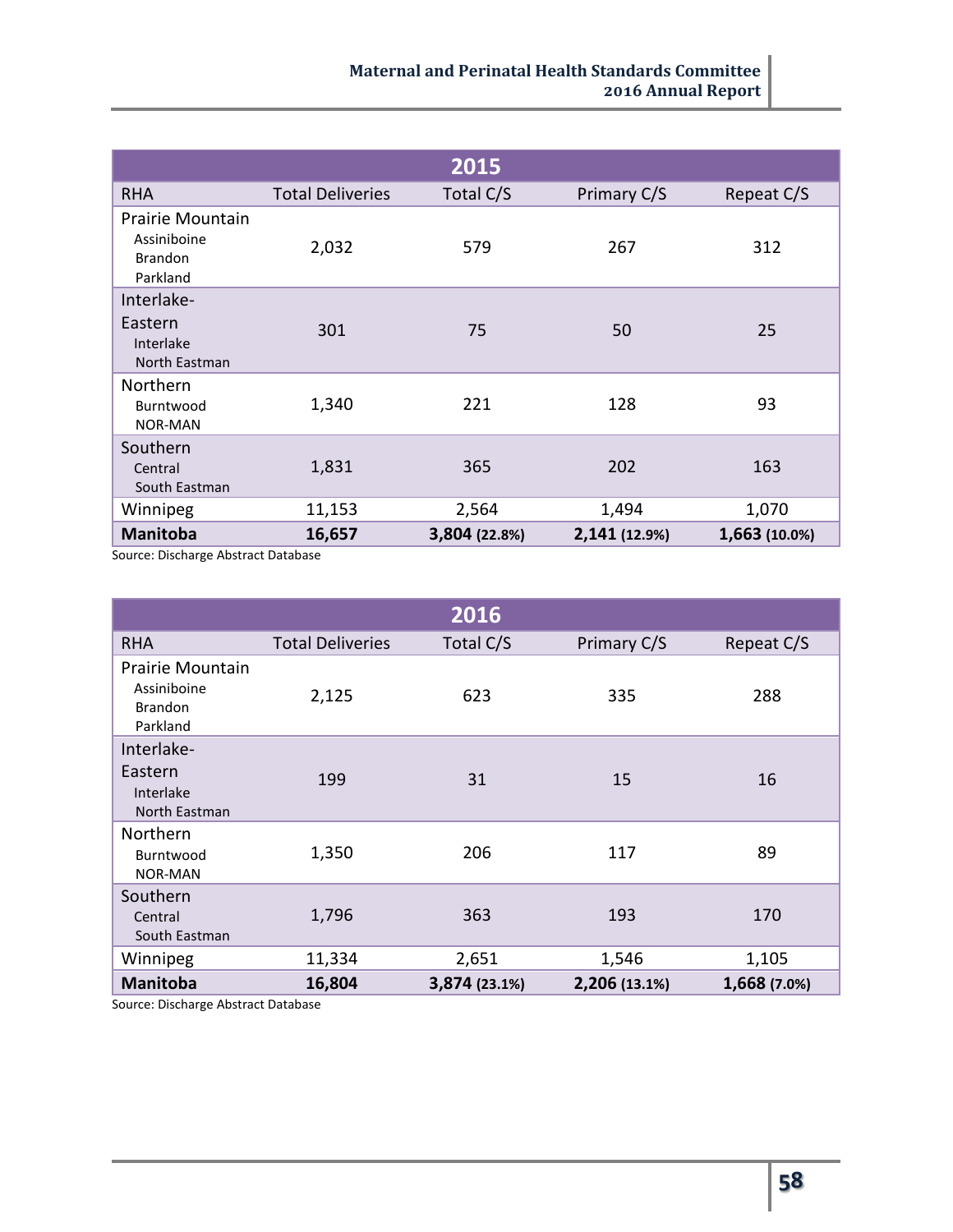| 2015 | | | | |
|---|---|---|---|---|
| RHA | Total Deliveries | Total C/S | Primary C/S | Repeat C/S |
| Prairie Mountain<br>Assiniboine<br>Brandon<br>Parkland | 2,032 | 579 | 267 | 312 |
| Interlake-Eastern<br>Interlake<br>North Eastman | 301 | 75 | 50 | 25 |
| Northern<br>Burntwood<br>NOR-MAN | 1,340 | 221 | 128 | 93 |
| Southern<br>Central<br>South Eastman | 1,831 | 365 | 202 | 163 |
| Winnipeg | 11,153 | 2,564 | 1,494 | 1,070 |
| **Manitoba** | **16,657** | **3,804 (22.8%)** | **2,141 (12.9%)** | **1,663 (10.0%)** |

Source: Discharge Abstract Database

| 2016 | | | | |
|---|---|---|---|---|
| RHA | Total Deliveries | Total C/S | Primary C/S | Repeat C/S |
| Prairie Mountain<br>Assiniboine<br>Brandon<br>Parkland | 2,125 | 623 | 335 | 288 |
| Interlake-Eastern<br>Interlake<br>North Eastman | 199 | 31 | 15 | 16 |
| Northern<br>Burntwood<br>NOR-MAN | 1,350 | 206 | 117 | 89 |
| Southern<br>Central<br>South Eastman | 1,796 | 363 | 193 | 170 |
| Winnipeg | 11,334 | 2,651 | 1,546 | 1,105 |
| **Manitoba** | **16,804** | **3,874 (23.1%)** | **2,206 (13.1%)** | **1,668 (7.0%)** |

Source: Discharge Abstract Database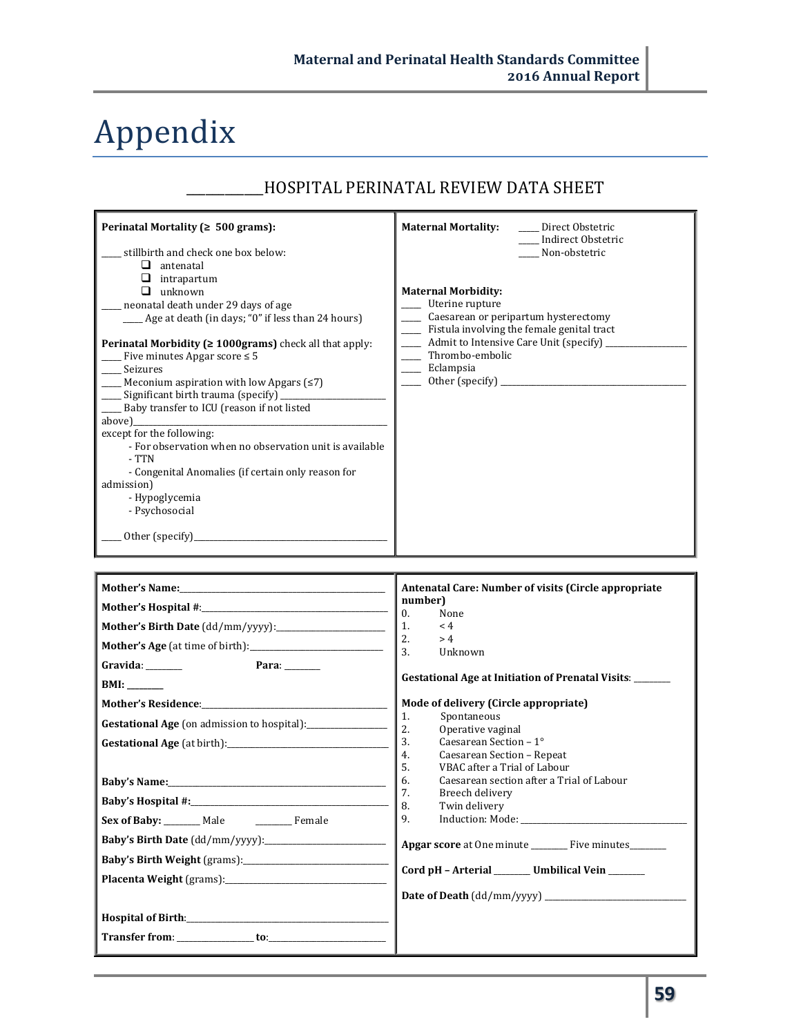# Appendix

## ___________HOSPITAL PERINATAL REVIEW DATA SHEET

**Perinatal Mortality (≥ 500 grams):**

____ stillbirth and check one box below:

- ❑ antenatal
- ❑ intrapartum
- ❑ unknown

____ neonatal death under 29 days of age

____ Age at death (in days; "0" if less than 24 hours)

**Perinatal Morbidity (≥ 1000grams)** check all that apply:

____ Five minutes Apgar score ≤ 5

____ Seizures

____ Meconium aspiration with low Apgars (≤7)

____ Significant birth trauma (specify) ______________________

____ Baby transfer to ICU (reason if not listed above)______________________________________________

except for the following:

- For observation when no observation unit is available
- TTN
- Congenital Anomalies (if certain only reason for admission)
- Hypoglycemia
- Psychosocial

____ Other (specify)__________________________________________

**Maternal Mortality:**

____ Direct Obstetric

____ Indirect Obstetric

____ Non-obstetric

**Maternal Morbidity:**

____ Uterine rupture

____ Caesarean or peripartum hysterectomy

____ Fistula involving the female genital tract

____ Admit to Intensive Care Unit (specify) _________________

____ Thrombo-embolic

____ Eclampsia

____ Other (specify) ________________________________________

---

**Mother's Name:**_____________________________________________

**Mother's Hospital #**:_________________________________________

**Mother's Birth Date** (dd/mm/yyyy):_______________________

**Mother's Age** (at time of birth):___________________________

**Gravida**: _______ **Para**: _______

**BMI:** _______

**Mother's Residence**:_________________________________________

**Gestational Age** (on admission to hospital):_______________

**Gestational Age** (at birth):_____________________________________

**Baby's Name:**______________________________________________

**Baby's Hospital #:**__________________________________________

**Sex of Baby:** _______ Male _______ Female

**Baby's Birth Date** (dd/mm/yyyy):__________________________

**Baby's Birth Weight** (grams):_____________________________

**Placenta Weight** (grams):__________________________________

**Hospital of Birth**:_____________________________________________

**Transfer from**: _______________ **to**:________________________

**Antenatal Care: Number of visits (Circle appropriate number)**

0. None
1. < 4
2. > 4
3. Unknown

**Gestational Age at Initiation of Prenatal Visits**: _______

**Mode of delivery (Circle appropriate)**

1. Spontaneous
2. Operative vaginal
3. Caesarean Section – 1°
4. Caesarean Section – Repeat
5. VBAC after a Trial of Labour
6. Caesarean section after a Trial of Labour
7. Breech delivery
8. Twin delivery
9. Induction: Mode: ___________________________________

**Apgar score** at One minute _______ Five minutes_______

**Cord pH – Arterial** _______ **Umbilical Vein** _______

**Date of Death** (dd/mm/yyyy) _____________________________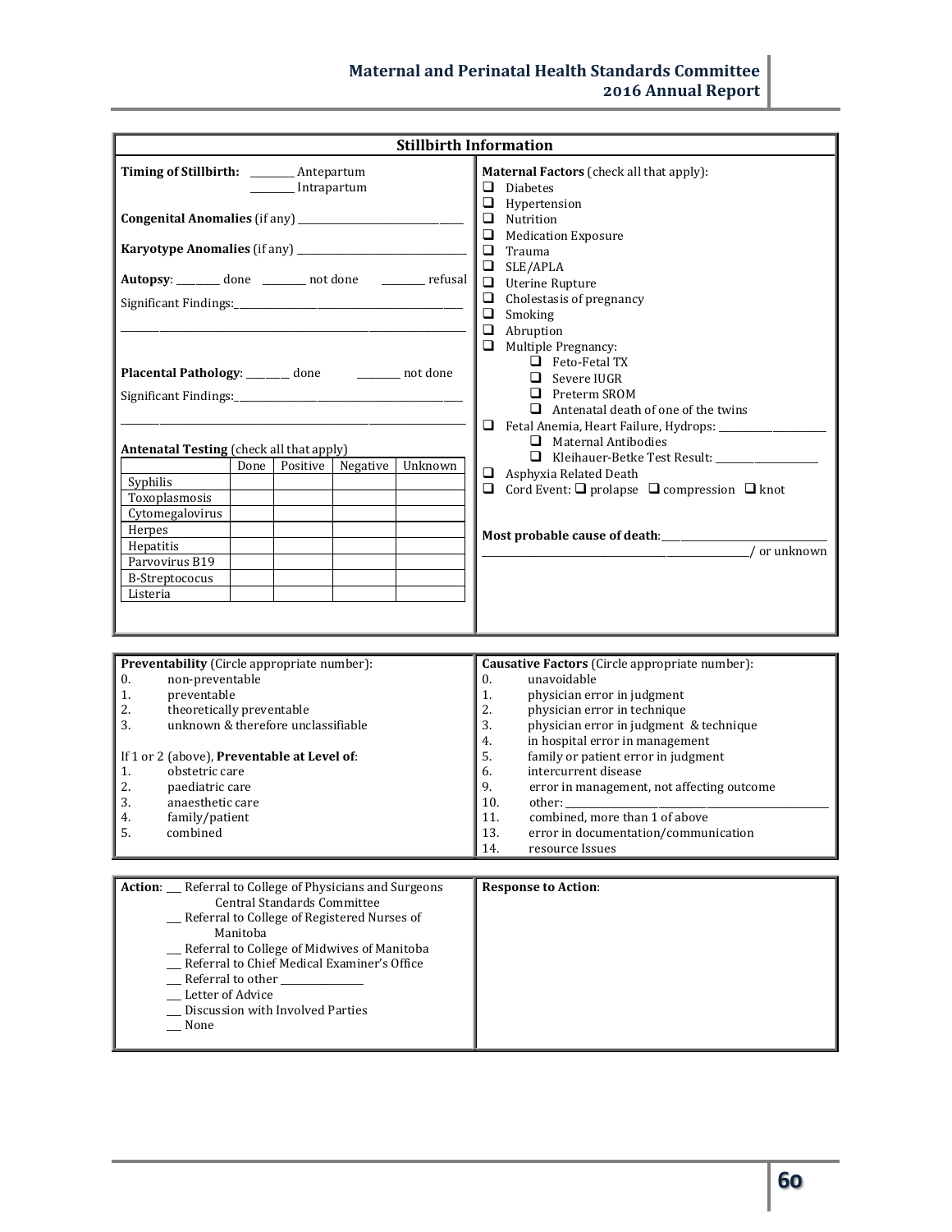## Stillbirth Information

**Timing of Stillbirth:** ________ Antepartum
________ Intrapartum

**Congenital Anomalies** (if any) ________________________________

**Karyotype Anomalies** (if any) ________________________________

**Autopsy**: ________ done ________ not done ________ refusal

Significant Findings:________________________________________________

______________________________________________________________

**Placental Pathology**: ________ done ________ not done

Significant Findings:________________________________________________

______________________________________________________________

**Antenatal Testing** (check all that apply)

| | Done | Positive | Negative | Unknown |
|---|---|---|---|---|
| Syphilis | | | | |
| Toxoplasmosis | | | | |
| Cytomegalovirus | | | | |
| Herpes | | | | |
| Hepatitis | | | | |
| Parvovirus B19 | | | | |
| B-Streptococus | | | | |
| Listeria | | | | |

**Maternal Factors** (check all that apply):

- ❑ Diabetes
- ❑ Hypertension
- ❑ Nutrition
- ❑ Medication Exposure
- ❑ Trauma
- ❑ SLE/APLA
- ❑ Uterine Rupture
- ❑ Cholestasis of pregnancy
- ❑ Smoking
- ❑ Abruption
- ❑ Multiple Pregnancy:
  - ❑ Feto-Fetal TX
  - ❑ Severe IUGR
  - ❑ Preterm SROM
  - ❑ Antenatal death of one of the twins
- ❑ Fetal Anemia, Heart Failure, Hydrops: ____________________
  - ❑ Maternal Antibodies
  - ❑ Kleihauer-Betke Test Result: ____________________
- ❑ Asphyxia Related Death
- ❑ Cord Event: ❑ prolapse ❑ compression ❑ knot

**Most probable cause of death**:________________________________
________________________________________________________/ or unknown

---

**Preventability** (Circle appropriate number):

0. non-preventable
1. preventable
2. theoretically preventable
3. unknown & therefore unclassifiable

If 1 or 2 (above), **Preventable at Level of**:

1. obstetric care
2. paediatric care
3. anaesthetic care
4. family/patient
5. combined

**Causative Factors** (Circle appropriate number):

0. unavoidable
1. physician error in judgment
2. physician error in technique
3. physician error in judgment & technique
4. in hospital error in management
5. family or patient error in judgment
6. intercurrent disease
9. error in management, not affecting outcome
10. other: ________________________________________
11. combined, more than 1 of above
13. error in documentation/communication
14. resource Issues

---

**Action**: __ Referral to College of Physicians and Surgeons Central Standards Committee
__ Referral to College of Registered Nurses of Manitoba
__ Referral to College of Midwives of Manitoba
__ Referral to Chief Medical Examiner's Office
__ Referral to other _______________
__ Letter of Advice
__ Discussion with Involved Parties
__ None

**Response to Action**: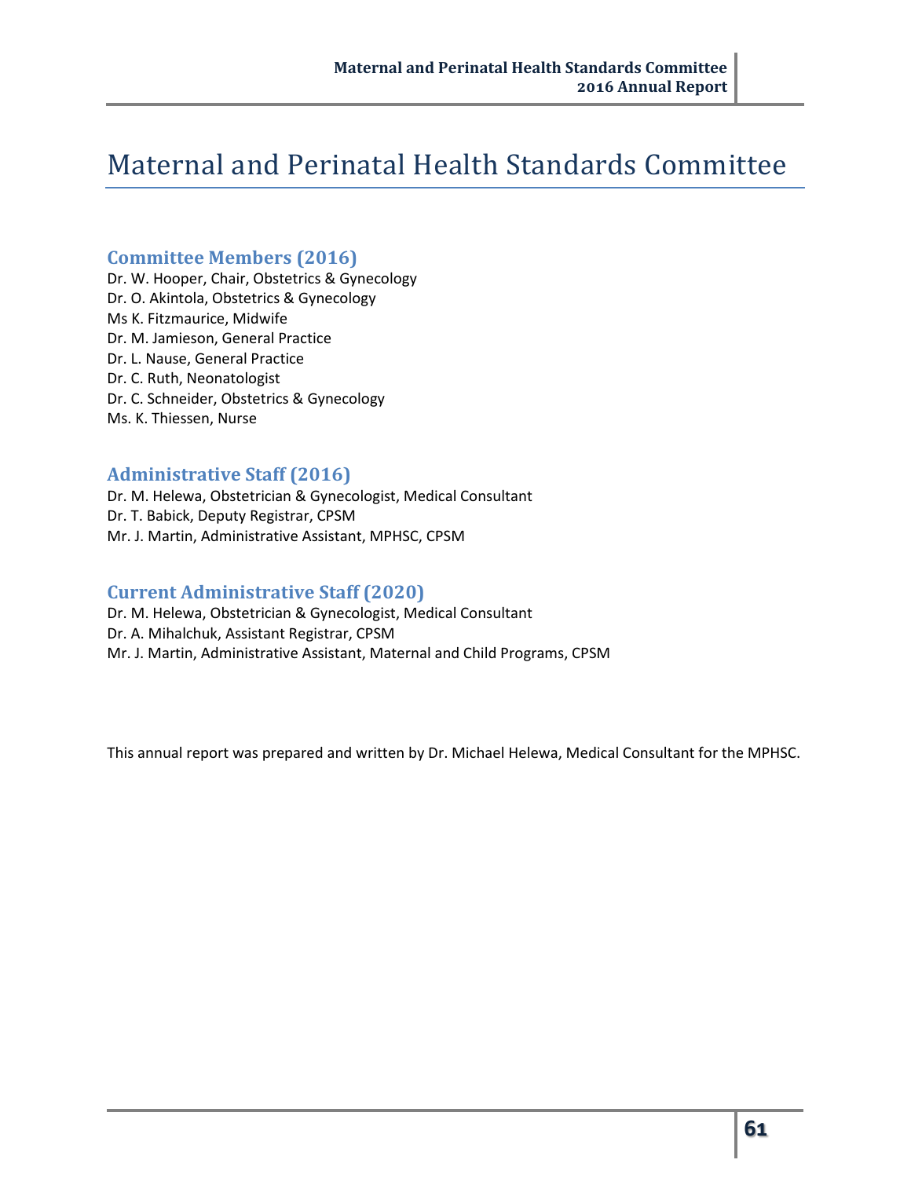# Maternal and Perinatal Health Standards Committee

## Committee Members (2016)

Dr. W. Hooper, Chair, Obstetrics & Gynecology
Dr. O. Akintola, Obstetrics & Gynecology
Ms K. Fitzmaurice, Midwife
Dr. M. Jamieson, General Practice
Dr. L. Nause, General Practice
Dr. C. Ruth, Neonatologist
Dr. C. Schneider, Obstetrics & Gynecology
Ms. K. Thiessen, Nurse

## Administrative Staff (2016)

Dr. M. Helewa, Obstetrician & Gynecologist, Medical Consultant
Dr. T. Babick, Deputy Registrar, CPSM
Mr. J. Martin, Administrative Assistant, MPHSC, CPSM

## Current Administrative Staff (2020)

Dr. M. Helewa, Obstetrician & Gynecologist, Medical Consultant
Dr. A. Mihalchuk, Assistant Registrar, CPSM
Mr. J. Martin, Administrative Assistant, Maternal and Child Programs, CPSM

This annual report was prepared and written by Dr. Michael Helewa, Medical Consultant for the MPHSC.